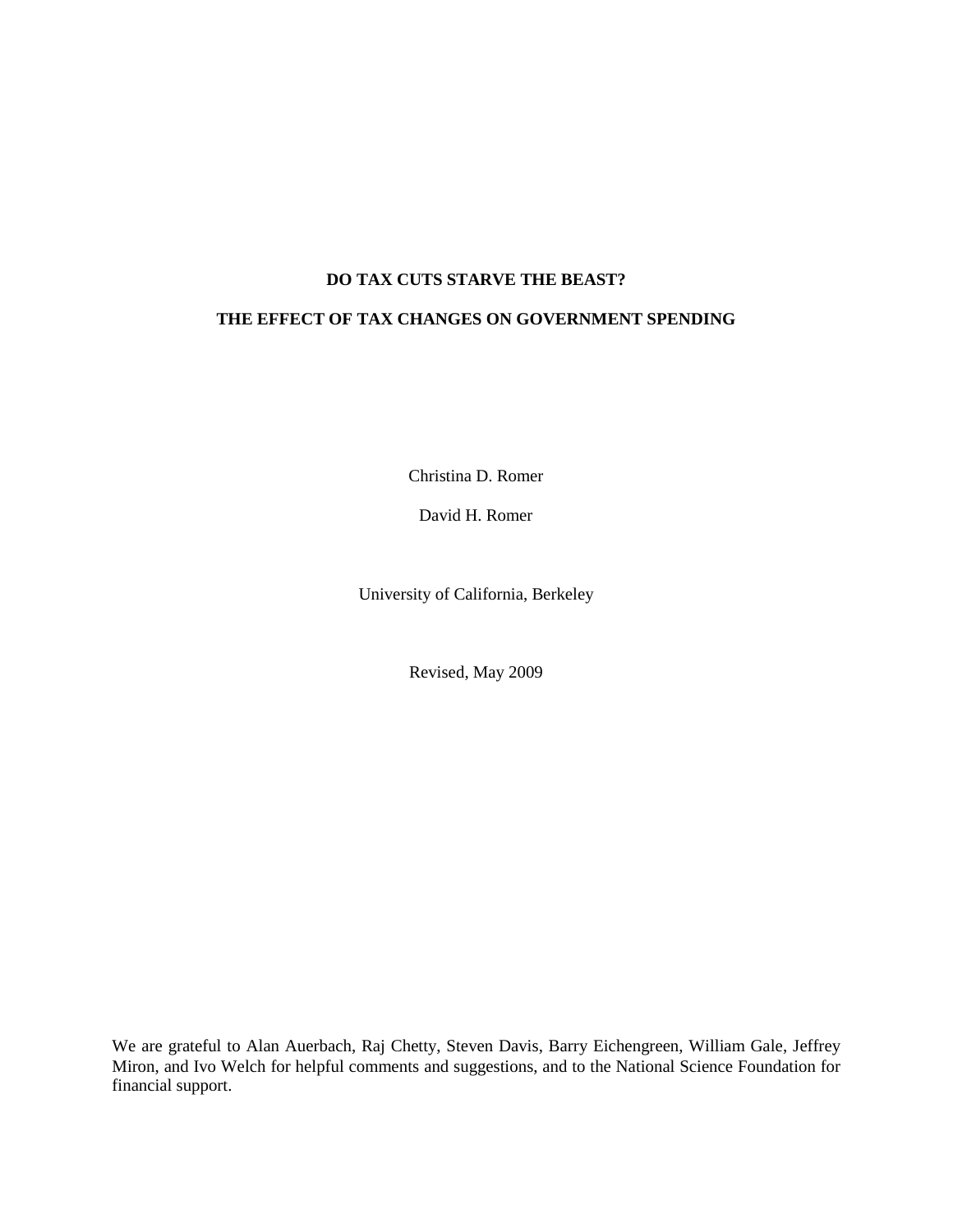# DO TAX CUTS STARVE THE BEAST?

# THE EFFECT OF TAX CHANGES ON GOVERNMENT SPENDING

Christina D. Romer

David H. Romer

University of California, Berkeley

Revised, May 2009

We are grateful to Alan Auerbach, Raj Chetty, Steven Davis, Barry Eichengreen, William Gale, Jeffrey Miron, and Ivo Welch for helpful comments and suggestions, and to the National Science Foundation for financial support.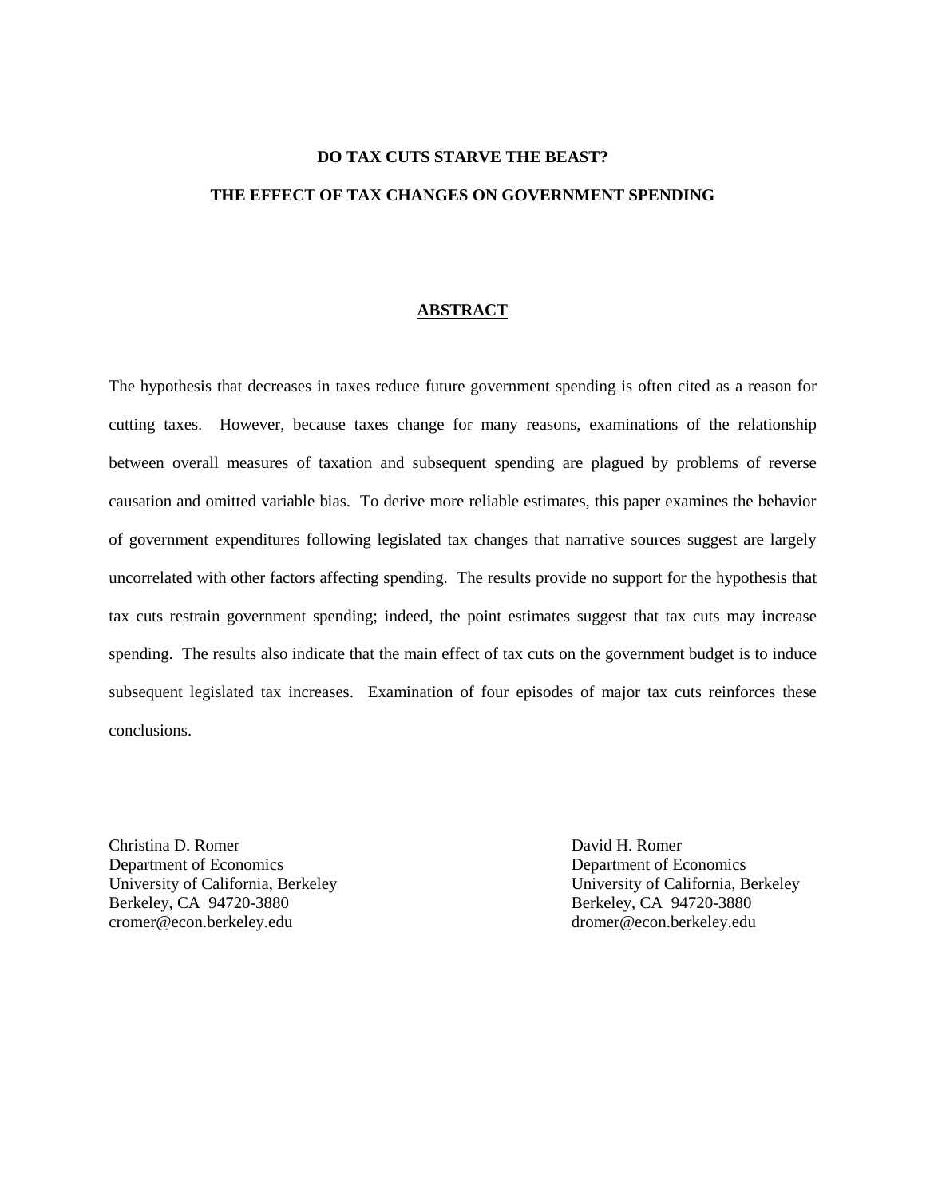# DO TAX CUTS STARVE THE BEAST?

# THE EFFECT OF TAX CHANGES ON GOVERNMENT SPENDING

## ABSTRACT

The hypothesis that decreases in taxes reduce future government spending is often cited as a reason for cutting taxes. However, because taxes change for many reasons, examinations of the relationship between overall measures of taxation and subsequent spending are plagued by problems of reverse causation and omitted variable bias. To derive more reliable estimates, this paper examines the behavior of government expenditures following legislated tax changes that narrative sources suggest are largely uncorrelated with other factors affecting spending. The results provide no support for the hypothesis that tax cuts restrain government spending; indeed, the point estimates suggest that tax cuts may increase spending. The results also indicate that the main effect of tax cuts on the government budget is to induce subsequent legislated tax increases. Examination of four episodes of major tax cuts reinforces these conclusions.

Christina D. Romer
Department of Economics
University of California, Berkeley
Berkeley, CA 94720-3880
cromer@econ.berkeley.edu

David H. Romer
Department of Economics
University of California, Berkeley
Berkeley, CA 94720-3880
dromer@econ.berkeley.edu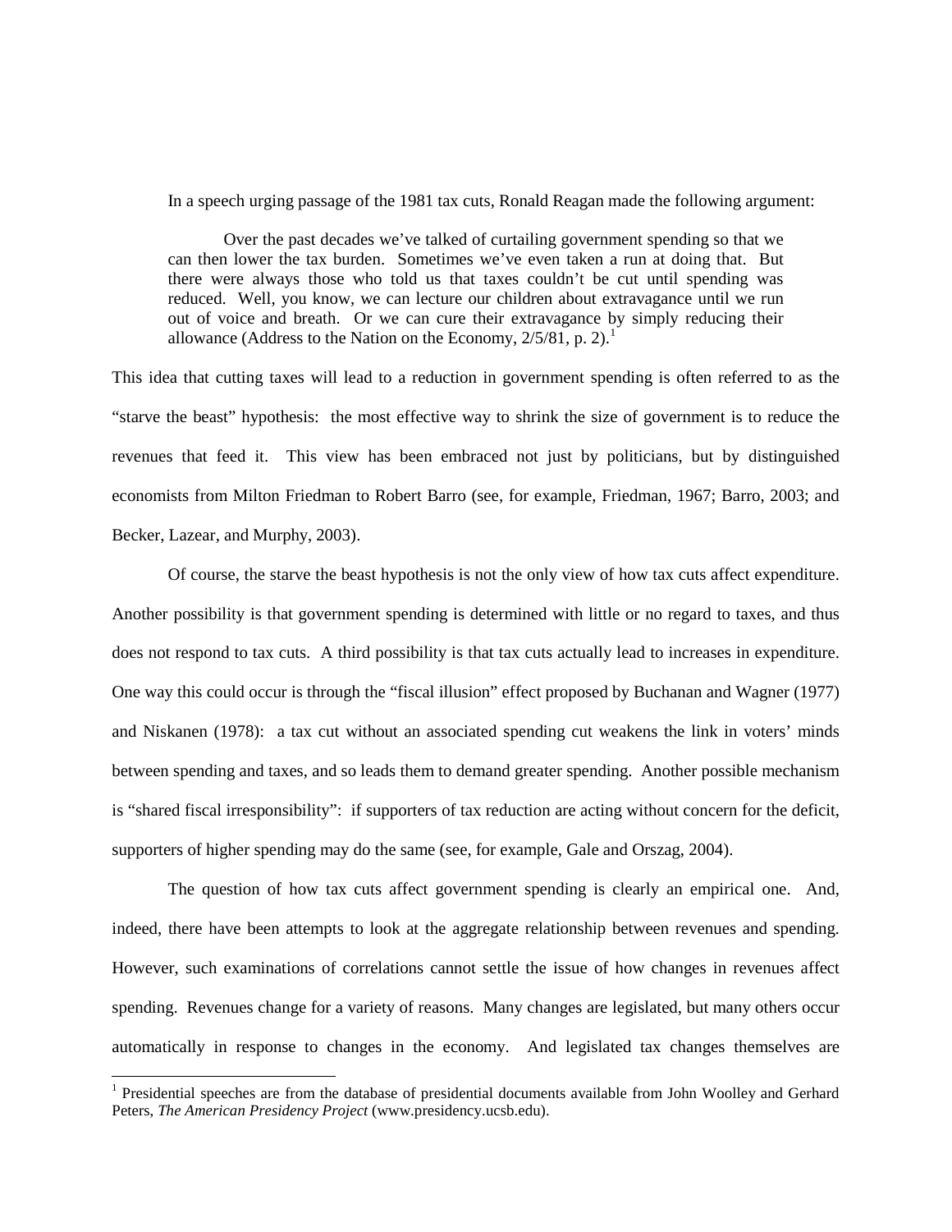In a speech urging passage of the 1981 tax cuts, Ronald Reagan made the following argument:

> Over the past decades we've talked of curtailing government spending so that we can then lower the tax burden. Sometimes we've even taken a run at doing that. But there were always those who told us that taxes couldn't be cut until spending was reduced. Well, you know, we can lecture our children about extravagance until we run out of voice and breath. Or we can cure their extravagance by simply reducing their allowance (Address to the Nation on the Economy, 2/5/81, p. 2).[1]

This idea that cutting taxes will lead to a reduction in government spending is often referred to as the "starve the beast" hypothesis: the most effective way to shrink the size of government is to reduce the revenues that feed it. This view has been embraced not just by politicians, but by distinguished economists from Milton Friedman to Robert Barro (see, for example, Friedman, 1967; Barro, 2003; and Becker, Lazear, and Murphy, 2003).

Of course, the starve the beast hypothesis is not the only view of how tax cuts affect expenditure. Another possibility is that government spending is determined with little or no regard to taxes, and thus does not respond to tax cuts. A third possibility is that tax cuts actually lead to increases in expenditure. One way this could occur is through the "fiscal illusion" effect proposed by Buchanan and Wagner (1977) and Niskanen (1978): a tax cut without an associated spending cut weakens the link in voters' minds between spending and taxes, and so leads them to demand greater spending. Another possible mechanism is "shared fiscal irresponsibility": if supporters of tax reduction are acting without concern for the deficit, supporters of higher spending may do the same (see, for example, Gale and Orszag, 2004).

The question of how tax cuts affect government spending is clearly an empirical one. And, indeed, there have been attempts to look at the aggregate relationship between revenues and spending. However, such examinations of correlations cannot settle the issue of how changes in revenues affect spending. Revenues change for a variety of reasons. Many changes are legislated, but many others occur automatically in response to changes in the economy. And legislated tax changes themselves are

[1] Presidential speeches are from the database of presidential documents available from John Woolley and Gerhard Peters, *The American Presidency Project* (www.presidency.ucsb.edu).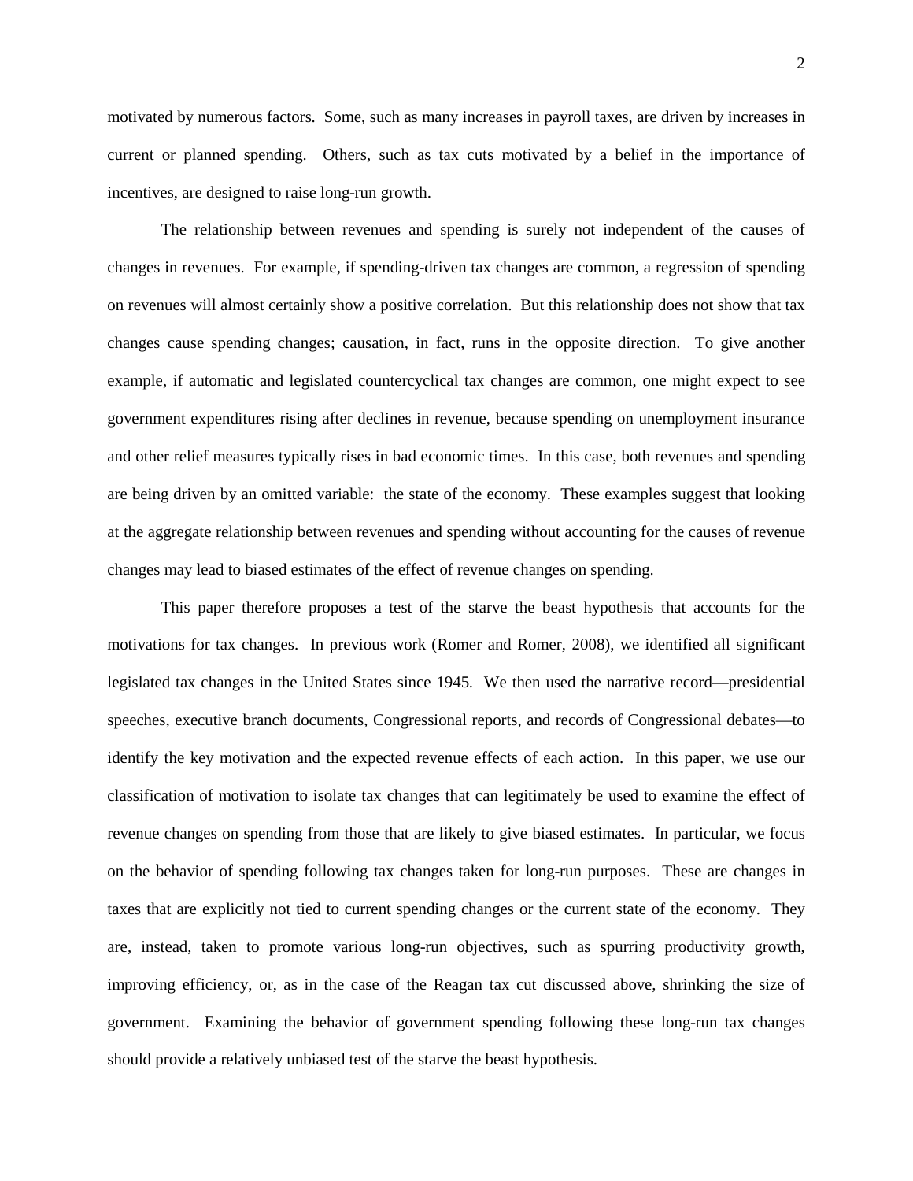motivated by numerous factors. Some, such as many increases in payroll taxes, are driven by increases in current or planned spending. Others, such as tax cuts motivated by a belief in the importance of incentives, are designed to raise long-run growth.

The relationship between revenues and spending is surely not independent of the causes of changes in revenues. For example, if spending-driven tax changes are common, a regression of spending on revenues will almost certainly show a positive correlation. But this relationship does not show that tax changes cause spending changes; causation, in fact, runs in the opposite direction. To give another example, if automatic and legislated countercyclical tax changes are common, one might expect to see government expenditures rising after declines in revenue, because spending on unemployment insurance and other relief measures typically rises in bad economic times. In this case, both revenues and spending are being driven by an omitted variable: the state of the economy. These examples suggest that looking at the aggregate relationship between revenues and spending without accounting for the causes of revenue changes may lead to biased estimates of the effect of revenue changes on spending.

This paper therefore proposes a test of the starve the beast hypothesis that accounts for the motivations for tax changes. In previous work (Romer and Romer, 2008), we identified all significant legislated tax changes in the United States since 1945. We then used the narrative record—presidential speeches, executive branch documents, Congressional reports, and records of Congressional debates—to identify the key motivation and the expected revenue effects of each action. In this paper, we use our classification of motivation to isolate tax changes that can legitimately be used to examine the effect of revenue changes on spending from those that are likely to give biased estimates. In particular, we focus on the behavior of spending following tax changes taken for long-run purposes. These are changes in taxes that are explicitly not tied to current spending changes or the current state of the economy. They are, instead, taken to promote various long-run objectives, such as spurring productivity growth, improving efficiency, or, as in the case of the Reagan tax cut discussed above, shrinking the size of government. Examining the behavior of government spending following these long-run tax changes should provide a relatively unbiased test of the starve the beast hypothesis.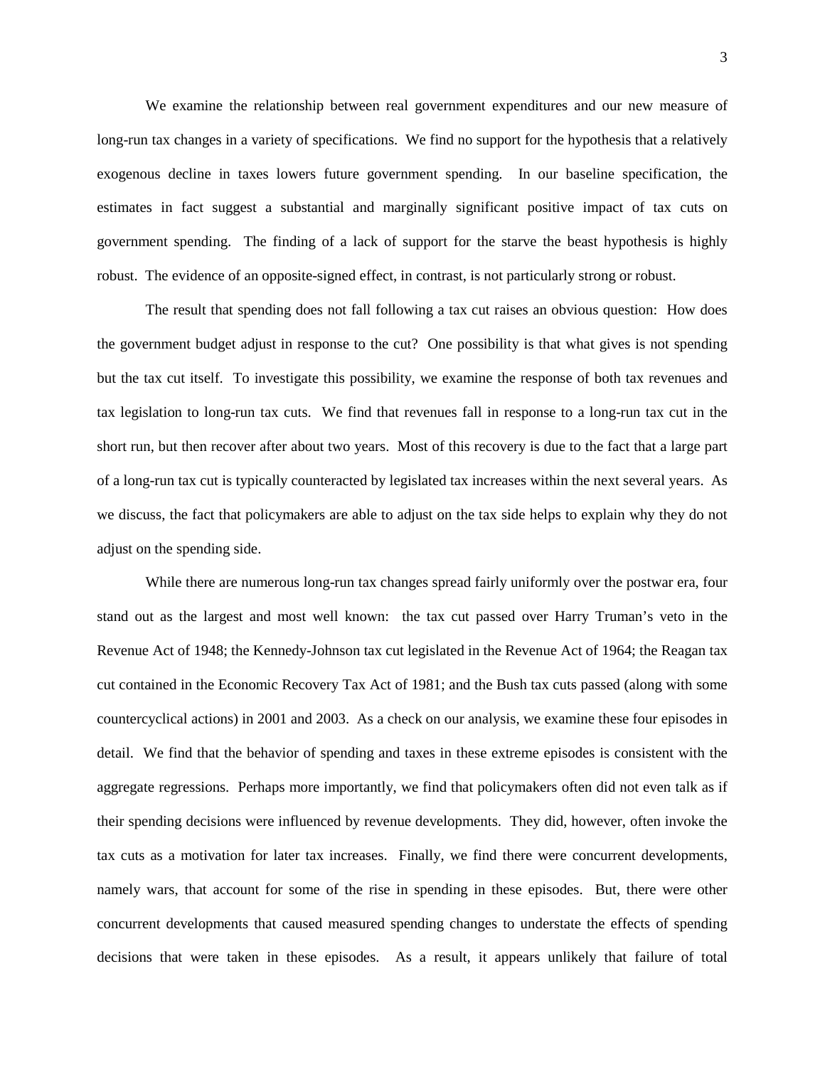We examine the relationship between real government expenditures and our new measure of long-run tax changes in a variety of specifications. We find no support for the hypothesis that a relatively exogenous decline in taxes lowers future government spending. In our baseline specification, the estimates in fact suggest a substantial and marginally significant positive impact of tax cuts on government spending. The finding of a lack of support for the starve the beast hypothesis is highly robust. The evidence of an opposite-signed effect, in contrast, is not particularly strong or robust.

The result that spending does not fall following a tax cut raises an obvious question: How does the government budget adjust in response to the cut? One possibility is that what gives is not spending but the tax cut itself. To investigate this possibility, we examine the response of both tax revenues and tax legislation to long-run tax cuts. We find that revenues fall in response to a long-run tax cut in the short run, but then recover after about two years. Most of this recovery is due to the fact that a large part of a long-run tax cut is typically counteracted by legislated tax increases within the next several years. As we discuss, the fact that policymakers are able to adjust on the tax side helps to explain why they do not adjust on the spending side.

While there are numerous long-run tax changes spread fairly uniformly over the postwar era, four stand out as the largest and most well known: the tax cut passed over Harry Truman's veto in the Revenue Act of 1948; the Kennedy-Johnson tax cut legislated in the Revenue Act of 1964; the Reagan tax cut contained in the Economic Recovery Tax Act of 1981; and the Bush tax cuts passed (along with some countercyclical actions) in 2001 and 2003. As a check on our analysis, we examine these four episodes in detail. We find that the behavior of spending and taxes in these extreme episodes is consistent with the aggregate regressions. Perhaps more importantly, we find that policymakers often did not even talk as if their spending decisions were influenced by revenue developments. They did, however, often invoke the tax cuts as a motivation for later tax increases. Finally, we find there were concurrent developments, namely wars, that account for some of the rise in spending in these episodes. But, there were other concurrent developments that caused measured spending changes to understate the effects of spending decisions that were taken in these episodes. As a result, it appears unlikely that failure of total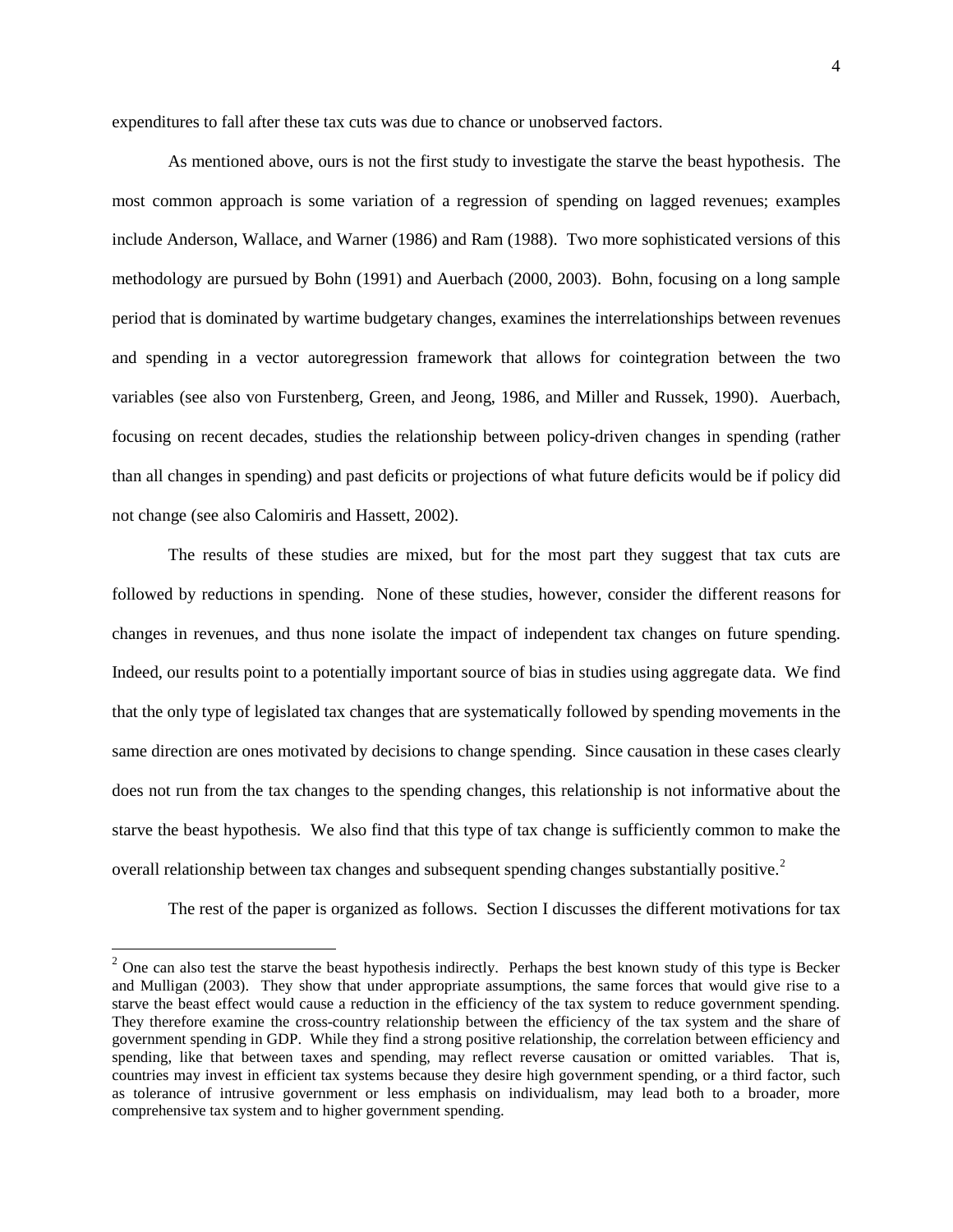expenditures to fall after these tax cuts was due to chance or unobserved factors.

As mentioned above, ours is not the first study to investigate the starve the beast hypothesis. The most common approach is some variation of a regression of spending on lagged revenues; examples include Anderson, Wallace, and Warner (1986) and Ram (1988). Two more sophisticated versions of this methodology are pursued by Bohn (1991) and Auerbach (2000, 2003). Bohn, focusing on a long sample period that is dominated by wartime budgetary changes, examines the interrelationships between revenues and spending in a vector autoregression framework that allows for cointegration between the two variables (see also von Furstenberg, Green, and Jeong, 1986, and Miller and Russek, 1990). Auerbach, focusing on recent decades, studies the relationship between policy-driven changes in spending (rather than all changes in spending) and past deficits or projections of what future deficits would be if policy did not change (see also Calomiris and Hassett, 2002).

The results of these studies are mixed, but for the most part they suggest that tax cuts are followed by reductions in spending. None of these studies, however, consider the different reasons for changes in revenues, and thus none isolate the impact of independent tax changes on future spending. Indeed, our results point to a potentially important source of bias in studies using aggregate data. We find that the only type of legislated tax changes that are systematically followed by spending movements in the same direction are ones motivated by decisions to change spending. Since causation in these cases clearly does not run from the tax changes to the spending changes, this relationship is not informative about the starve the beast hypothesis. We also find that this type of tax change is sufficiently common to make the overall relationship between tax changes and subsequent spending changes substantially positive.[2]

The rest of the paper is organized as follows. Section I discusses the different motivations for tax

---

[2] One can also test the starve the beast hypothesis indirectly. Perhaps the best known study of this type is Becker and Mulligan (2003). They show that under appropriate assumptions, the same forces that would give rise to a starve the beast effect would cause a reduction in the efficiency of the tax system to reduce government spending. They therefore examine the cross-country relationship between the efficiency of the tax system and the share of government spending in GDP. While they find a strong positive relationship, the correlation between efficiency and spending, like that between taxes and spending, may reflect reverse causation or omitted variables. That is, countries may invest in efficient tax systems because they desire high government spending, or a third factor, such as tolerance of intrusive government or less emphasis on individualism, may lead both to a broader, more comprehensive tax system and to higher government spending.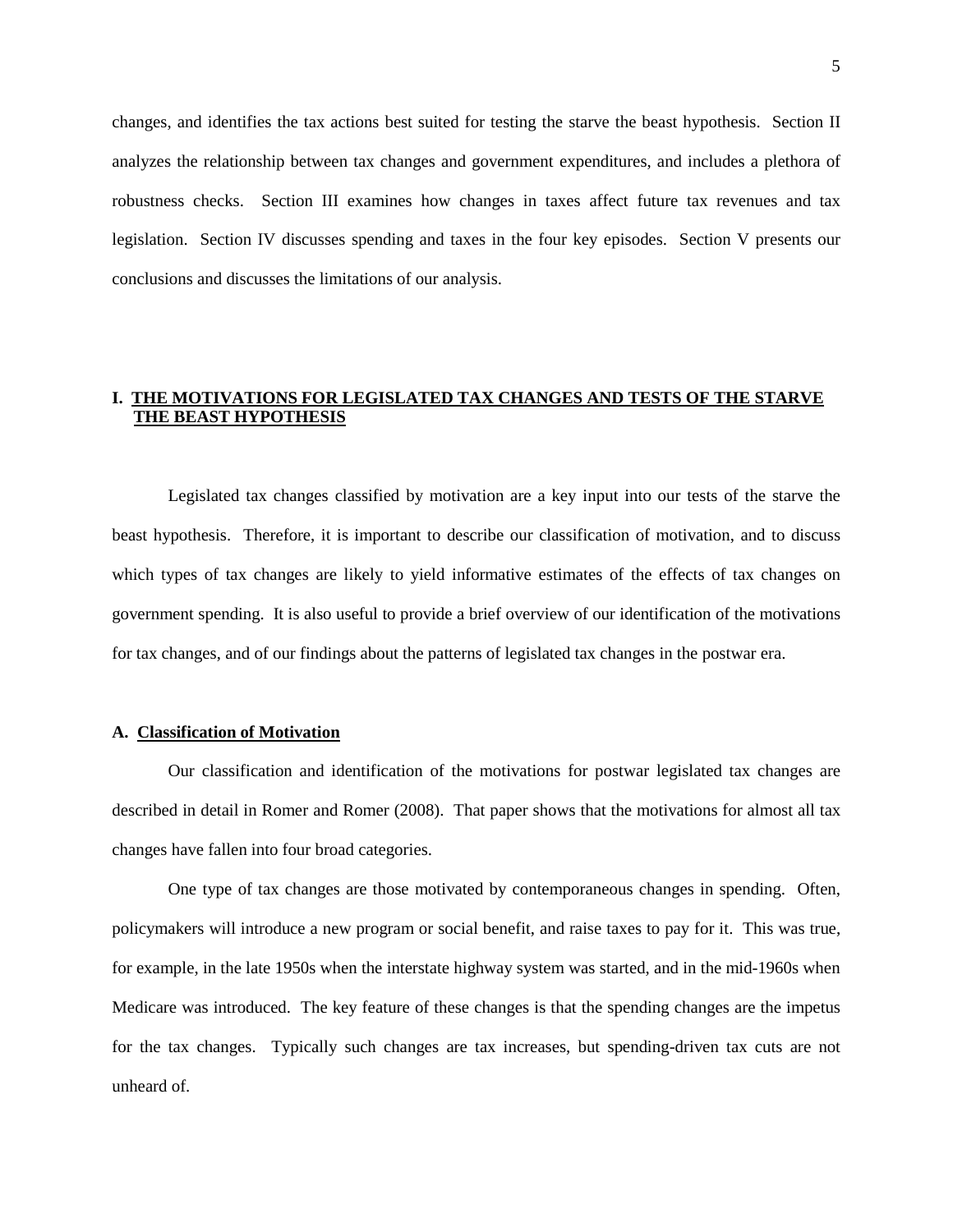changes, and identifies the tax actions best suited for testing the starve the beast hypothesis. Section II analyzes the relationship between tax changes and government expenditures, and includes a plethora of robustness checks. Section III examines how changes in taxes affect future tax revenues and tax legislation. Section IV discusses spending and taxes in the four key episodes. Section V presents our conclusions and discusses the limitations of our analysis.

## I. THE MOTIVATIONS FOR LEGISLATED TAX CHANGES AND TESTS OF THE STARVE THE BEAST HYPOTHESIS

Legislated tax changes classified by motivation are a key input into our tests of the starve the beast hypothesis. Therefore, it is important to describe our classification of motivation, and to discuss which types of tax changes are likely to yield informative estimates of the effects of tax changes on government spending. It is also useful to provide a brief overview of our identification of the motivations for tax changes, and of our findings about the patterns of legislated tax changes in the postwar era.

### A. Classification of Motivation

Our classification and identification of the motivations for postwar legislated tax changes are described in detail in Romer and Romer (2008). That paper shows that the motivations for almost all tax changes have fallen into four broad categories.

One type of tax changes are those motivated by contemporaneous changes in spending. Often, policymakers will introduce a new program or social benefit, and raise taxes to pay for it. This was true, for example, in the late 1950s when the interstate highway system was started, and in the mid-1960s when Medicare was introduced. The key feature of these changes is that the spending changes are the impetus for the tax changes. Typically such changes are tax increases, but spending-driven tax cuts are not unheard of.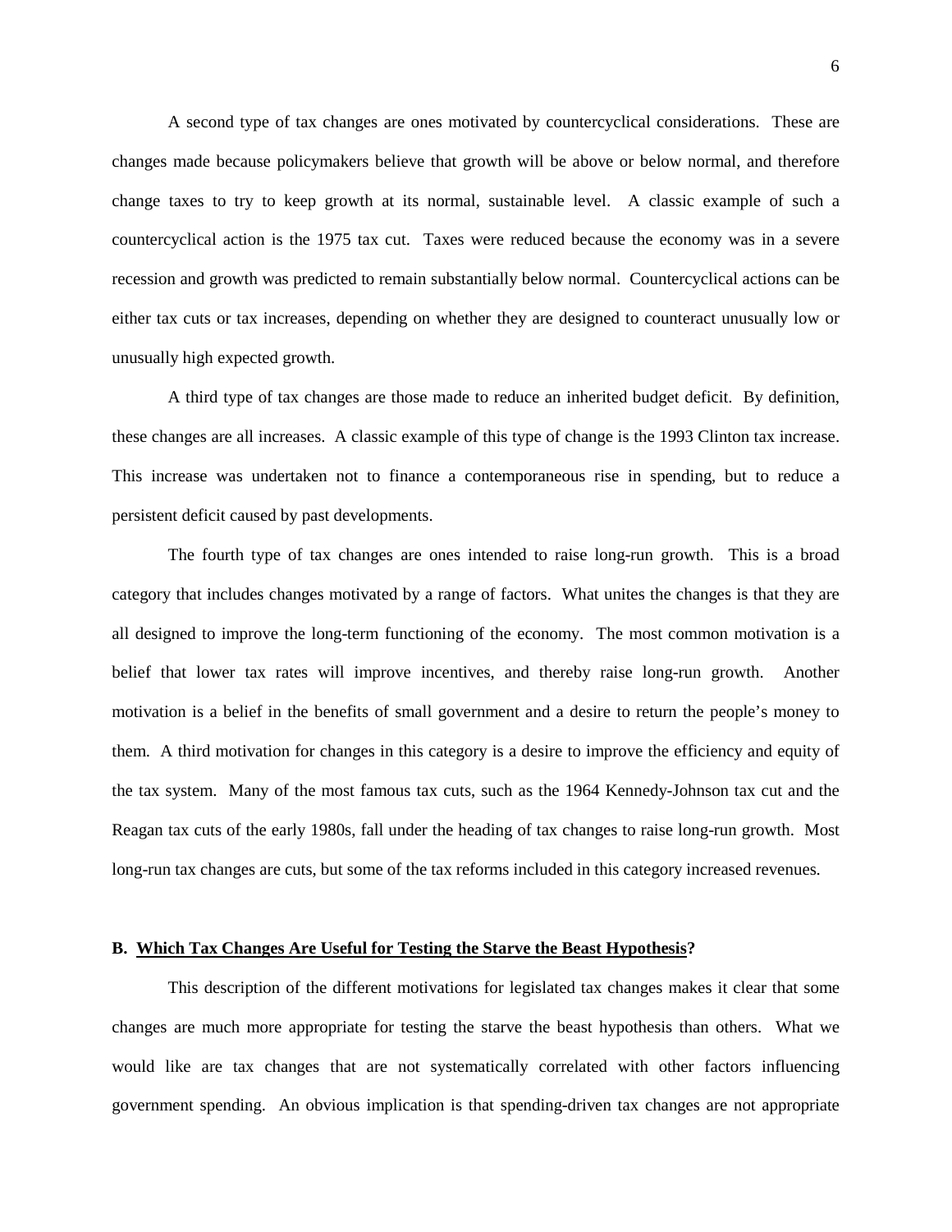A second type of tax changes are ones motivated by countercyclical considerations. These are changes made because policymakers believe that growth will be above or below normal, and therefore change taxes to try to keep growth at its normal, sustainable level. A classic example of such a countercyclical action is the 1975 tax cut. Taxes were reduced because the economy was in a severe recession and growth was predicted to remain substantially below normal. Countercyclical actions can be either tax cuts or tax increases, depending on whether they are designed to counteract unusually low or unusually high expected growth.

A third type of tax changes are those made to reduce an inherited budget deficit. By definition, these changes are all increases. A classic example of this type of change is the 1993 Clinton tax increase. This increase was undertaken not to finance a contemporaneous rise in spending, but to reduce a persistent deficit caused by past developments.

The fourth type of tax changes are ones intended to raise long-run growth. This is a broad category that includes changes motivated by a range of factors. What unites the changes is that they are all designed to improve the long-term functioning of the economy. The most common motivation is a belief that lower tax rates will improve incentives, and thereby raise long-run growth. Another motivation is a belief in the benefits of small government and a desire to return the people's money to them. A third motivation for changes in this category is a desire to improve the efficiency and equity of the tax system. Many of the most famous tax cuts, such as the 1964 Kennedy-Johnson tax cut and the Reagan tax cuts of the early 1980s, fall under the heading of tax changes to raise long-run growth. Most long-run tax changes are cuts, but some of the tax reforms included in this category increased revenues.

### B. Which Tax Changes Are Useful for Testing the Starve the Beast Hypothesis?

This description of the different motivations for legislated tax changes makes it clear that some changes are much more appropriate for testing the starve the beast hypothesis than others. What we would like are tax changes that are not systematically correlated with other factors influencing government spending. An obvious implication is that spending-driven tax changes are not appropriate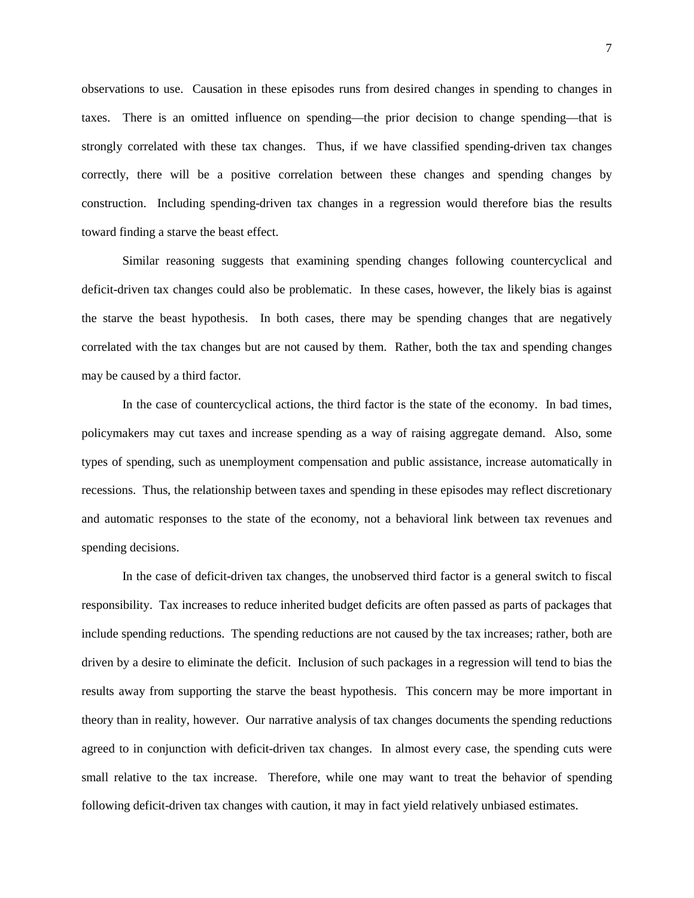observations to use. Causation in these episodes runs from desired changes in spending to changes in taxes. There is an omitted influence on spending—the prior decision to change spending—that is strongly correlated with these tax changes. Thus, if we have classified spending-driven tax changes correctly, there will be a positive correlation between these changes and spending changes by construction. Including spending-driven tax changes in a regression would therefore bias the results toward finding a starve the beast effect.

Similar reasoning suggests that examining spending changes following countercyclical and deficit-driven tax changes could also be problematic. In these cases, however, the likely bias is against the starve the beast hypothesis. In both cases, there may be spending changes that are negatively correlated with the tax changes but are not caused by them. Rather, both the tax and spending changes may be caused by a third factor.

In the case of countercyclical actions, the third factor is the state of the economy. In bad times, policymakers may cut taxes and increase spending as a way of raising aggregate demand. Also, some types of spending, such as unemployment compensation and public assistance, increase automatically in recessions. Thus, the relationship between taxes and spending in these episodes may reflect discretionary and automatic responses to the state of the economy, not a behavioral link between tax revenues and spending decisions.

In the case of deficit-driven tax changes, the unobserved third factor is a general switch to fiscal responsibility. Tax increases to reduce inherited budget deficits are often passed as parts of packages that include spending reductions. The spending reductions are not caused by the tax increases; rather, both are driven by a desire to eliminate the deficit. Inclusion of such packages in a regression will tend to bias the results away from supporting the starve the beast hypothesis. This concern may be more important in theory than in reality, however. Our narrative analysis of tax changes documents the spending reductions agreed to in conjunction with deficit-driven tax changes. In almost every case, the spending cuts were small relative to the tax increase. Therefore, while one may want to treat the behavior of spending following deficit-driven tax changes with caution, it may in fact yield relatively unbiased estimates.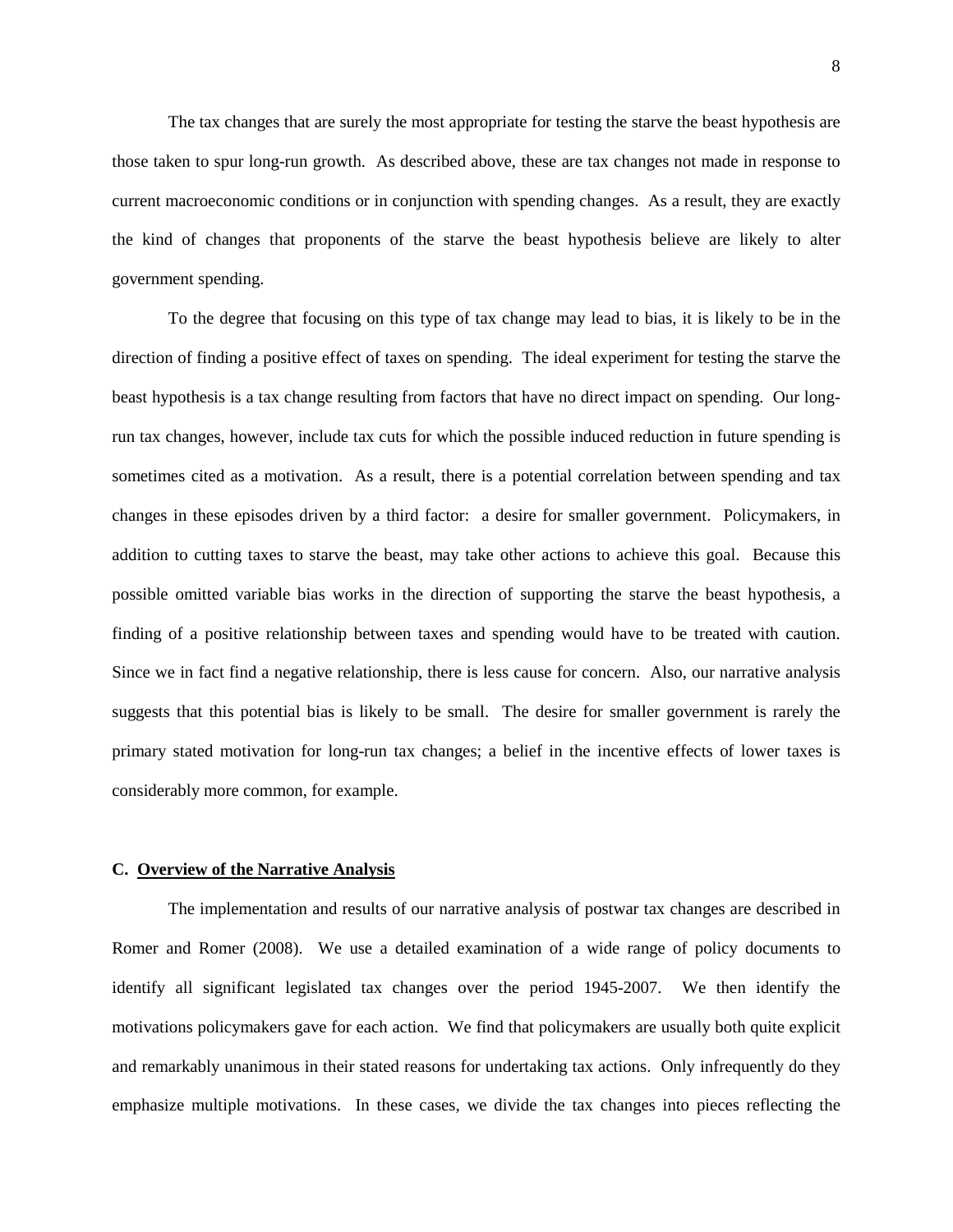The tax changes that are surely the most appropriate for testing the starve the beast hypothesis are those taken to spur long-run growth. As described above, these are tax changes not made in response to current macroeconomic conditions or in conjunction with spending changes. As a result, they are exactly the kind of changes that proponents of the starve the beast hypothesis believe are likely to alter government spending.

To the degree that focusing on this type of tax change may lead to bias, it is likely to be in the direction of finding a positive effect of taxes on spending. The ideal experiment for testing the starve the beast hypothesis is a tax change resulting from factors that have no direct impact on spending. Our long-run tax changes, however, include tax cuts for which the possible induced reduction in future spending is sometimes cited as a motivation. As a result, there is a potential correlation between spending and tax changes in these episodes driven by a third factor: a desire for smaller government. Policymakers, in addition to cutting taxes to starve the beast, may take other actions to achieve this goal. Because this possible omitted variable bias works in the direction of supporting the starve the beast hypothesis, a finding of a positive relationship between taxes and spending would have to be treated with caution. Since we in fact find a negative relationship, there is less cause for concern. Also, our narrative analysis suggests that this potential bias is likely to be small. The desire for smaller government is rarely the primary stated motivation for long-run tax changes; a belief in the incentive effects of lower taxes is considerably more common, for example.

### C. <u>Overview of the Narrative Analysis</u>

The implementation and results of our narrative analysis of postwar tax changes are described in Romer and Romer (2008). We use a detailed examination of a wide range of policy documents to identify all significant legislated tax changes over the period 1945-2007. We then identify the motivations policymakers gave for each action. We find that policymakers are usually both quite explicit and remarkably unanimous in their stated reasons for undertaking tax actions. Only infrequently do they emphasize multiple motivations. In these cases, we divide the tax changes into pieces reflecting the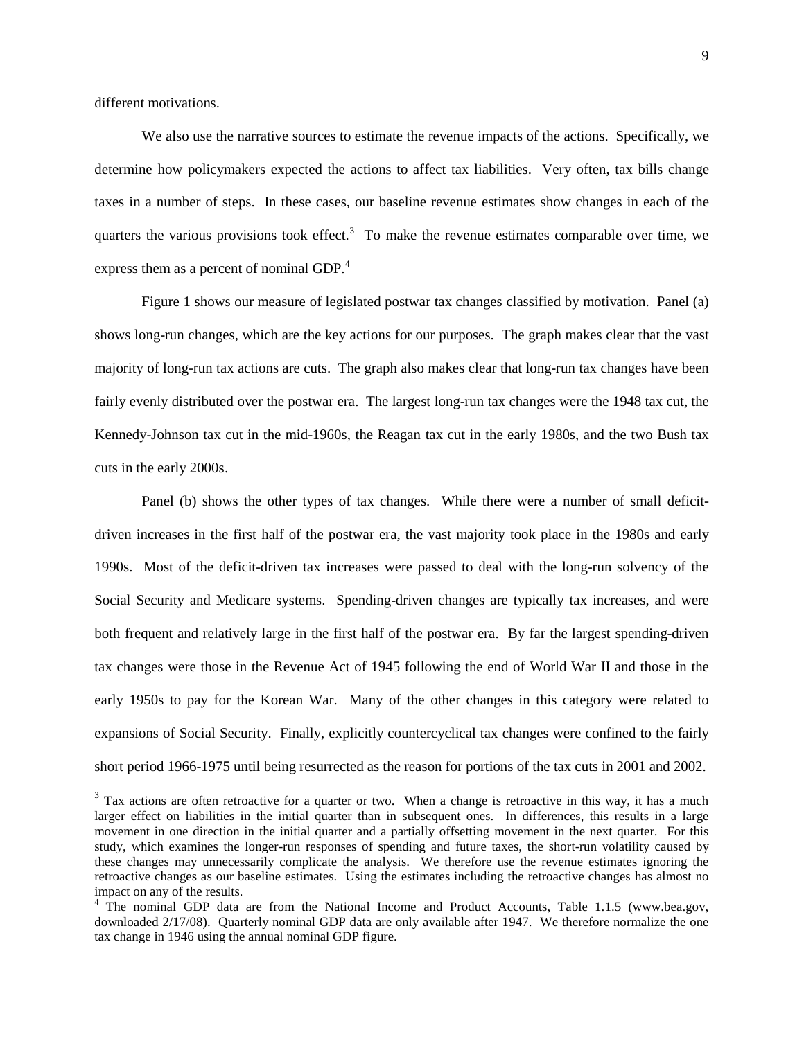different motivations.

We also use the narrative sources to estimate the revenue impacts of the actions. Specifically, we determine how policymakers expected the actions to affect tax liabilities. Very often, tax bills change taxes in a number of steps. In these cases, our baseline revenue estimates show changes in each of the quarters the various provisions took effect.[3] To make the revenue estimates comparable over time, we express them as a percent of nominal GDP.[4]

Figure 1 shows our measure of legislated postwar tax changes classified by motivation. Panel (a) shows long-run changes, which are the key actions for our purposes. The graph makes clear that the vast majority of long-run tax actions are cuts. The graph also makes clear that long-run tax changes have been fairly evenly distributed over the postwar era. The largest long-run tax changes were the 1948 tax cut, the Kennedy-Johnson tax cut in the mid-1960s, the Reagan tax cut in the early 1980s, and the two Bush tax cuts in the early 2000s.

Panel (b) shows the other types of tax changes. While there were a number of small deficit-driven increases in the first half of the postwar era, the vast majority took place in the 1980s and early 1990s. Most of the deficit-driven tax increases were passed to deal with the long-run solvency of the Social Security and Medicare systems. Spending-driven changes are typically tax increases, and were both frequent and relatively large in the first half of the postwar era. By far the largest spending-driven tax changes were those in the Revenue Act of 1945 following the end of World War II and those in the early 1950s to pay for the Korean War. Many of the other changes in this category were related to expansions of Social Security. Finally, explicitly countercyclical tax changes were confined to the fairly short period 1966-1975 until being resurrected as the reason for portions of the tax cuts in 2001 and 2002.

---

[3] Tax actions are often retroactive for a quarter or two. When a change is retroactive in this way, it has a much larger effect on liabilities in the initial quarter than in subsequent ones. In differences, this results in a large movement in one direction in the initial quarter and a partially offsetting movement in the next quarter. For this study, which examines the longer-run responses of spending and future taxes, the short-run volatility caused by these changes may unnecessarily complicate the analysis. We therefore use the revenue estimates ignoring the retroactive changes as our baseline estimates. Using the estimates including the retroactive changes has almost no impact on any of the results.

[4] The nominal GDP data are from the National Income and Product Accounts, Table 1.1.5 (www.bea.gov, downloaded 2/17/08). Quarterly nominal GDP data are only available after 1947. We therefore normalize the one tax change in 1946 using the annual nominal GDP figure.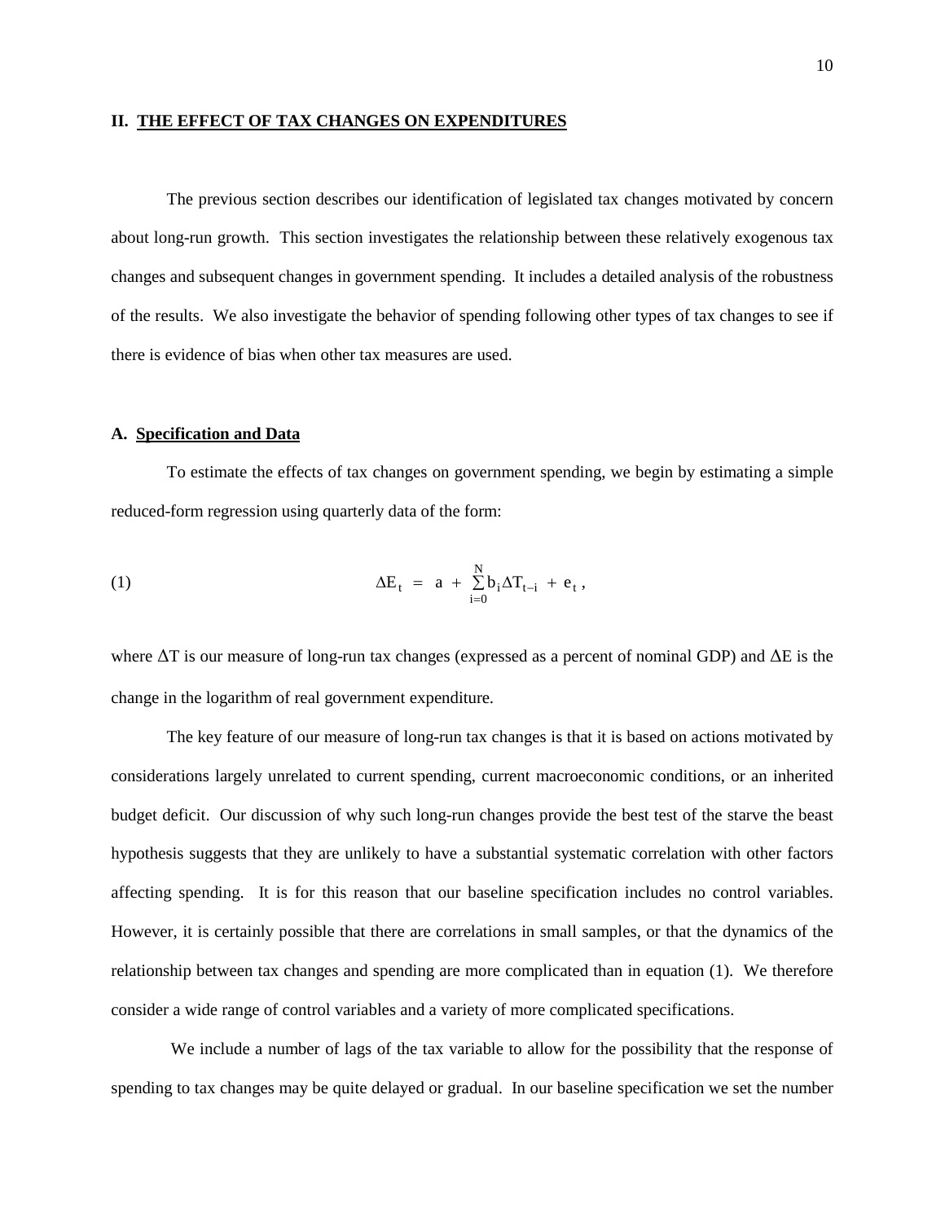## II. THE EFFECT OF TAX CHANGES ON EXPENDITURES

The previous section describes our identification of legislated tax changes motivated by concern about long-run growth. This section investigates the relationship between these relatively exogenous tax changes and subsequent changes in government spending. It includes a detailed analysis of the robustness of the results. We also investigate the behavior of spending following other types of tax changes to see if there is evidence of bias when other tax measures are used.

### A. Specification and Data

To estimate the effects of tax changes on government spending, we begin by estimating a simple reduced-form regression using quarterly data of the form:

$$\Delta E_t = a + \sum_{i=0}^{N} b_i \Delta T_{t-i} + e_t , \tag{1}$$

where $\Delta T$ is our measure of long-run tax changes (expressed as a percent of nominal GDP) and $\Delta E$ is the change in the logarithm of real government expenditure.

The key feature of our measure of long-run tax changes is that it is based on actions motivated by considerations largely unrelated to current spending, current macroeconomic conditions, or an inherited budget deficit. Our discussion of why such long-run changes provide the best test of the starve the beast hypothesis suggests that they are unlikely to have a substantial systematic correlation with other factors affecting spending. It is for this reason that our baseline specification includes no control variables. However, it is certainly possible that there are correlations in small samples, or that the dynamics of the relationship between tax changes and spending are more complicated than in equation (1). We therefore consider a wide range of control variables and a variety of more complicated specifications.

We include a number of lags of the tax variable to allow for the possibility that the response of spending to tax changes may be quite delayed or gradual. In our baseline specification we set the number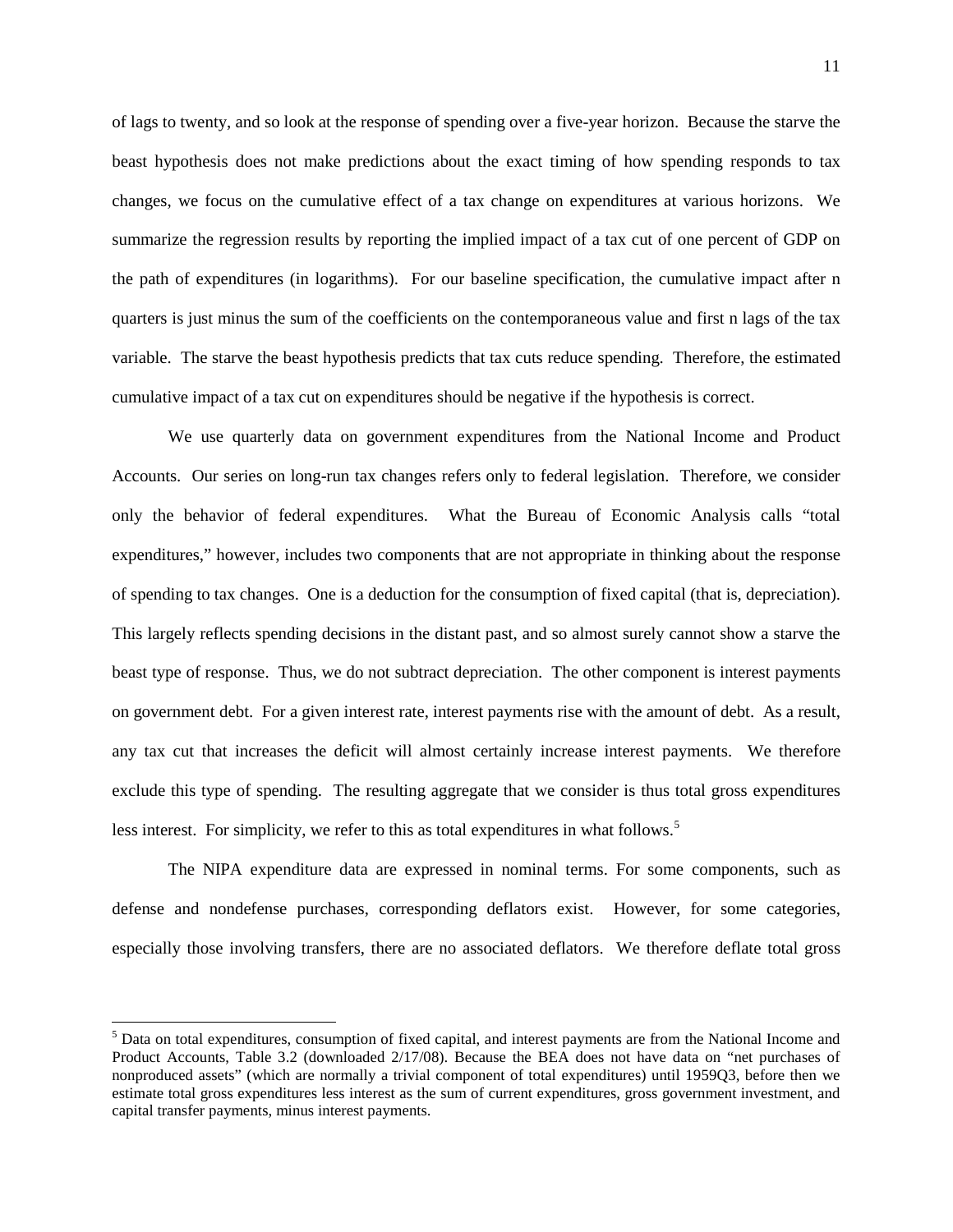of lags to twenty, and so look at the response of spending over a five-year horizon. Because the starve the beast hypothesis does not make predictions about the exact timing of how spending responds to tax changes, we focus on the cumulative effect of a tax change on expenditures at various horizons. We summarize the regression results by reporting the implied impact of a tax cut of one percent of GDP on the path of expenditures (in logarithms). For our baseline specification, the cumulative impact after n quarters is just minus the sum of the coefficients on the contemporaneous value and first n lags of the tax variable. The starve the beast hypothesis predicts that tax cuts reduce spending. Therefore, the estimated cumulative impact of a tax cut on expenditures should be negative if the hypothesis is correct.

We use quarterly data on government expenditures from the National Income and Product Accounts. Our series on long-run tax changes refers only to federal legislation. Therefore, we consider only the behavior of federal expenditures. What the Bureau of Economic Analysis calls "total expenditures," however, includes two components that are not appropriate in thinking about the response of spending to tax changes. One is a deduction for the consumption of fixed capital (that is, depreciation). This largely reflects spending decisions in the distant past, and so almost surely cannot show a starve the beast type of response. Thus, we do not subtract depreciation. The other component is interest payments on government debt. For a given interest rate, interest payments rise with the amount of debt. As a result, any tax cut that increases the deficit will almost certainly increase interest payments. We therefore exclude this type of spending. The resulting aggregate that we consider is thus total gross expenditures less interest. For simplicity, we refer to this as total expenditures in what follows.[5]

The NIPA expenditure data are expressed in nominal terms. For some components, such as defense and nondefense purchases, corresponding deflators exist. However, for some categories, especially those involving transfers, there are no associated deflators. We therefore deflate total gross

[5] Data on total expenditures, consumption of fixed capital, and interest payments are from the National Income and Product Accounts, Table 3.2 (downloaded 2/17/08). Because the BEA does not have data on "net purchases of nonproduced assets" (which are normally a trivial component of total expenditures) until 1959Q3, before then we estimate total gross expenditures less interest as the sum of current expenditures, gross government investment, and capital transfer payments, minus interest payments.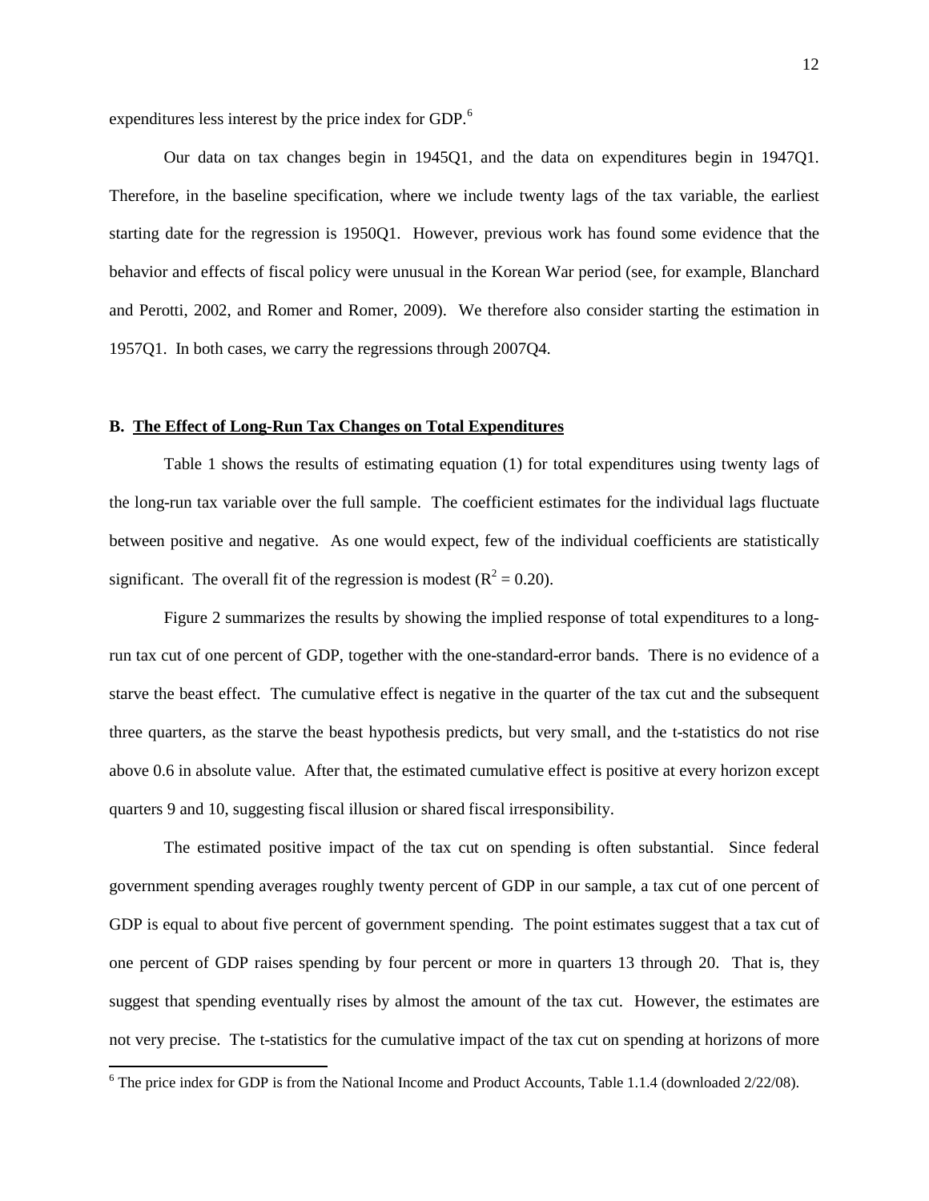expenditures less interest by the price index for GDP.[6]

Our data on tax changes begin in 1945Q1, and the data on expenditures begin in 1947Q1. Therefore, in the baseline specification, where we include twenty lags of the tax variable, the earliest starting date for the regression is 1950Q1. However, previous work has found some evidence that the behavior and effects of fiscal policy were unusual in the Korean War period (see, for example, Blanchard and Perotti, 2002, and Romer and Romer, 2009). We therefore also consider starting the estimation in 1957Q1. In both cases, we carry the regressions through 2007Q4.

### B. The Effect of Long-Run Tax Changes on Total Expenditures

Table 1 shows the results of estimating equation (1) for total expenditures using twenty lags of the long-run tax variable over the full sample. The coefficient estimates for the individual lags fluctuate between positive and negative. As one would expect, few of the individual coefficients are statistically significant. The overall fit of the regression is modest ($R^2 = 0.20$).

Figure 2 summarizes the results by showing the implied response of total expenditures to a long-run tax cut of one percent of GDP, together with the one-standard-error bands. There is no evidence of a starve the beast effect. The cumulative effect is negative in the quarter of the tax cut and the subsequent three quarters, as the starve the beast hypothesis predicts, but very small, and the t-statistics do not rise above 0.6 in absolute value. After that, the estimated cumulative effect is positive at every horizon except quarters 9 and 10, suggesting fiscal illusion or shared fiscal irresponsibility.

The estimated positive impact of the tax cut on spending is often substantial. Since federal government spending averages roughly twenty percent of GDP in our sample, a tax cut of one percent of GDP is equal to about five percent of government spending. The point estimates suggest that a tax cut of one percent of GDP raises spending by four percent or more in quarters 13 through 20. That is, they suggest that spending eventually rises by almost the amount of the tax cut. However, the estimates are not very precise. The t-statistics for the cumulative impact of the tax cut on spending at horizons of more

[6] The price index for GDP is from the National Income and Product Accounts, Table 1.1.4 (downloaded 2/22/08).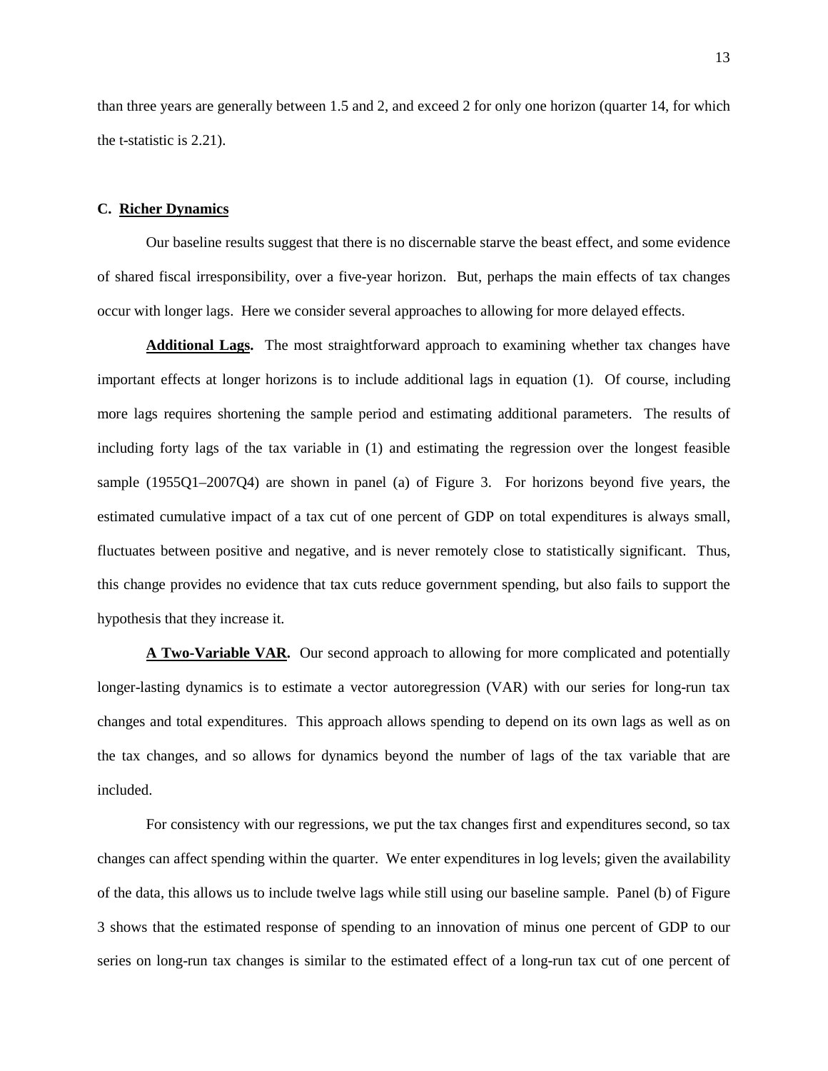than three years are generally between 1.5 and 2, and exceed 2 for only one horizon (quarter 14, for which the t-statistic is 2.21).

### C. Richer Dynamics

Our baseline results suggest that there is no discernable starve the beast effect, and some evidence of shared fiscal irresponsibility, over a five-year horizon. But, perhaps the main effects of tax changes occur with longer lags. Here we consider several approaches to allowing for more delayed effects.

**Additional Lags.** The most straightforward approach to examining whether tax changes have important effects at longer horizons is to include additional lags in equation (1). Of course, including more lags requires shortening the sample period and estimating additional parameters. The results of including forty lags of the tax variable in (1) and estimating the regression over the longest feasible sample (1955Q1–2007Q4) are shown in panel (a) of Figure 3. For horizons beyond five years, the estimated cumulative impact of a tax cut of one percent of GDP on total expenditures is always small, fluctuates between positive and negative, and is never remotely close to statistically significant. Thus, this change provides no evidence that tax cuts reduce government spending, but also fails to support the hypothesis that they increase it.

**A Two-Variable VAR.** Our second approach to allowing for more complicated and potentially longer-lasting dynamics is to estimate a vector autoregression (VAR) with our series for long-run tax changes and total expenditures. This approach allows spending to depend on its own lags as well as on the tax changes, and so allows for dynamics beyond the number of lags of the tax variable that are included.

For consistency with our regressions, we put the tax changes first and expenditures second, so tax changes can affect spending within the quarter. We enter expenditures in log levels; given the availability of the data, this allows us to include twelve lags while still using our baseline sample. Panel (b) of Figure 3 shows that the estimated response of spending to an innovation of minus one percent of GDP to our series on long-run tax changes is similar to the estimated effect of a long-run tax cut of one percent of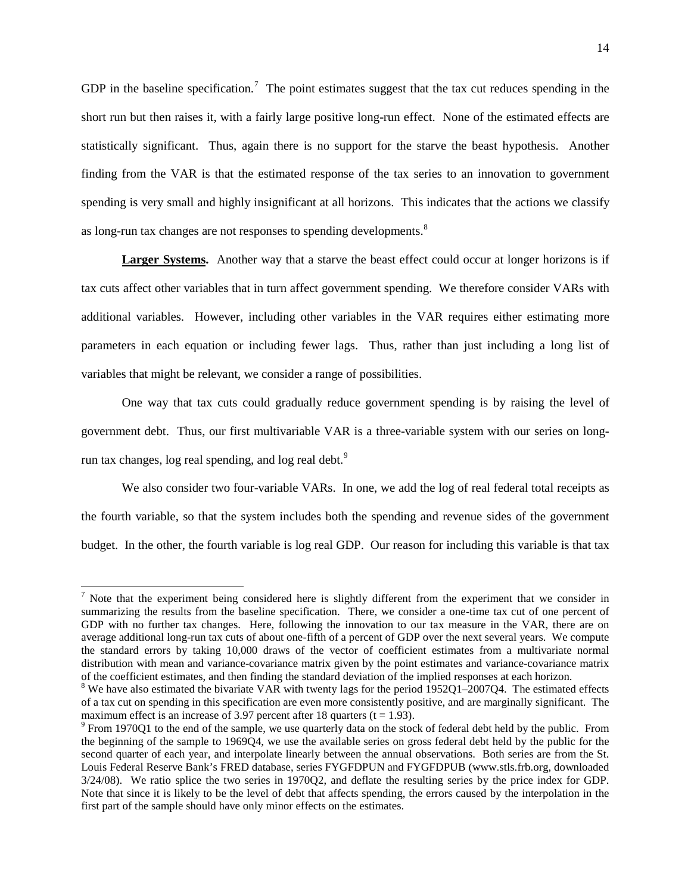GDP in the baseline specification.[7] The point estimates suggest that the tax cut reduces spending in the short run but then raises it, with a fairly large positive long-run effect. None of the estimated effects are statistically significant. Thus, again there is no support for the starve the beast hypothesis. Another finding from the VAR is that the estimated response of the tax series to an innovation to government spending is very small and highly insignificant at all horizons. This indicates that the actions we classify as long-run tax changes are not responses to spending developments.[8]

**Larger Systems.** Another way that a starve the beast effect could occur at longer horizons is if tax cuts affect other variables that in turn affect government spending. We therefore consider VARs with additional variables. However, including other variables in the VAR requires either estimating more parameters in each equation or including fewer lags. Thus, rather than just including a long list of variables that might be relevant, we consider a range of possibilities.

One way that tax cuts could gradually reduce government spending is by raising the level of government debt. Thus, our first multivariable VAR is a three-variable system with our series on long-run tax changes, log real spending, and log real debt.[9]

We also consider two four-variable VARs. In one, we add the log of real federal total receipts as the fourth variable, so that the system includes both the spending and revenue sides of the government budget. In the other, the fourth variable is log real GDP. Our reason for including this variable is that tax

---

[7] Note that the experiment being considered here is slightly different from the experiment that we consider in summarizing the results from the baseline specification. There, we consider a one-time tax cut of one percent of GDP with no further tax changes. Here, following the innovation to our tax measure in the VAR, there are on average additional long-run tax cuts of about one-fifth of a percent of GDP over the next several years. We compute the standard errors by taking 10,000 draws of the vector of coefficient estimates from a multivariate normal distribution with mean and variance-covariance matrix given by the point estimates and variance-covariance matrix of the coefficient estimates, and then finding the standard deviation of the implied responses at each horizon.

[8] We have also estimated the bivariate VAR with twenty lags for the period 1952Q1–2007Q4. The estimated effects of a tax cut on spending in this specification are even more consistently positive, and are marginally significant. The maximum effect is an increase of 3.97 percent after 18 quarters ($t = 1.93$).

[9] From 1970Q1 to the end of the sample, we use quarterly data on the stock of federal debt held by the public. From the beginning of the sample to 1969Q4, we use the available series on gross federal debt held by the public for the second quarter of each year, and interpolate linearly between the annual observations. Both series are from the St. Louis Federal Reserve Bank's FRED database, series FYGFDPUN and FYGFDPUB (www.stls.frb.org, downloaded 3/24/08). We ratio splice the two series in 1970Q2, and deflate the resulting series by the price index for GDP. Note that since it is likely to be the level of debt that affects spending, the errors caused by the interpolation in the first part of the sample should have only minor effects on the estimates.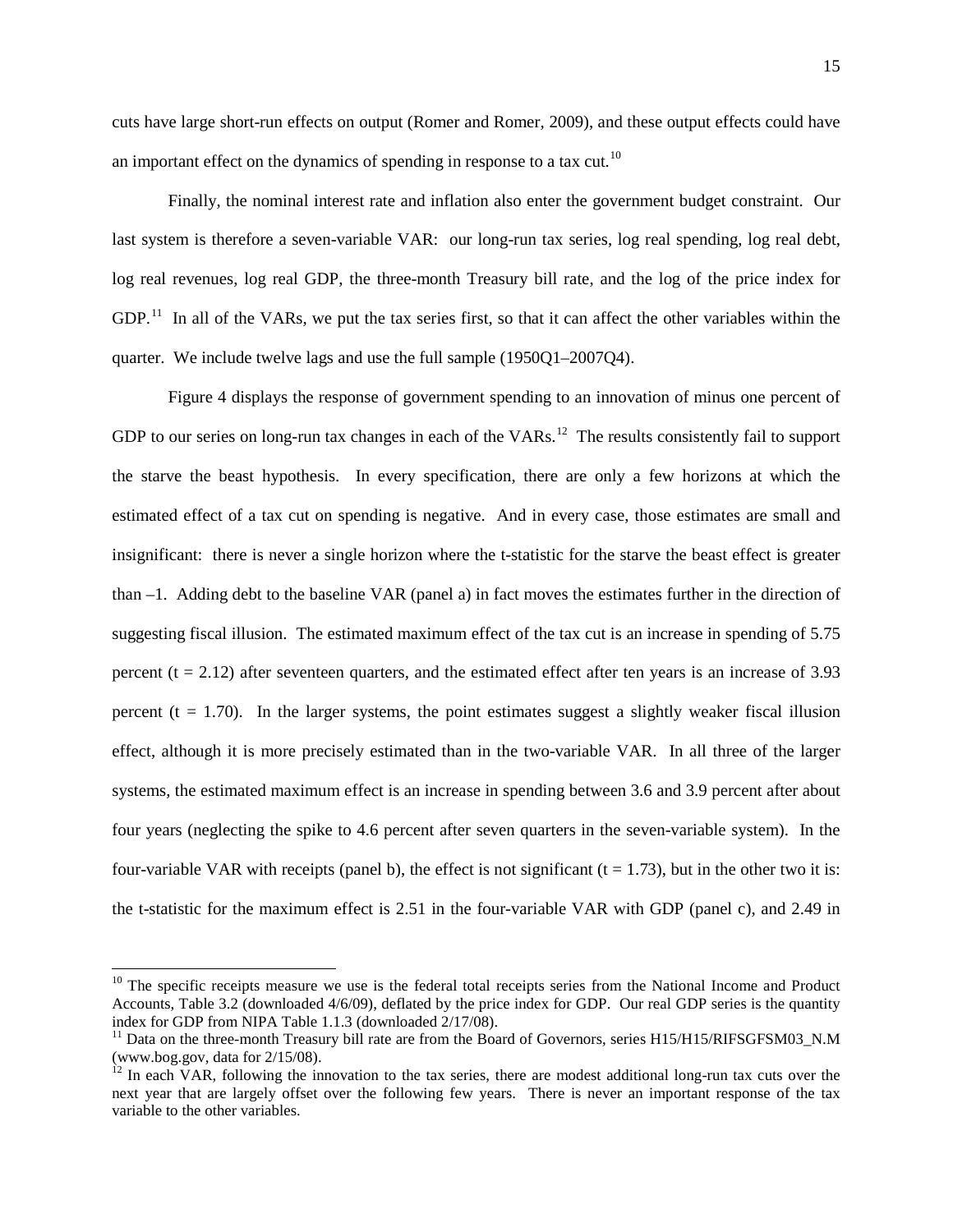cuts have large short-run effects on output (Romer and Romer, 2009), and these output effects could have an important effect on the dynamics of spending in response to a tax cut.[10]

Finally, the nominal interest rate and inflation also enter the government budget constraint. Our last system is therefore a seven-variable VAR: our long-run tax series, log real spending, log real debt, log real revenues, log real GDP, the three-month Treasury bill rate, and the log of the price index for GDP.[11] In all of the VARs, we put the tax series first, so that it can affect the other variables within the quarter. We include twelve lags and use the full sample (1950Q1–2007Q4).

Figure 4 displays the response of government spending to an innovation of minus one percent of GDP to our series on long-run tax changes in each of the VARs.[12] The results consistently fail to support the starve the beast hypothesis. In every specification, there are only a few horizons at which the estimated effect of a tax cut on spending is negative. And in every case, those estimates are small and insignificant: there is never a single horizon where the t-statistic for the starve the beast effect is greater than –1. Adding debt to the baseline VAR (panel a) in fact moves the estimates further in the direction of suggesting fiscal illusion. The estimated maximum effect of the tax cut is an increase in spending of 5.75 percent ($t = 2.12$) after seventeen quarters, and the estimated effect after ten years is an increase of 3.93 percent ($t = 1.70$). In the larger systems, the point estimates suggest a slightly weaker fiscal illusion effect, although it is more precisely estimated than in the two-variable VAR. In all three of the larger systems, the estimated maximum effect is an increase in spending between 3.6 and 3.9 percent after about four years (neglecting the spike to 4.6 percent after seven quarters in the seven-variable system). In the four-variable VAR with receipts (panel b), the effect is not significant ($t = 1.73$), but in the other two it is: the t-statistic for the maximum effect is 2.51 in the four-variable VAR with GDP (panel c), and 2.49 in

---

[10] The specific receipts measure we use is the federal total receipts series from the National Income and Product Accounts, Table 3.2 (downloaded 4/6/09), deflated by the price index for GDP. Our real GDP series is the quantity index for GDP from NIPA Table 1.1.3 (downloaded 2/17/08).

[11] Data on the three-month Treasury bill rate are from the Board of Governors, series H15/H15/RIFSGFSM03_N.M (www.bog.gov, data for 2/15/08).

[12] In each VAR, following the innovation to the tax series, there are modest additional long-run tax cuts over the next year that are largely offset over the following few years. There is never an important response of the tax variable to the other variables.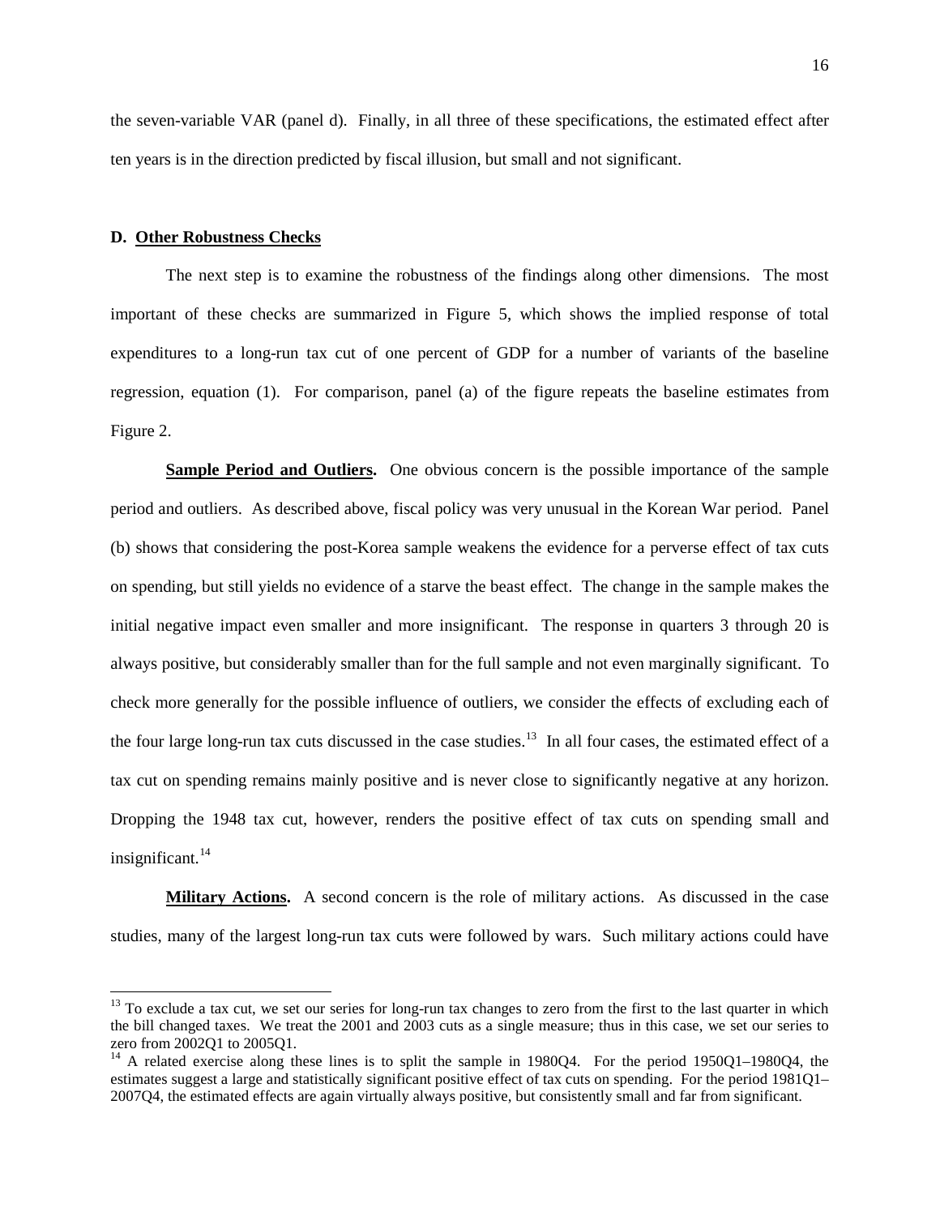the seven-variable VAR (panel d). Finally, in all three of these specifications, the estimated effect after ten years is in the direction predicted by fiscal illusion, but small and not significant.

### D. Other Robustness Checks

The next step is to examine the robustness of the findings along other dimensions. The most important of these checks are summarized in Figure 5, which shows the implied response of total expenditures to a long-run tax cut of one percent of GDP for a number of variants of the baseline regression, equation (1). For comparison, panel (a) of the figure repeats the baseline estimates from Figure 2.

**Sample Period and Outliers.** One obvious concern is the possible importance of the sample period and outliers. As described above, fiscal policy was very unusual in the Korean War period. Panel (b) shows that considering the post-Korea sample weakens the evidence for a perverse effect of tax cuts on spending, but still yields no evidence of a starve the beast effect. The change in the sample makes the initial negative impact even smaller and more insignificant. The response in quarters 3 through 20 is always positive, but considerably smaller than for the full sample and not even marginally significant. To check more generally for the possible influence of outliers, we consider the effects of excluding each of the four large long-run tax cuts discussed in the case studies.[13] In all four cases, the estimated effect of a tax cut on spending remains mainly positive and is never close to significantly negative at any horizon. Dropping the 1948 tax cut, however, renders the positive effect of tax cuts on spending small and insignificant.[14]

**Military Actions.** A second concern is the role of military actions. As discussed in the case studies, many of the largest long-run tax cuts were followed by wars. Such military actions could have

---

[13] To exclude a tax cut, we set our series for long-run tax changes to zero from the first to the last quarter in which the bill changed taxes. We treat the 2001 and 2003 cuts as a single measure; thus in this case, we set our series to zero from 2002Q1 to 2005Q1.

[14] A related exercise along these lines is to split the sample in 1980Q4. For the period 1950Q1–1980Q4, the estimates suggest a large and statistically significant positive effect of tax cuts on spending. For the period 1981Q1–2007Q4, the estimated effects are again virtually always positive, but consistently small and far from significant.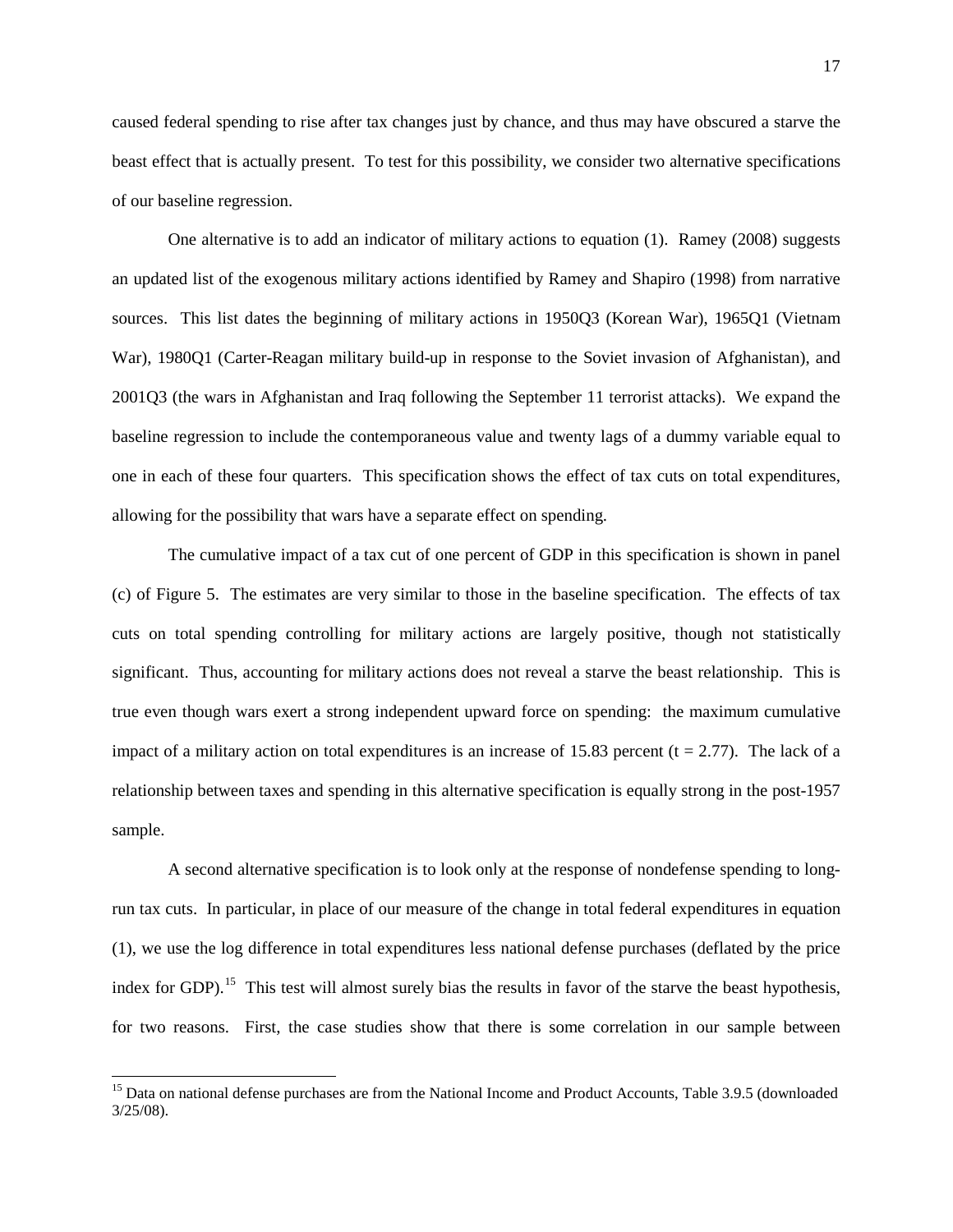caused federal spending to rise after tax changes just by chance, and thus may have obscured a starve the beast effect that is actually present. To test for this possibility, we consider two alternative specifications of our baseline regression.

One alternative is to add an indicator of military actions to equation (1). Ramey (2008) suggests an updated list of the exogenous military actions identified by Ramey and Shapiro (1998) from narrative sources. This list dates the beginning of military actions in 1950Q3 (Korean War), 1965Q1 (Vietnam War), 1980Q1 (Carter-Reagan military build-up in response to the Soviet invasion of Afghanistan), and 2001Q3 (the wars in Afghanistan and Iraq following the September 11 terrorist attacks). We expand the baseline regression to include the contemporaneous value and twenty lags of a dummy variable equal to one in each of these four quarters. This specification shows the effect of tax cuts on total expenditures, allowing for the possibility that wars have a separate effect on spending.

The cumulative impact of a tax cut of one percent of GDP in this specification is shown in panel (c) of Figure 5. The estimates are very similar to those in the baseline specification. The effects of tax cuts on total spending controlling for military actions are largely positive, though not statistically significant. Thus, accounting for military actions does not reveal a starve the beast relationship. This is true even though wars exert a strong independent upward force on spending: the maximum cumulative impact of a military action on total expenditures is an increase of 15.83 percent ($t = 2.77$). The lack of a relationship between taxes and spending in this alternative specification is equally strong in the post-1957 sample.

A second alternative specification is to look only at the response of nondefense spending to long-run tax cuts. In particular, in place of our measure of the change in total federal expenditures in equation (1), we use the log difference in total expenditures less national defense purchases (deflated by the price index for GDP).[15] This test will almost surely bias the results in favor of the starve the beast hypothesis, for two reasons. First, the case studies show that there is some correlation in our sample between

[15] Data on national defense purchases are from the National Income and Product Accounts, Table 3.9.5 (downloaded 3/25/08).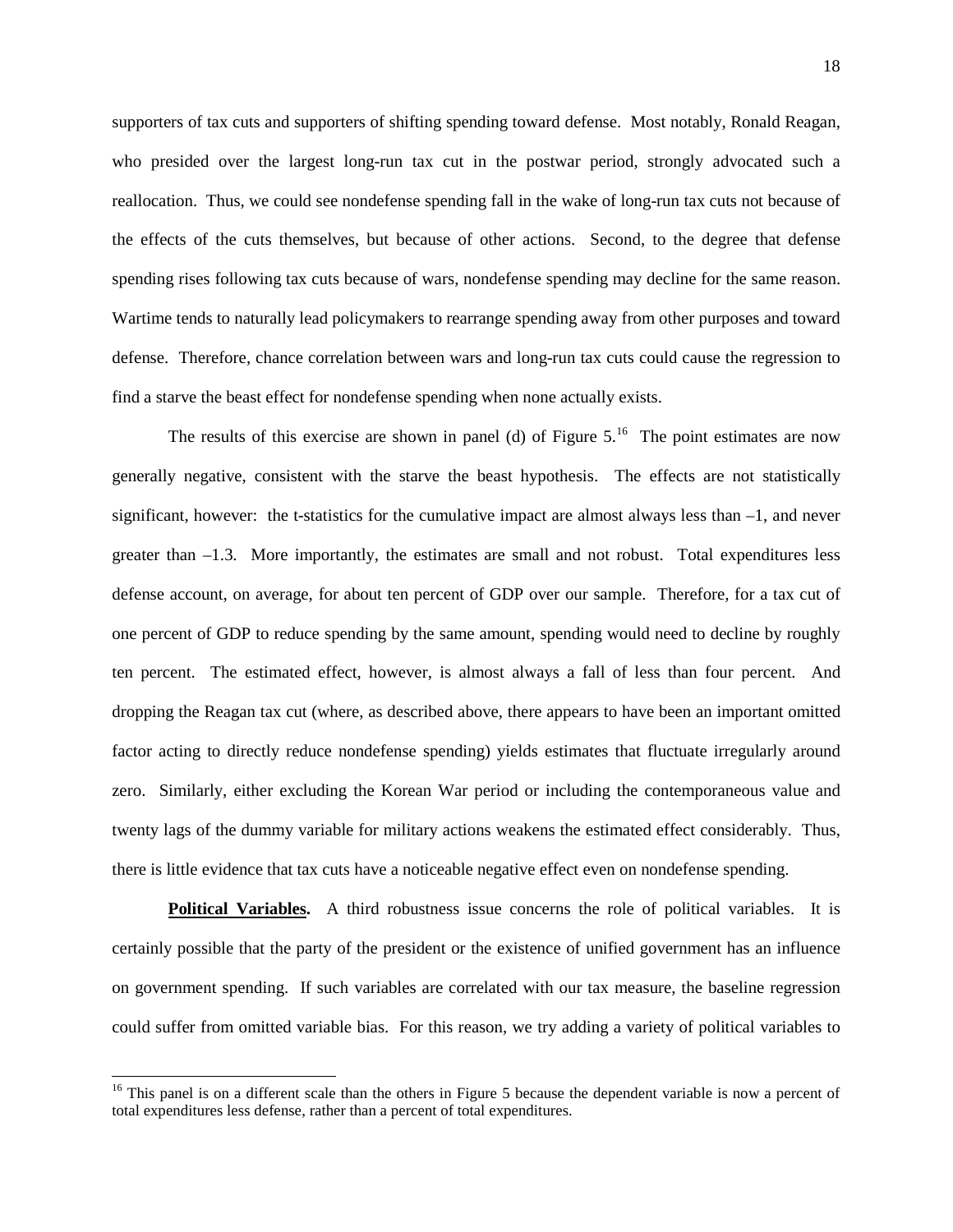supporters of tax cuts and supporters of shifting spending toward defense. Most notably, Ronald Reagan, who presided over the largest long-run tax cut in the postwar period, strongly advocated such a reallocation. Thus, we could see nondefense spending fall in the wake of long-run tax cuts not because of the effects of the cuts themselves, but because of other actions. Second, to the degree that defense spending rises following tax cuts because of wars, nondefense spending may decline for the same reason. Wartime tends to naturally lead policymakers to rearrange spending away from other purposes and toward defense. Therefore, chance correlation between wars and long-run tax cuts could cause the regression to find a starve the beast effect for nondefense spending when none actually exists.

The results of this exercise are shown in panel (d) of Figure 5.[16] The point estimates are now generally negative, consistent with the starve the beast hypothesis. The effects are not statistically significant, however: the t-statistics for the cumulative impact are almost always less than –1, and never greater than –1.3. More importantly, the estimates are small and not robust. Total expenditures less defense account, on average, for about ten percent of GDP over our sample. Therefore, for a tax cut of one percent of GDP to reduce spending by the same amount, spending would need to decline by roughly ten percent. The estimated effect, however, is almost always a fall of less than four percent. And dropping the Reagan tax cut (where, as described above, there appears to have been an important omitted factor acting to directly reduce nondefense spending) yields estimates that fluctuate irregularly around zero. Similarly, either excluding the Korean War period or including the contemporaneous value and twenty lags of the dummy variable for military actions weakens the estimated effect considerably. Thus, there is little evidence that tax cuts have a noticeable negative effect even on nondefense spending.

**Political Variables.** A third robustness issue concerns the role of political variables. It is certainly possible that the party of the president or the existence of unified government has an influence on government spending. If such variables are correlated with our tax measure, the baseline regression could suffer from omitted variable bias. For this reason, we try adding a variety of political variables to

[16] This panel is on a different scale than the others in Figure 5 because the dependent variable is now a percent of total expenditures less defense, rather than a percent of total expenditures.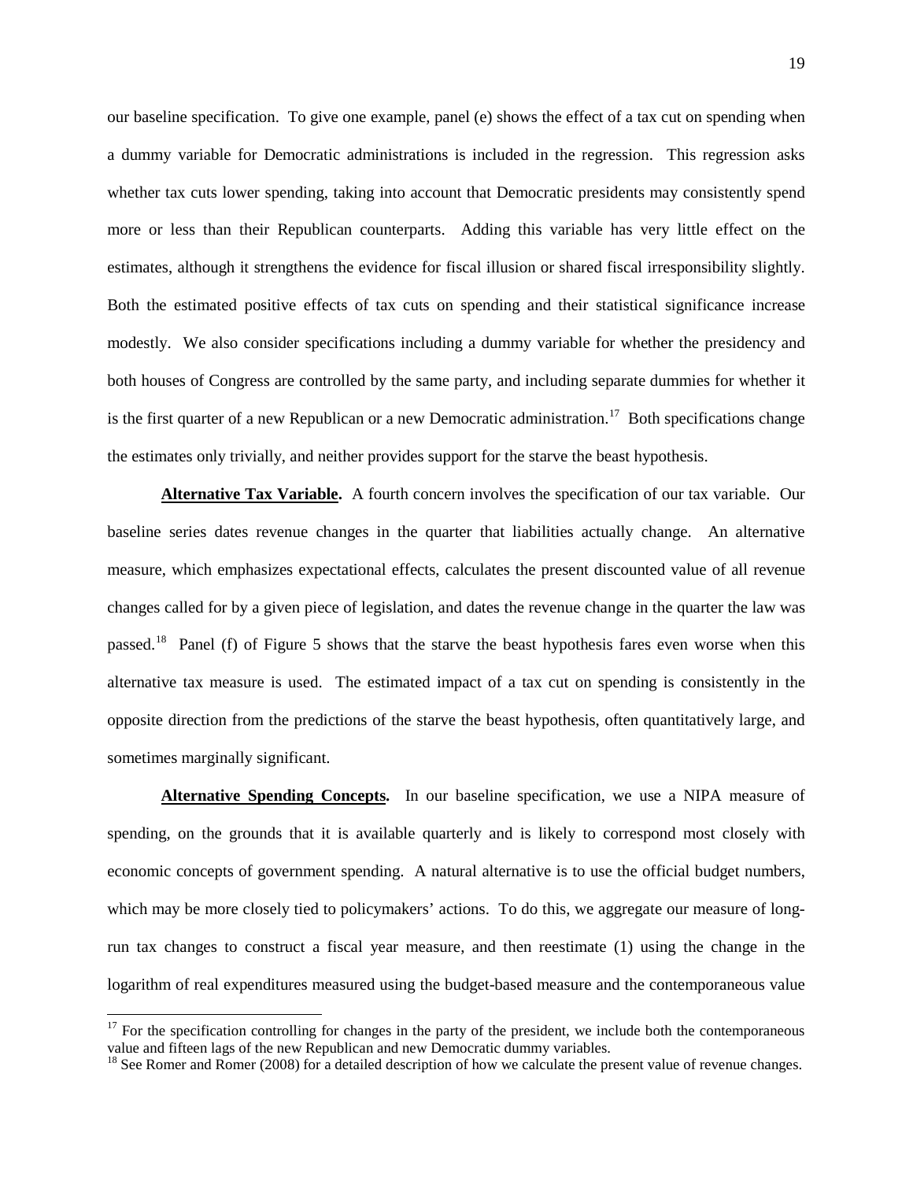our baseline specification. To give one example, panel (e) shows the effect of a tax cut on spending when a dummy variable for Democratic administrations is included in the regression. This regression asks whether tax cuts lower spending, taking into account that Democratic presidents may consistently spend more or less than their Republican counterparts. Adding this variable has very little effect on the estimates, although it strengthens the evidence for fiscal illusion or shared fiscal irresponsibility slightly. Both the estimated positive effects of tax cuts on spending and their statistical significance increase modestly. We also consider specifications including a dummy variable for whether the presidency and both houses of Congress are controlled by the same party, and including separate dummies for whether it is the first quarter of a new Republican or a new Democratic administration.[17] Both specifications change the estimates only trivially, and neither provides support for the starve the beast hypothesis.

**Alternative Tax Variable.** A fourth concern involves the specification of our tax variable. Our baseline series dates revenue changes in the quarter that liabilities actually change. An alternative measure, which emphasizes expectational effects, calculates the present discounted value of all revenue changes called for by a given piece of legislation, and dates the revenue change in the quarter the law was passed.[18] Panel (f) of Figure 5 shows that the starve the beast hypothesis fares even worse when this alternative tax measure is used. The estimated impact of a tax cut on spending is consistently in the opposite direction from the predictions of the starve the beast hypothesis, often quantitatively large, and sometimes marginally significant.

**Alternative Spending Concepts.** In our baseline specification, we use a NIPA measure of spending, on the grounds that it is available quarterly and is likely to correspond most closely with economic concepts of government spending. A natural alternative is to use the official budget numbers, which may be more closely tied to policymakers' actions. To do this, we aggregate our measure of long-run tax changes to construct a fiscal year measure, and then reestimate (1) using the change in the logarithm of real expenditures measured using the budget-based measure and the contemporaneous value

[17] For the specification controlling for changes in the party of the president, we include both the contemporaneous value and fifteen lags of the new Republican and new Democratic dummy variables.

[18] See Romer and Romer (2008) for a detailed description of how we calculate the present value of revenue changes.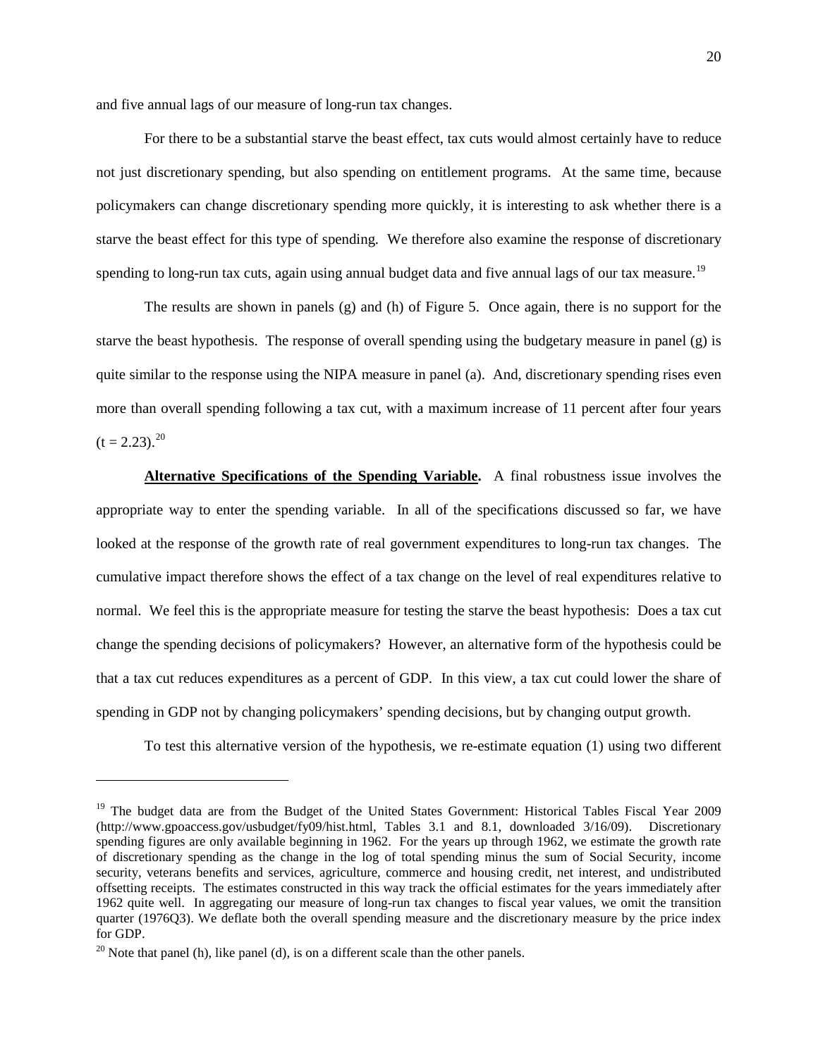and five annual lags of our measure of long-run tax changes.

For there to be a substantial starve the beast effect, tax cuts would almost certainly have to reduce not just discretionary spending, but also spending on entitlement programs. At the same time, because policymakers can change discretionary spending more quickly, it is interesting to ask whether there is a starve the beast effect for this type of spending. We therefore also examine the response of discretionary spending to long-run tax cuts, again using annual budget data and five annual lags of our tax measure.[19]

The results are shown in panels (g) and (h) of Figure 5. Once again, there is no support for the starve the beast hypothesis. The response of overall spending using the budgetary measure in panel (g) is quite similar to the response using the NIPA measure in panel (a). And, discretionary spending rises even more than overall spending following a tax cut, with a maximum increase of 11 percent after four years ($t = 2.23$).[20]

**Alternative Specifications of the Spending Variable.** A final robustness issue involves the appropriate way to enter the spending variable. In all of the specifications discussed so far, we have looked at the response of the growth rate of real government expenditures to long-run tax changes. The cumulative impact therefore shows the effect of a tax change on the level of real expenditures relative to normal. We feel this is the appropriate measure for testing the starve the beast hypothesis: Does a tax cut change the spending decisions of policymakers? However, an alternative form of the hypothesis could be that a tax cut reduces expenditures as a percent of GDP. In this view, a tax cut could lower the share of spending in GDP not by changing policymakers' spending decisions, but by changing output growth.

To test this alternative version of the hypothesis, we re-estimate equation (1) using two different

---

[19] The budget data are from the Budget of the United States Government: Historical Tables Fiscal Year 2009 (http://www.gpoaccess.gov/usbudget/fy09/hist.html, Tables 3.1 and 8.1, downloaded 3/16/09). Discretionary spending figures are only available beginning in 1962. For the years up through 1962, we estimate the growth rate of discretionary spending as the change in the log of total spending minus the sum of Social Security, income security, veterans benefits and services, agriculture, commerce and housing credit, net interest, and undistributed offsetting receipts. The estimates constructed in this way track the official estimates for the years immediately after 1962 quite well. In aggregating our measure of long-run tax changes to fiscal year values, we omit the transition quarter (1976Q3). We deflate both the overall spending measure and the discretionary measure by the price index for GDP.

[20] Note that panel (h), like panel (d), is on a different scale than the other panels.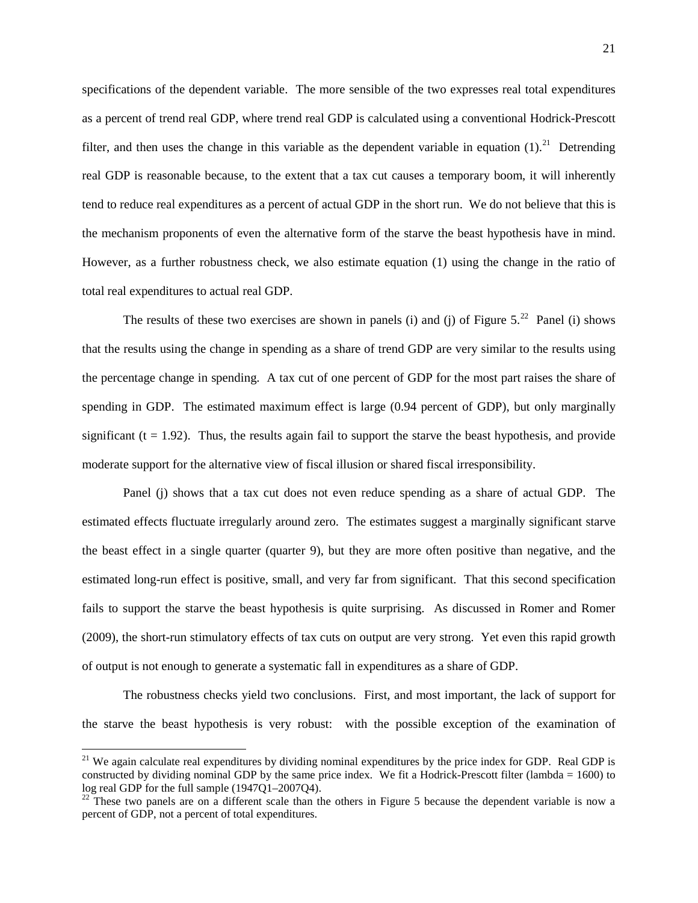specifications of the dependent variable. The more sensible of the two expresses real total expenditures as a percent of trend real GDP, where trend real GDP is calculated using a conventional Hodrick-Prescott filter, and then uses the change in this variable as the dependent variable in equation (1).[21] Detrending real GDP is reasonable because, to the extent that a tax cut causes a temporary boom, it will inherently tend to reduce real expenditures as a percent of actual GDP in the short run. We do not believe that this is the mechanism proponents of even the alternative form of the starve the beast hypothesis have in mind. However, as a further robustness check, we also estimate equation (1) using the change in the ratio of total real expenditures to actual real GDP.

The results of these two exercises are shown in panels (i) and (j) of Figure 5.[22] Panel (i) shows that the results using the change in spending as a share of trend GDP are very similar to the results using the percentage change in spending. A tax cut of one percent of GDP for the most part raises the share of spending in GDP. The estimated maximum effect is large (0.94 percent of GDP), but only marginally significant ($t = 1.92$). Thus, the results again fail to support the starve the beast hypothesis, and provide moderate support for the alternative view of fiscal illusion or shared fiscal irresponsibility.

Panel (j) shows that a tax cut does not even reduce spending as a share of actual GDP. The estimated effects fluctuate irregularly around zero. The estimates suggest a marginally significant starve the beast effect in a single quarter (quarter 9), but they are more often positive than negative, and the estimated long-run effect is positive, small, and very far from significant. That this second specification fails to support the starve the beast hypothesis is quite surprising. As discussed in Romer and Romer (2009), the short-run stimulatory effects of tax cuts on output are very strong. Yet even this rapid growth of output is not enough to generate a systematic fall in expenditures as a share of GDP.

The robustness checks yield two conclusions. First, and most important, the lack of support for the starve the beast hypothesis is very robust: with the possible exception of the examination of

---

[21] We again calculate real expenditures by dividing nominal expenditures by the price index for GDP. Real GDP is constructed by dividing nominal GDP by the same price index. We fit a Hodrick-Prescott filter (lambda = 1600) to log real GDP for the full sample (1947Q1–2007Q4).

[22] These two panels are on a different scale than the others in Figure 5 because the dependent variable is now a percent of GDP, not a percent of total expenditures.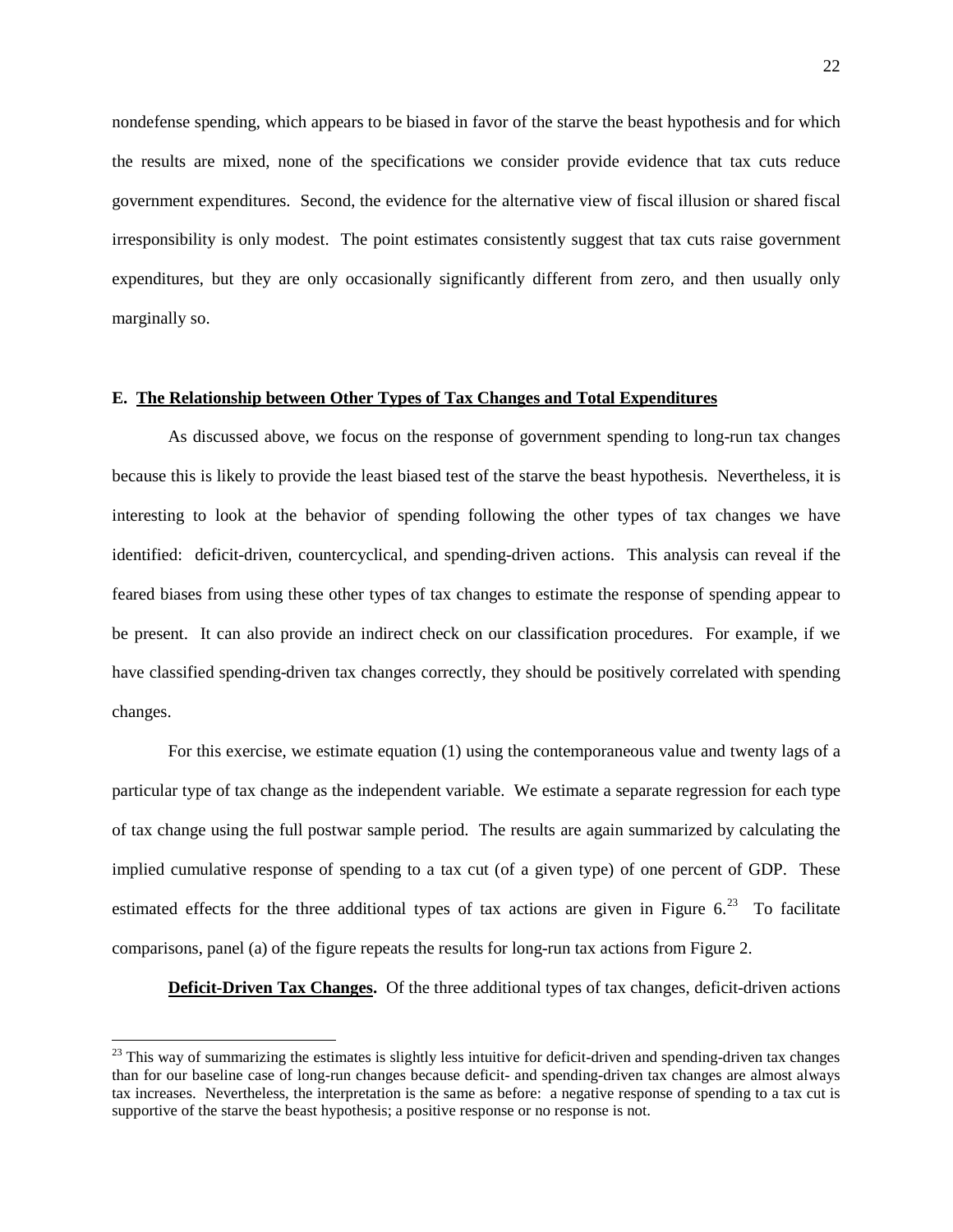nondefense spending, which appears to be biased in favor of the starve the beast hypothesis and for which the results are mixed, none of the specifications we consider provide evidence that tax cuts reduce government expenditures. Second, the evidence for the alternative view of fiscal illusion or shared fiscal irresponsibility is only modest. The point estimates consistently suggest that tax cuts raise government expenditures, but they are only occasionally significantly different from zero, and then usually only marginally so.

#### E. The Relationship between Other Types of Tax Changes and Total Expenditures

As discussed above, we focus on the response of government spending to long-run tax changes because this is likely to provide the least biased test of the starve the beast hypothesis. Nevertheless, it is interesting to look at the behavior of spending following the other types of tax changes we have identified: deficit-driven, countercyclical, and spending-driven actions. This analysis can reveal if the feared biases from using these other types of tax changes to estimate the response of spending appear to be present. It can also provide an indirect check on our classification procedures. For example, if we have classified spending-driven tax changes correctly, they should be positively correlated with spending changes.

For this exercise, we estimate equation (1) using the contemporaneous value and twenty lags of a particular type of tax change as the independent variable. We estimate a separate regression for each type of tax change using the full postwar sample period. The results are again summarized by calculating the implied cumulative response of spending to a tax cut (of a given type) of one percent of GDP. These estimated effects for the three additional types of tax actions are given in Figure 6.[23] To facilitate comparisons, panel (a) of the figure repeats the results for long-run tax actions from Figure 2.

**Deficit-Driven Tax Changes.** Of the three additional types of tax changes, deficit-driven actions

[23] This way of summarizing the estimates is slightly less intuitive for deficit-driven and spending-driven tax changes than for our baseline case of long-run changes because deficit- and spending-driven tax changes are almost always tax increases. Nevertheless, the interpretation is the same as before: a negative response of spending to a tax cut is supportive of the starve the beast hypothesis; a positive response or no response is not.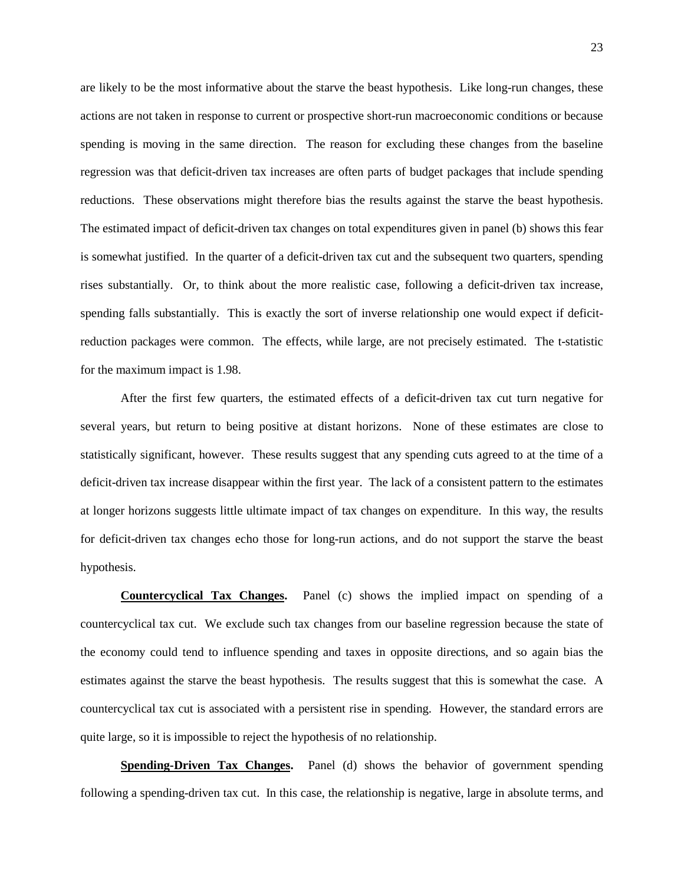are likely to be the most informative about the starve the beast hypothesis. Like long-run changes, these actions are not taken in response to current or prospective short-run macroeconomic conditions or because spending is moving in the same direction. The reason for excluding these changes from the baseline regression was that deficit-driven tax increases are often parts of budget packages that include spending reductions. These observations might therefore bias the results against the starve the beast hypothesis. The estimated impact of deficit-driven tax changes on total expenditures given in panel (b) shows this fear is somewhat justified. In the quarter of a deficit-driven tax cut and the subsequent two quarters, spending rises substantially. Or, to think about the more realistic case, following a deficit-driven tax increase, spending falls substantially. This is exactly the sort of inverse relationship one would expect if deficit-reduction packages were common. The effects, while large, are not precisely estimated. The t-statistic for the maximum impact is 1.98.

After the first few quarters, the estimated effects of a deficit-driven tax cut turn negative for several years, but return to being positive at distant horizons. None of these estimates are close to statistically significant, however. These results suggest that any spending cuts agreed to at the time of a deficit-driven tax increase disappear within the first year. The lack of a consistent pattern to the estimates at longer horizons suggests little ultimate impact of tax changes on expenditure. In this way, the results for deficit-driven tax changes echo those for long-run actions, and do not support the starve the beast hypothesis.

**Countercyclical Tax Changes.** Panel (c) shows the implied impact on spending of a countercyclical tax cut. We exclude such tax changes from our baseline regression because the state of the economy could tend to influence spending and taxes in opposite directions, and so again bias the estimates against the starve the beast hypothesis. The results suggest that this is somewhat the case. A countercyclical tax cut is associated with a persistent rise in spending. However, the standard errors are quite large, so it is impossible to reject the hypothesis of no relationship.

**Spending-Driven Tax Changes.** Panel (d) shows the behavior of government spending following a spending-driven tax cut. In this case, the relationship is negative, large in absolute terms, and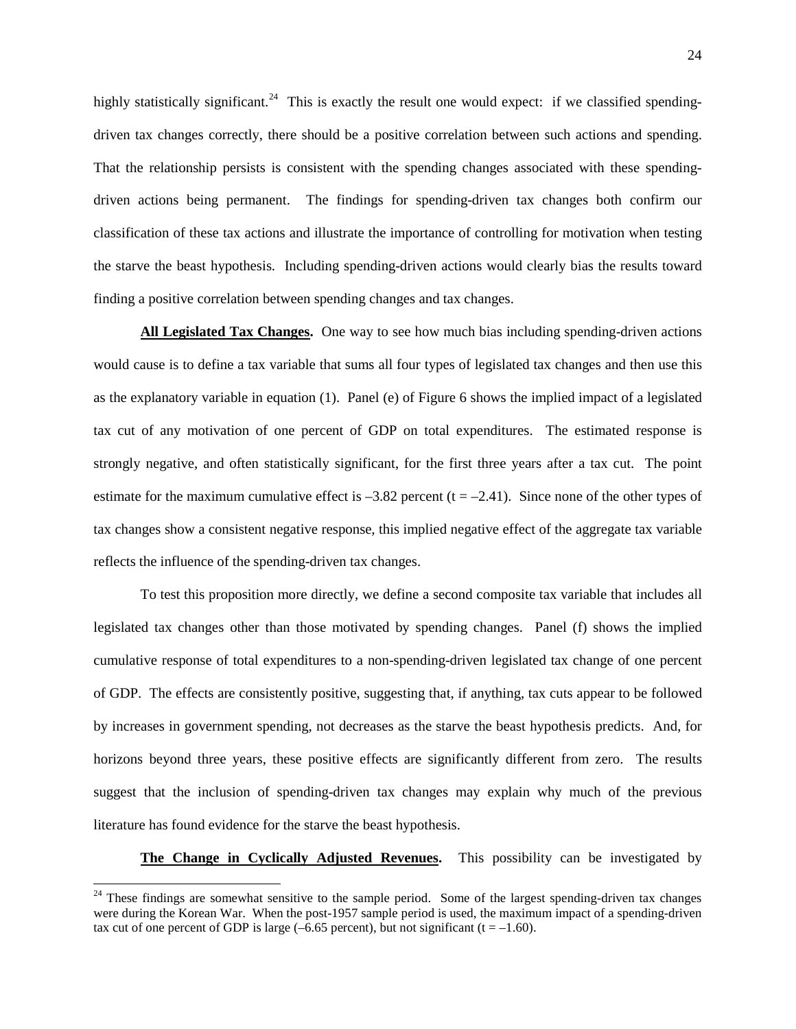highly statistically significant.[24] This is exactly the result one would expect: if we classified spending-driven tax changes correctly, there should be a positive correlation between such actions and spending. That the relationship persists is consistent with the spending changes associated with these spending-driven actions being permanent. The findings for spending-driven tax changes both confirm our classification of these tax actions and illustrate the importance of controlling for motivation when testing the starve the beast hypothesis. Including spending-driven actions would clearly bias the results toward finding a positive correlation between spending changes and tax changes.

**All Legislated Tax Changes.** One way to see how much bias including spending-driven actions would cause is to define a tax variable that sums all four types of legislated tax changes and then use this as the explanatory variable in equation (1). Panel (e) of Figure 6 shows the implied impact of a legislated tax cut of any motivation of one percent of GDP on total expenditures. The estimated response is strongly negative, and often statistically significant, for the first three years after a tax cut. The point estimate for the maximum cumulative effect is –3.82 percent ($t = -2.41$). Since none of the other types of tax changes show a consistent negative response, this implied negative effect of the aggregate tax variable reflects the influence of the spending-driven tax changes.

To test this proposition more directly, we define a second composite tax variable that includes all legislated tax changes other than those motivated by spending changes. Panel (f) shows the implied cumulative response of total expenditures to a non-spending-driven legislated tax change of one percent of GDP. The effects are consistently positive, suggesting that, if anything, tax cuts appear to be followed by increases in government spending, not decreases as the starve the beast hypothesis predicts. And, for horizons beyond three years, these positive effects are significantly different from zero. The results suggest that the inclusion of spending-driven tax changes may explain why much of the previous literature has found evidence for the starve the beast hypothesis.

**The Change in Cyclically Adjusted Revenues.** This possibility can be investigated by

[24] These findings are somewhat sensitive to the sample period. Some of the largest spending-driven tax changes were during the Korean War. When the post-1957 sample period is used, the maximum impact of a spending-driven tax cut of one percent of GDP is large (–6.65 percent), but not significant ($t = -1.60$).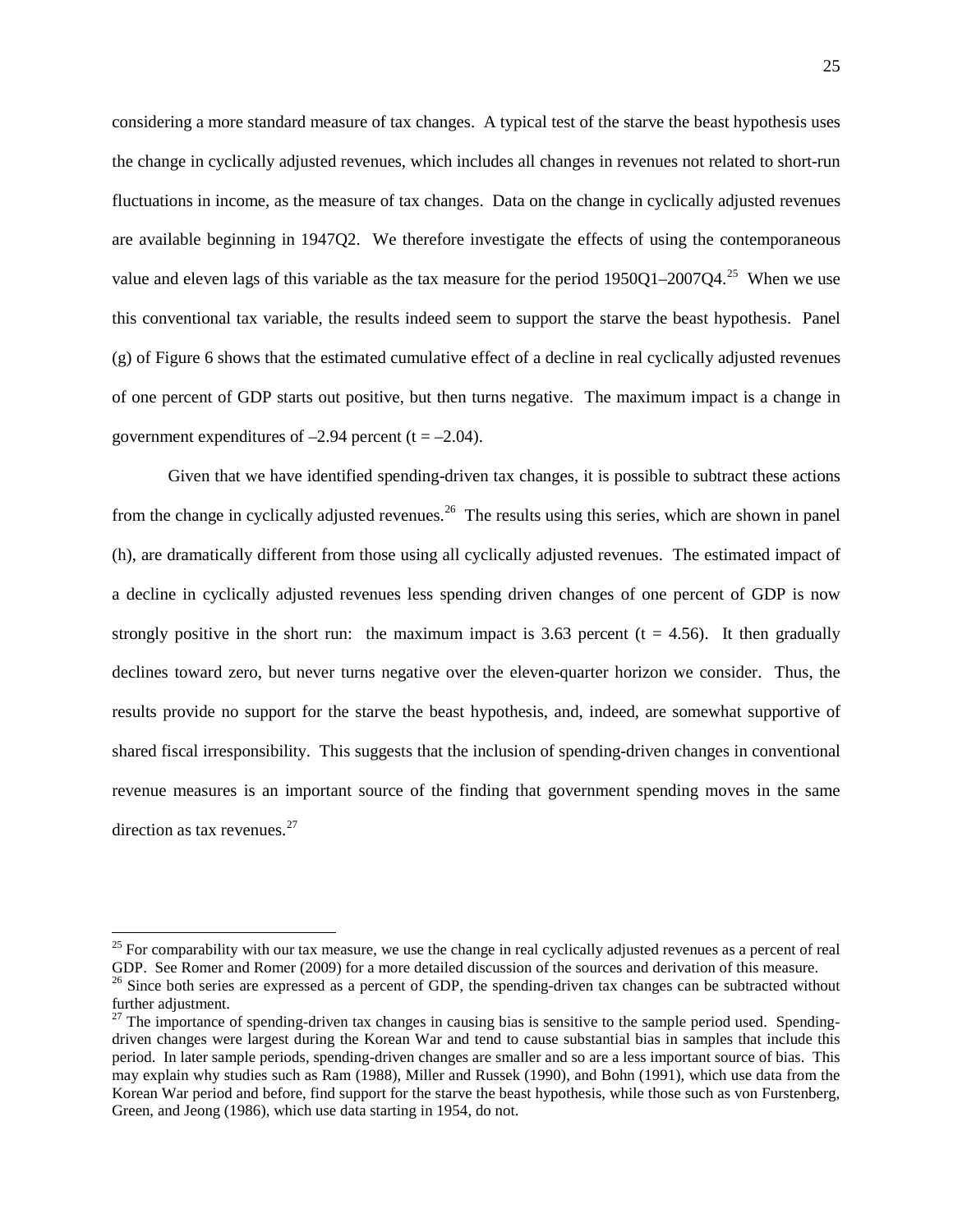considering a more standard measure of tax changes. A typical test of the starve the beast hypothesis uses the change in cyclically adjusted revenues, which includes all changes in revenues not related to short-run fluctuations in income, as the measure of tax changes. Data on the change in cyclically adjusted revenues are available beginning in 1947Q2. We therefore investigate the effects of using the contemporaneous value and eleven lags of this variable as the tax measure for the period 1950Q1–2007Q4.[25] When we use this conventional tax variable, the results indeed seem to support the starve the beast hypothesis. Panel (g) of Figure 6 shows that the estimated cumulative effect of a decline in real cyclically adjusted revenues of one percent of GDP starts out positive, but then turns negative. The maximum impact is a change in government expenditures of –2.94 percent (t = –2.04).

Given that we have identified spending-driven tax changes, it is possible to subtract these actions from the change in cyclically adjusted revenues.[26] The results using this series, which are shown in panel (h), are dramatically different from those using all cyclically adjusted revenues. The estimated impact of a decline in cyclically adjusted revenues less spending driven changes of one percent of GDP is now strongly positive in the short run: the maximum impact is 3.63 percent (t = 4.56). It then gradually declines toward zero, but never turns negative over the eleven-quarter horizon we consider. Thus, the results provide no support for the starve the beast hypothesis, and, indeed, are somewhat supportive of shared fiscal irresponsibility. This suggests that the inclusion of spending-driven changes in conventional revenue measures is an important source of the finding that government spending moves in the same direction as tax revenues.[27]

---

[25] For comparability with our tax measure, we use the change in real cyclically adjusted revenues as a percent of real GDP. See Romer and Romer (2009) for a more detailed discussion of the sources and derivation of this measure.

[26] Since both series are expressed as a percent of GDP, the spending-driven tax changes can be subtracted without further adjustment.

[27] The importance of spending-driven tax changes in causing bias is sensitive to the sample period used. Spending-driven changes were largest during the Korean War and tend to cause substantial bias in samples that include this period. In later sample periods, spending-driven changes are smaller and so are a less important source of bias. This may explain why studies such as Ram (1988), Miller and Russek (1990), and Bohn (1991), which use data from the Korean War period and before, find support for the starve the beast hypothesis, while those such as von Furstenberg, Green, and Jeong (1986), which use data starting in 1954, do not.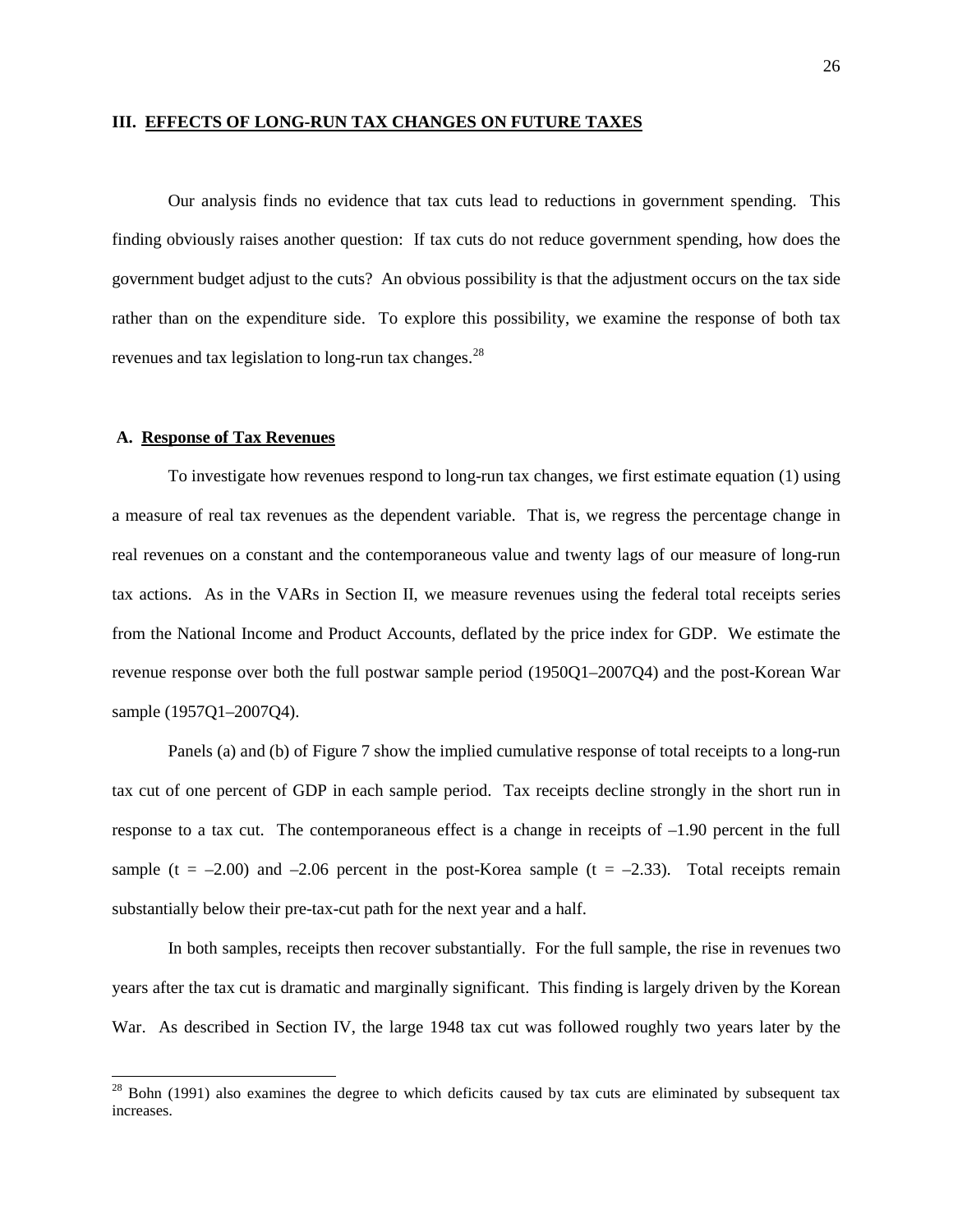## III. EFFECTS OF LONG-RUN TAX CHANGES ON FUTURE TAXES

Our analysis finds no evidence that tax cuts lead to reductions in government spending. This finding obviously raises another question: If tax cuts do not reduce government spending, how does the government budget adjust to the cuts? An obvious possibility is that the adjustment occurs on the tax side rather than on the expenditure side. To explore this possibility, we examine the response of both tax revenues and tax legislation to long-run tax changes.[28]

### A. Response of Tax Revenues

To investigate how revenues respond to long-run tax changes, we first estimate equation (1) using a measure of real tax revenues as the dependent variable. That is, we regress the percentage change in real revenues on a constant and the contemporaneous value and twenty lags of our measure of long-run tax actions. As in the VARs in Section II, we measure revenues using the federal total receipts series from the National Income and Product Accounts, deflated by the price index for GDP. We estimate the revenue response over both the full postwar sample period (1950Q1–2007Q4) and the post-Korean War sample (1957Q1–2007Q4).

Panels (a) and (b) of Figure 7 show the implied cumulative response of total receipts to a long-run tax cut of one percent of GDP in each sample period. Tax receipts decline strongly in the short run in response to a tax cut. The contemporaneous effect is a change in receipts of –1.90 percent in the full sample ($t = -2.00$) and –2.06 percent in the post-Korea sample ($t = -2.33$). Total receipts remain substantially below their pre-tax-cut path for the next year and a half.

In both samples, receipts then recover substantially. For the full sample, the rise in revenues two years after the tax cut is dramatic and marginally significant. This finding is largely driven by the Korean War. As described in Section IV, the large 1948 tax cut was followed roughly two years later by the

[28] Bohn (1991) also examines the degree to which deficits caused by tax cuts are eliminated by subsequent tax increases.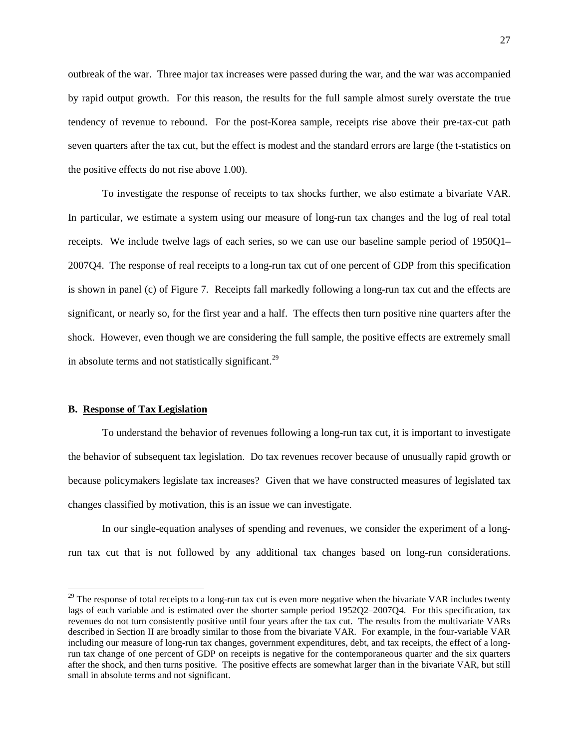outbreak of the war. Three major tax increases were passed during the war, and the war was accompanied by rapid output growth. For this reason, the results for the full sample almost surely overstate the true tendency of revenue to rebound. For the post-Korea sample, receipts rise above their pre-tax-cut path seven quarters after the tax cut, but the effect is modest and the standard errors are large (the t-statistics on the positive effects do not rise above 1.00).

To investigate the response of receipts to tax shocks further, we also estimate a bivariate VAR. In particular, we estimate a system using our measure of long-run tax changes and the log of real total receipts. We include twelve lags of each series, so we can use our baseline sample period of 1950Q1–2007Q4. The response of real receipts to a long-run tax cut of one percent of GDP from this specification is shown in panel (c) of Figure 7. Receipts fall markedly following a long-run tax cut and the effects are significant, or nearly so, for the first year and a half. The effects then turn positive nine quarters after the shock. However, even though we are considering the full sample, the positive effects are extremely small in absolute terms and not statistically significant.[29]

### B. Response of Tax Legislation

To understand the behavior of revenues following a long-run tax cut, it is important to investigate the behavior of subsequent tax legislation. Do tax revenues recover because of unusually rapid growth or because policymakers legislate tax increases? Given that we have constructed measures of legislated tax changes classified by motivation, this is an issue we can investigate.

In our single-equation analyses of spending and revenues, we consider the experiment of a long-run tax cut that is not followed by any additional tax changes based on long-run considerations.

[29] The response of total receipts to a long-run tax cut is even more negative when the bivariate VAR includes twenty lags of each variable and is estimated over the shorter sample period 1952Q2–2007Q4. For this specification, tax revenues do not turn consistently positive until four years after the tax cut. The results from the multivariate VARs described in Section II are broadly similar to those from the bivariate VAR. For example, in the four-variable VAR including our measure of long-run tax changes, government expenditures, debt, and tax receipts, the effect of a long-run tax change of one percent of GDP on receipts is negative for the contemporaneous quarter and the six quarters after the shock, and then turns positive. The positive effects are somewhat larger than in the bivariate VAR, but still small in absolute terms and not significant.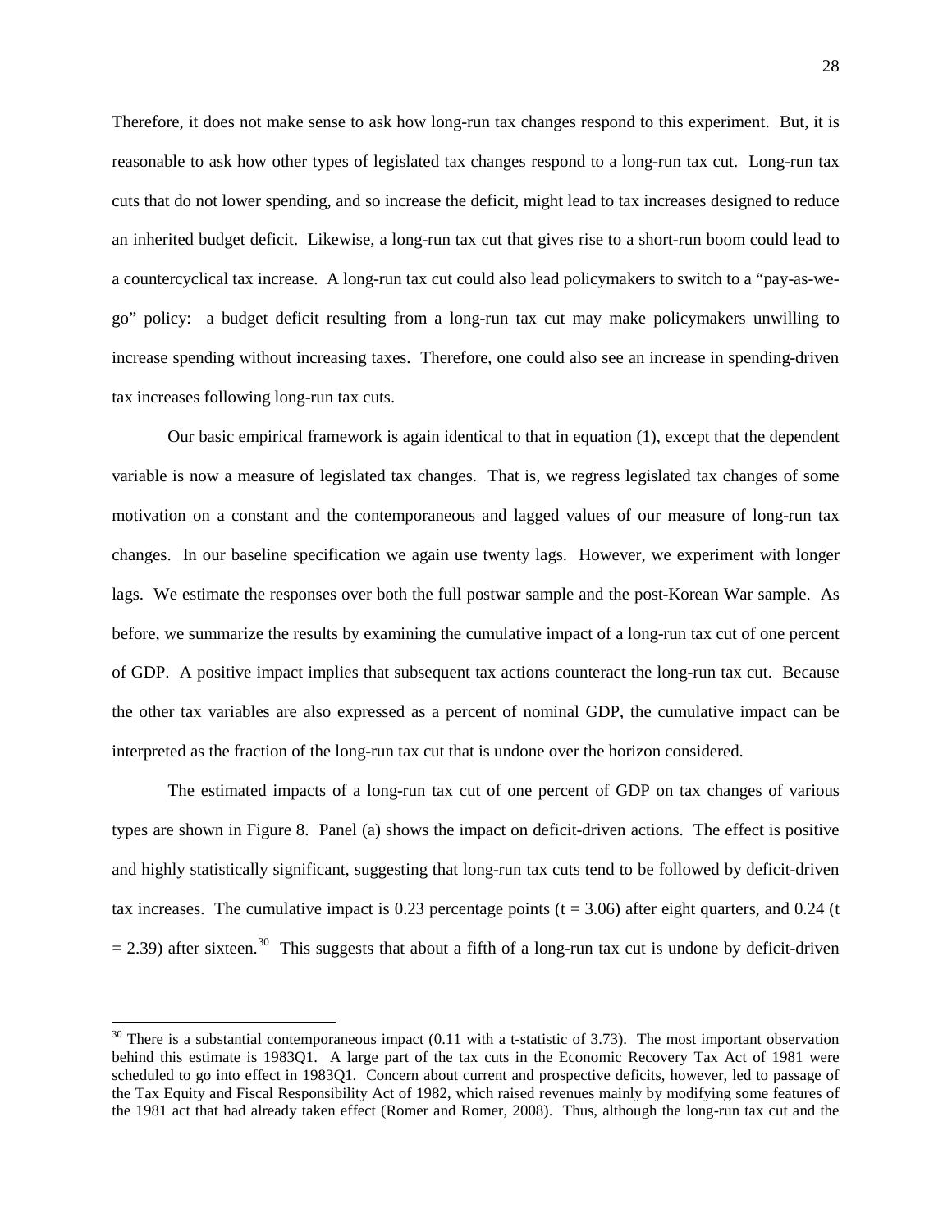Therefore, it does not make sense to ask how long-run tax changes respond to this experiment. But, it is reasonable to ask how other types of legislated tax changes respond to a long-run tax cut. Long-run tax cuts that do not lower spending, and so increase the deficit, might lead to tax increases designed to reduce an inherited budget deficit. Likewise, a long-run tax cut that gives rise to a short-run boom could lead to a countercyclical tax increase. A long-run tax cut could also lead policymakers to switch to a "pay-as-we-go" policy: a budget deficit resulting from a long-run tax cut may make policymakers unwilling to increase spending without increasing taxes. Therefore, one could also see an increase in spending-driven tax increases following long-run tax cuts.

Our basic empirical framework is again identical to that in equation (1), except that the dependent variable is now a measure of legislated tax changes. That is, we regress legislated tax changes of some motivation on a constant and the contemporaneous and lagged values of our measure of long-run tax changes. In our baseline specification we again use twenty lags. However, we experiment with longer lags. We estimate the responses over both the full postwar sample and the post-Korean War sample. As before, we summarize the results by examining the cumulative impact of a long-run tax cut of one percent of GDP. A positive impact implies that subsequent tax actions counteract the long-run tax cut. Because the other tax variables are also expressed as a percent of nominal GDP, the cumulative impact can be interpreted as the fraction of the long-run tax cut that is undone over the horizon considered.

The estimated impacts of a long-run tax cut of one percent of GDP on tax changes of various types are shown in Figure 8. Panel (a) shows the impact on deficit-driven actions. The effect is positive and highly statistically significant, suggesting that long-run tax cuts tend to be followed by deficit-driven tax increases. The cumulative impact is 0.23 percentage points ($t = 3.06$) after eight quarters, and 0.24 ($t = 2.39$) after sixteen.[30] This suggests that about a fifth of a long-run tax cut is undone by deficit-driven

[30] There is a substantial contemporaneous impact (0.11 with a t-statistic of 3.73). The most important observation behind this estimate is 1983Q1. A large part of the tax cuts in the Economic Recovery Tax Act of 1981 were scheduled to go into effect in 1983Q1. Concern about current and prospective deficits, however, led to passage of the Tax Equity and Fiscal Responsibility Act of 1982, which raised revenues mainly by modifying some features of the 1981 act that had already taken effect (Romer and Romer, 2008). Thus, although the long-run tax cut and the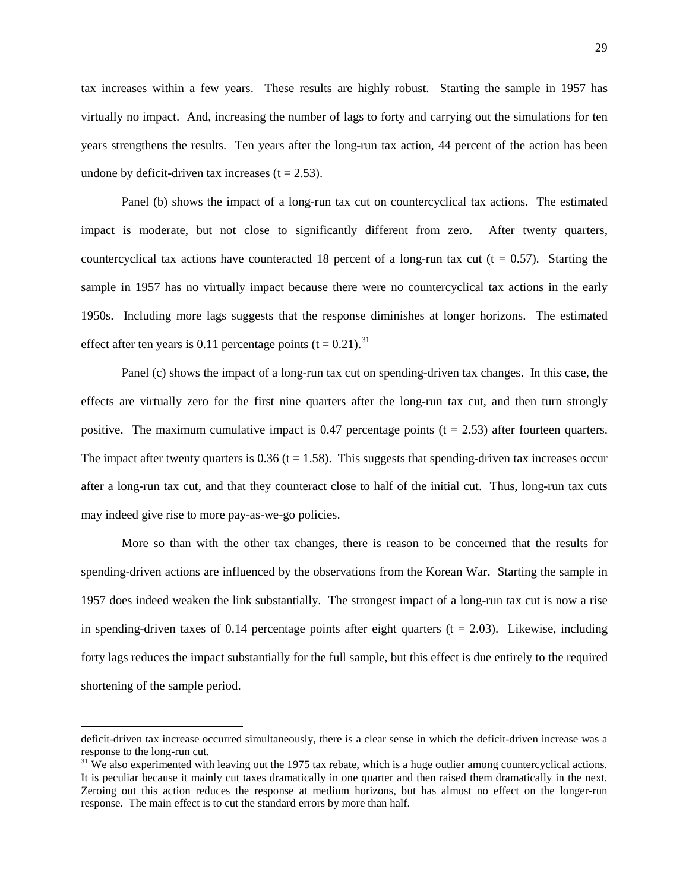tax increases within a few years. These results are highly robust. Starting the sample in 1957 has virtually no impact. And, increasing the number of lags to forty and carrying out the simulations for ten years strengthens the results. Ten years after the long-run tax action, 44 percent of the action has been undone by deficit-driven tax increases ($t = 2.53$).

Panel (b) shows the impact of a long-run tax cut on countercyclical tax actions. The estimated impact is moderate, but not close to significantly different from zero. After twenty quarters, countercyclical tax actions have counteracted 18 percent of a long-run tax cut ($t = 0.57$). Starting the sample in 1957 has no virtually impact because there were no countercyclical tax actions in the early 1950s. Including more lags suggests that the response diminishes at longer horizons. The estimated effect after ten years is 0.11 percentage points ($t = 0.21$).[31]

Panel (c) shows the impact of a long-run tax cut on spending-driven tax changes. In this case, the effects are virtually zero for the first nine quarters after the long-run tax cut, and then turn strongly positive. The maximum cumulative impact is 0.47 percentage points ($t = 2.53$) after fourteen quarters. The impact after twenty quarters is 0.36 ($t = 1.58$). This suggests that spending-driven tax increases occur after a long-run tax cut, and that they counteract close to half of the initial cut. Thus, long-run tax cuts may indeed give rise to more pay-as-we-go policies.

More so than with the other tax changes, there is reason to be concerned that the results for spending-driven actions are influenced by the observations from the Korean War. Starting the sample in 1957 does indeed weaken the link substantially. The strongest impact of a long-run tax cut is now a rise in spending-driven taxes of 0.14 percentage points after eight quarters ($t = 2.03$). Likewise, including forty lags reduces the impact substantially for the full sample, but this effect is due entirely to the required shortening of the sample period.

---

deficit-driven tax increase occurred simultaneously, there is a clear sense in which the deficit-driven increase was a response to the long-run cut.

[31] We also experimented with leaving out the 1975 tax rebate, which is a huge outlier among countercyclical actions. It is peculiar because it mainly cut taxes dramatically in one quarter and then raised them dramatically in the next. Zeroing out this action reduces the response at medium horizons, but has almost no effect on the longer-run response. The main effect is to cut the standard errors by more than half.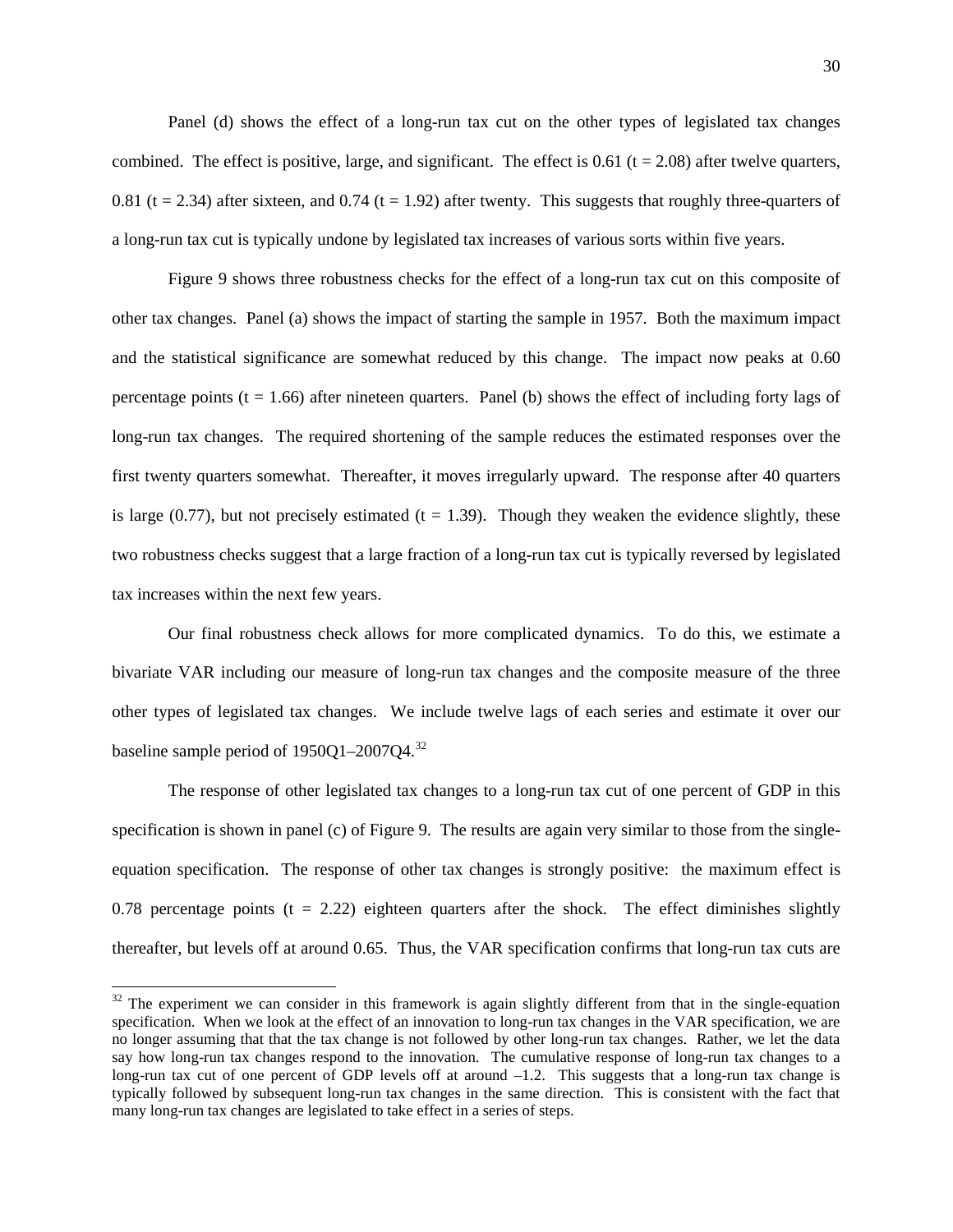Panel (d) shows the effect of a long-run tax cut on the other types of legislated tax changes combined. The effect is positive, large, and significant. The effect is 0.61 ($t = 2.08$) after twelve quarters, 0.81 ($t = 2.34$) after sixteen, and 0.74 ($t = 1.92$) after twenty. This suggests that roughly three-quarters of a long-run tax cut is typically undone by legislated tax increases of various sorts within five years.

Figure 9 shows three robustness checks for the effect of a long-run tax cut on this composite of other tax changes. Panel (a) shows the impact of starting the sample in 1957. Both the maximum impact and the statistical significance are somewhat reduced by this change. The impact now peaks at 0.60 percentage points ($t = 1.66$) after nineteen quarters. Panel (b) shows the effect of including forty lags of long-run tax changes. The required shortening of the sample reduces the estimated responses over the first twenty quarters somewhat. Thereafter, it moves irregularly upward. The response after 40 quarters is large (0.77), but not precisely estimated ($t = 1.39$). Though they weaken the evidence slightly, these two robustness checks suggest that a large fraction of a long-run tax cut is typically reversed by legislated tax increases within the next few years.

Our final robustness check allows for more complicated dynamics. To do this, we estimate a bivariate VAR including our measure of long-run tax changes and the composite measure of the three other types of legislated tax changes. We include twelve lags of each series and estimate it over our baseline sample period of 1950Q1–2007Q4.[32]

The response of other legislated tax changes to a long-run tax cut of one percent of GDP in this specification is shown in panel (c) of Figure 9. The results are again very similar to those from the single-equation specification. The response of other tax changes is strongly positive: the maximum effect is 0.78 percentage points ($t = 2.22$) eighteen quarters after the shock. The effect diminishes slightly thereafter, but levels off at around 0.65. Thus, the VAR specification confirms that long-run tax cuts are

[32] The experiment we can consider in this framework is again slightly different from that in the single-equation specification. When we look at the effect of an innovation to long-run tax changes in the VAR specification, we are no longer assuming that that the tax change is not followed by other long-run tax changes. Rather, we let the data say how long-run tax changes respond to the innovation. The cumulative response of long-run tax changes to a long-run tax cut of one percent of GDP levels off at around –1.2. This suggests that a long-run tax change is typically followed by subsequent long-run tax changes in the same direction. This is consistent with the fact that many long-run tax changes are legislated to take effect in a series of steps.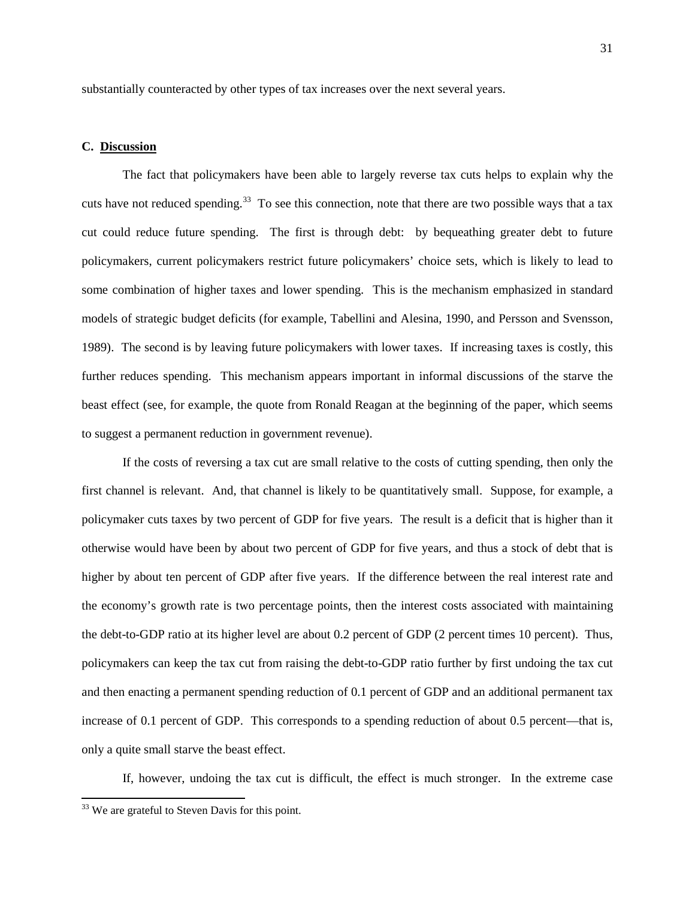substantially counteracted by other types of tax increases over the next several years.

### C. Discussion

The fact that policymakers have been able to largely reverse tax cuts helps to explain why the cuts have not reduced spending.[33] To see this connection, note that there are two possible ways that a tax cut could reduce future spending. The first is through debt: by bequeathing greater debt to future policymakers, current policymakers restrict future policymakers' choice sets, which is likely to lead to some combination of higher taxes and lower spending. This is the mechanism emphasized in standard models of strategic budget deficits (for example, Tabellini and Alesina, 1990, and Persson and Svensson, 1989). The second is by leaving future policymakers with lower taxes. If increasing taxes is costly, this further reduces spending. This mechanism appears important in informal discussions of the starve the beast effect (see, for example, the quote from Ronald Reagan at the beginning of the paper, which seems to suggest a permanent reduction in government revenue).

If the costs of reversing a tax cut are small relative to the costs of cutting spending, then only the first channel is relevant. And, that channel is likely to be quantitatively small. Suppose, for example, a policymaker cuts taxes by two percent of GDP for five years. The result is a deficit that is higher than it otherwise would have been by about two percent of GDP for five years, and thus a stock of debt that is higher by about ten percent of GDP after five years. If the difference between the real interest rate and the economy's growth rate is two percentage points, then the interest costs associated with maintaining the debt-to-GDP ratio at its higher level are about 0.2 percent of GDP (2 percent times 10 percent). Thus, policymakers can keep the tax cut from raising the debt-to-GDP ratio further by first undoing the tax cut and then enacting a permanent spending reduction of 0.1 percent of GDP and an additional permanent tax increase of 0.1 percent of GDP. This corresponds to a spending reduction of about 0.5 percent—that is, only a quite small starve the beast effect.

If, however, undoing the tax cut is difficult, the effect is much stronger. In the extreme case

[33] We are grateful to Steven Davis for this point.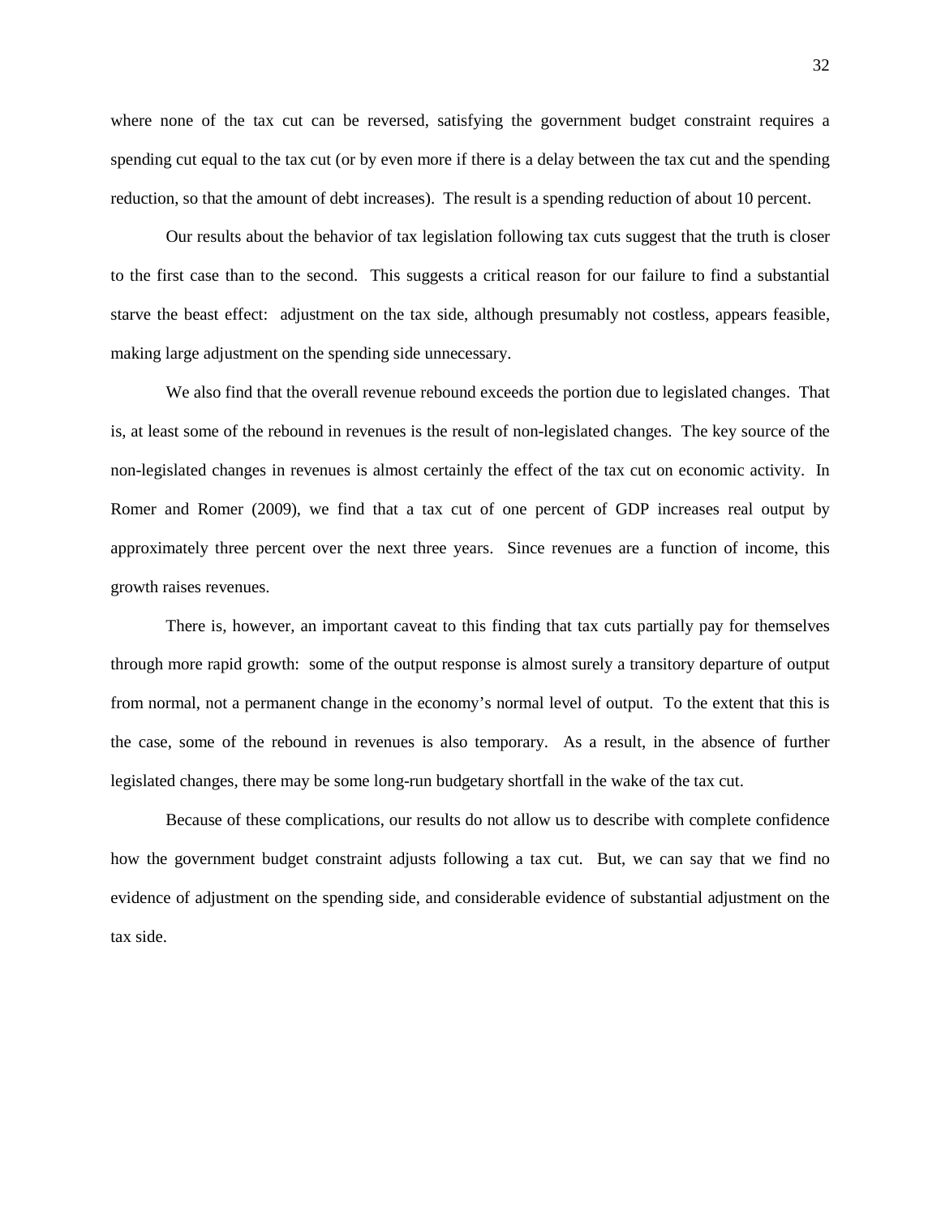where none of the tax cut can be reversed, satisfying the government budget constraint requires a spending cut equal to the tax cut (or by even more if there is a delay between the tax cut and the spending reduction, so that the amount of debt increases). The result is a spending reduction of about 10 percent.

Our results about the behavior of tax legislation following tax cuts suggest that the truth is closer to the first case than to the second. This suggests a critical reason for our failure to find a substantial starve the beast effect: adjustment on the tax side, although presumably not costless, appears feasible, making large adjustment on the spending side unnecessary.

We also find that the overall revenue rebound exceeds the portion due to legislated changes. That is, at least some of the rebound in revenues is the result of non-legislated changes. The key source of the non-legislated changes in revenues is almost certainly the effect of the tax cut on economic activity. In Romer and Romer (2009), we find that a tax cut of one percent of GDP increases real output by approximately three percent over the next three years. Since revenues are a function of income, this growth raises revenues.

There is, however, an important caveat to this finding that tax cuts partially pay for themselves through more rapid growth: some of the output response is almost surely a transitory departure of output from normal, not a permanent change in the economy's normal level of output. To the extent that this is the case, some of the rebound in revenues is also temporary. As a result, in the absence of further legislated changes, there may be some long-run budgetary shortfall in the wake of the tax cut.

Because of these complications, our results do not allow us to describe with complete confidence how the government budget constraint adjusts following a tax cut. But, we can say that we find no evidence of adjustment on the spending side, and considerable evidence of substantial adjustment on the tax side.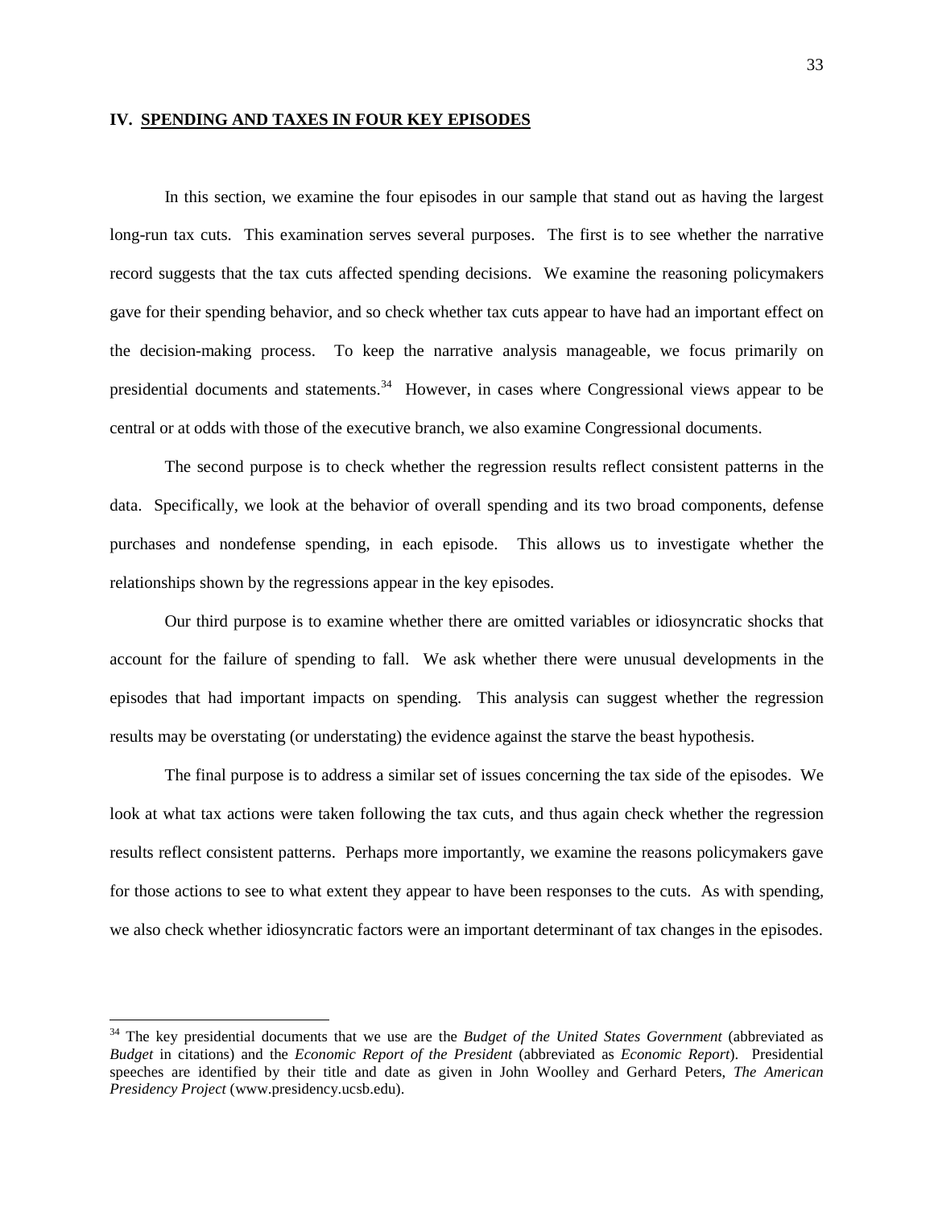## IV. SPENDING AND TAXES IN FOUR KEY EPISODES

In this section, we examine the four episodes in our sample that stand out as having the largest long-run tax cuts. This examination serves several purposes. The first is to see whether the narrative record suggests that the tax cuts affected spending decisions. We examine the reasoning policymakers gave for their spending behavior, and so check whether tax cuts appear to have had an important effect on the decision-making process. To keep the narrative analysis manageable, we focus primarily on presidential documents and statements.[34] However, in cases where Congressional views appear to be central or at odds with those of the executive branch, we also examine Congressional documents.

The second purpose is to check whether the regression results reflect consistent patterns in the data. Specifically, we look at the behavior of overall spending and its two broad components, defense purchases and nondefense spending, in each episode. This allows us to investigate whether the relationships shown by the regressions appear in the key episodes.

Our third purpose is to examine whether there are omitted variables or idiosyncratic shocks that account for the failure of spending to fall. We ask whether there were unusual developments in the episodes that had important impacts on spending. This analysis can suggest whether the regression results may be overstating (or understating) the evidence against the starve the beast hypothesis.

The final purpose is to address a similar set of issues concerning the tax side of the episodes. We look at what tax actions were taken following the tax cuts, and thus again check whether the regression results reflect consistent patterns. Perhaps more importantly, we examine the reasons policymakers gave for those actions to see to what extent they appear to have been responses to the cuts. As with spending, we also check whether idiosyncratic factors were an important determinant of tax changes in the episodes.

[34] The key presidential documents that we use are the *Budget of the United States Government* (abbreviated as *Budget* in citations) and the *Economic Report of the President* (abbreviated as *Economic Report*). Presidential speeches are identified by their title and date as given in John Woolley and Gerhard Peters, *The American Presidency Project* (www.presidency.ucsb.edu).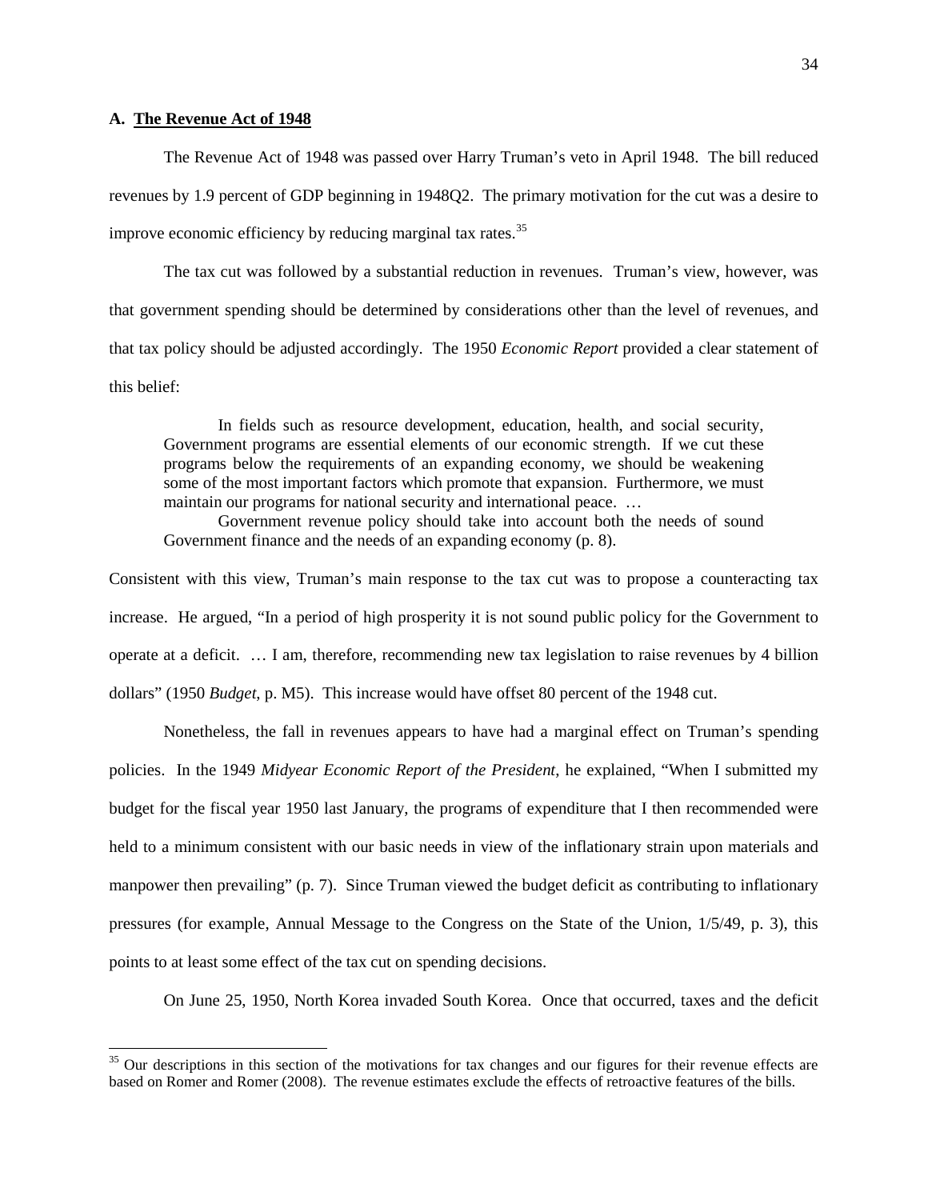### A. The Revenue Act of 1948

The Revenue Act of 1948 was passed over Harry Truman's veto in April 1948. The bill reduced revenues by 1.9 percent of GDP beginning in 1948Q2. The primary motivation for the cut was a desire to improve economic efficiency by reducing marginal tax rates.[35]

The tax cut was followed by a substantial reduction in revenues. Truman's view, however, was that government spending should be determined by considerations other than the level of revenues, and that tax policy should be adjusted accordingly. The 1950 *Economic Report* provided a clear statement of this belief:

> In fields such as resource development, education, health, and social security, Government programs are essential elements of our economic strength. If we cut these programs below the requirements of an expanding economy, we should be weakening some of the most important factors which promote that expansion. Furthermore, we must maintain our programs for national security and international peace. …
>
> Government revenue policy should take into account both the needs of sound Government finance and the needs of an expanding economy (p. 8).

Consistent with this view, Truman's main response to the tax cut was to propose a counteracting tax increase. He argued, "In a period of high prosperity it is not sound public policy for the Government to operate at a deficit. … I am, therefore, recommending new tax legislation to raise revenues by 4 billion dollars" (1950 *Budget*, p. M5). This increase would have offset 80 percent of the 1948 cut.

Nonetheless, the fall in revenues appears to have had a marginal effect on Truman's spending policies. In the 1949 *Midyear Economic Report of the President*, he explained, "When I submitted my budget for the fiscal year 1950 last January, the programs of expenditure that I then recommended were held to a minimum consistent with our basic needs in view of the inflationary strain upon materials and manpower then prevailing" (p. 7). Since Truman viewed the budget deficit as contributing to inflationary pressures (for example, Annual Message to the Congress on the State of the Union, 1/5/49, p. 3), this points to at least some effect of the tax cut on spending decisions.

On June 25, 1950, North Korea invaded South Korea. Once that occurred, taxes and the deficit

[35] Our descriptions in this section of the motivations for tax changes and our figures for their revenue effects are based on Romer and Romer (2008). The revenue estimates exclude the effects of retroactive features of the bills.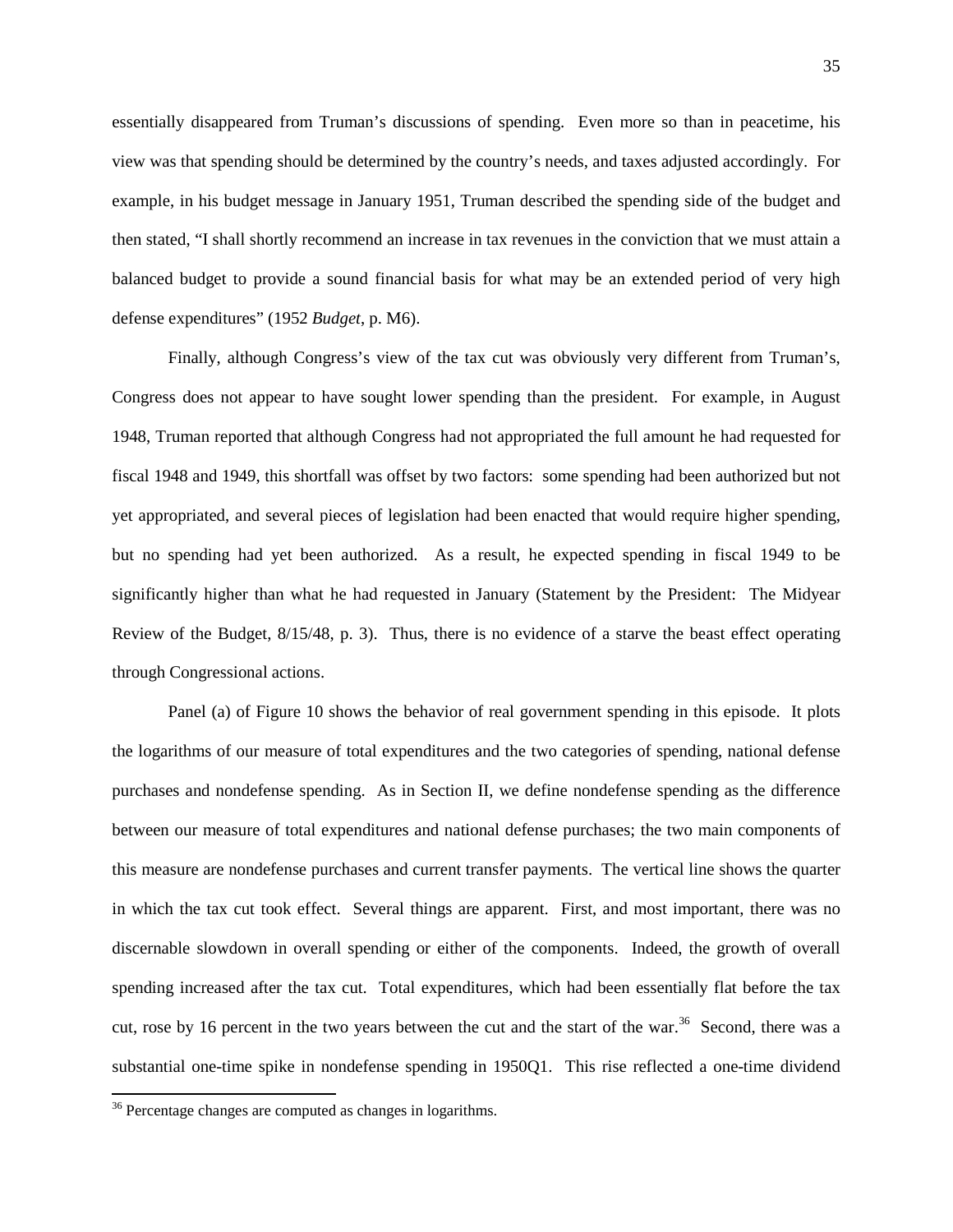essentially disappeared from Truman's discussions of spending. Even more so than in peacetime, his view was that spending should be determined by the country's needs, and taxes adjusted accordingly. For example, in his budget message in January 1951, Truman described the spending side of the budget and then stated, "I shall shortly recommend an increase in tax revenues in the conviction that we must attain a balanced budget to provide a sound financial basis for what may be an extended period of very high defense expenditures" (1952 *Budget*, p. M6).

Finally, although Congress's view of the tax cut was obviously very different from Truman's, Congress does not appear to have sought lower spending than the president. For example, in August 1948, Truman reported that although Congress had not appropriated the full amount he had requested for fiscal 1948 and 1949, this shortfall was offset by two factors: some spending had been authorized but not yet appropriated, and several pieces of legislation had been enacted that would require higher spending, but no spending had yet been authorized. As a result, he expected spending in fiscal 1949 to be significantly higher than what he had requested in January (Statement by the President: The Midyear Review of the Budget, 8/15/48, p. 3). Thus, there is no evidence of a starve the beast effect operating through Congressional actions.

Panel (a) of Figure 10 shows the behavior of real government spending in this episode. It plots the logarithms of our measure of total expenditures and the two categories of spending, national defense purchases and nondefense spending. As in Section II, we define nondefense spending as the difference between our measure of total expenditures and national defense purchases; the two main components of this measure are nondefense purchases and current transfer payments. The vertical line shows the quarter in which the tax cut took effect. Several things are apparent. First, and most important, there was no discernable slowdown in overall spending or either of the components. Indeed, the growth of overall spending increased after the tax cut. Total expenditures, which had been essentially flat before the tax cut, rose by 16 percent in the two years between the cut and the start of the war.[36] Second, there was a substantial one-time spike in nondefense spending in 1950Q1. This rise reflected a one-time dividend

[36] Percentage changes are computed as changes in logarithms.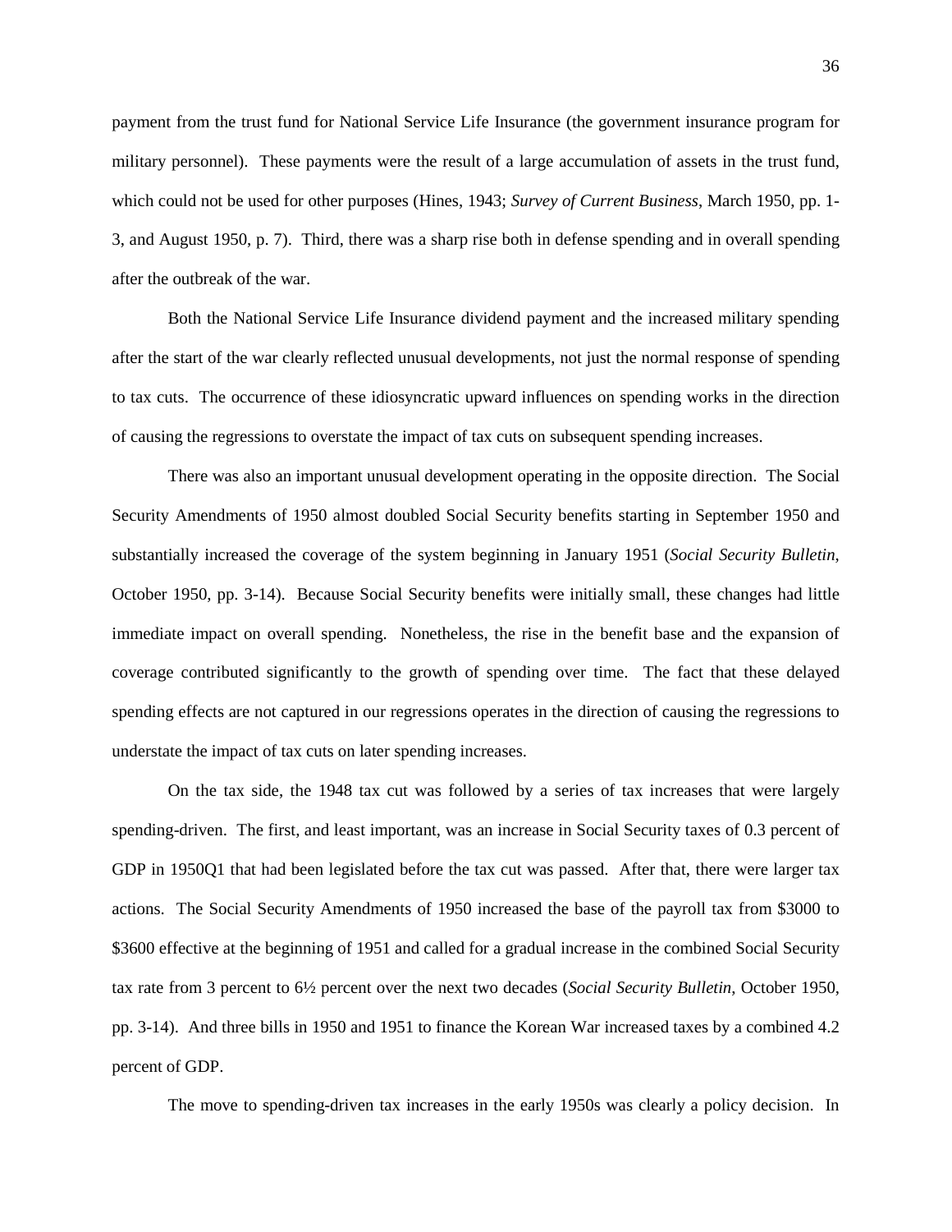payment from the trust fund for National Service Life Insurance (the government insurance program for military personnel). These payments were the result of a large accumulation of assets in the trust fund, which could not be used for other purposes (Hines, 1943; *Survey of Current Business*, March 1950, pp. 1-3, and August 1950, p. 7). Third, there was a sharp rise both in defense spending and in overall spending after the outbreak of the war.

Both the National Service Life Insurance dividend payment and the increased military spending after the start of the war clearly reflected unusual developments, not just the normal response of spending to tax cuts. The occurrence of these idiosyncratic upward influences on spending works in the direction of causing the regressions to overstate the impact of tax cuts on subsequent spending increases.

There was also an important unusual development operating in the opposite direction. The Social Security Amendments of 1950 almost doubled Social Security benefits starting in September 1950 and substantially increased the coverage of the system beginning in January 1951 (*Social Security Bulletin*, October 1950, pp. 3-14). Because Social Security benefits were initially small, these changes had little immediate impact on overall spending. Nonetheless, the rise in the benefit base and the expansion of coverage contributed significantly to the growth of spending over time. The fact that these delayed spending effects are not captured in our regressions operates in the direction of causing the regressions to understate the impact of tax cuts on later spending increases.

On the tax side, the 1948 tax cut was followed by a series of tax increases that were largely spending-driven. The first, and least important, was an increase in Social Security taxes of 0.3 percent of GDP in 1950Q1 that had been legislated before the tax cut was passed. After that, there were larger tax actions. The Social Security Amendments of 1950 increased the base of the payroll tax from $3000 to $3600 effective at the beginning of 1951 and called for a gradual increase in the combined Social Security tax rate from 3 percent to 6½ percent over the next two decades (*Social Security Bulletin*, October 1950, pp. 3-14). And three bills in 1950 and 1951 to finance the Korean War increased taxes by a combined 4.2 percent of GDP.

The move to spending-driven tax increases in the early 1950s was clearly a policy decision. In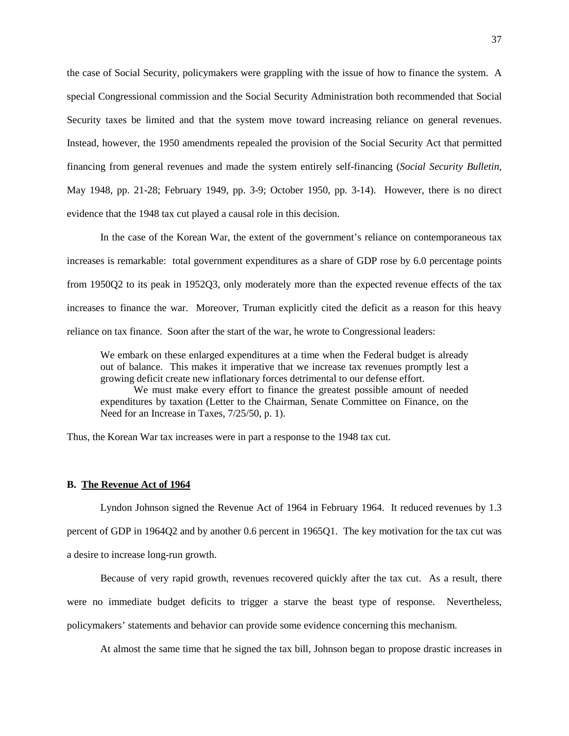the case of Social Security, policymakers were grappling with the issue of how to finance the system. A special Congressional commission and the Social Security Administration both recommended that Social Security taxes be limited and that the system move toward increasing reliance on general revenues. Instead, however, the 1950 amendments repealed the provision of the Social Security Act that permitted financing from general revenues and made the system entirely self-financing (*Social Security Bulletin*, May 1948, pp. 21-28; February 1949, pp. 3-9; October 1950, pp. 3-14). However, there is no direct evidence that the 1948 tax cut played a causal role in this decision.

In the case of the Korean War, the extent of the government's reliance on contemporaneous tax increases is remarkable: total government expenditures as a share of GDP rose by 6.0 percentage points from 1950Q2 to its peak in 1952Q3, only moderately more than the expected revenue effects of the tax increases to finance the war. Moreover, Truman explicitly cited the deficit as a reason for this heavy reliance on tax finance. Soon after the start of the war, he wrote to Congressional leaders:

> We embark on these enlarged expenditures at a time when the Federal budget is already out of balance. This makes it imperative that we increase tax revenues promptly lest a growing deficit create new inflationary forces detrimental to our defense effort.
>
> We must make every effort to finance the greatest possible amount of needed expenditures by taxation (Letter to the Chairman, Senate Committee on Finance, on the Need for an Increase in Taxes, 7/25/50, p. 1).

Thus, the Korean War tax increases were in part a response to the 1948 tax cut.

### B. The Revenue Act of 1964

Lyndon Johnson signed the Revenue Act of 1964 in February 1964. It reduced revenues by 1.3 percent of GDP in 1964Q2 and by another 0.6 percent in 1965Q1. The key motivation for the tax cut was a desire to increase long-run growth.

Because of very rapid growth, revenues recovered quickly after the tax cut. As a result, there were no immediate budget deficits to trigger a starve the beast type of response. Nevertheless, policymakers' statements and behavior can provide some evidence concerning this mechanism.

At almost the same time that he signed the tax bill, Johnson began to propose drastic increases in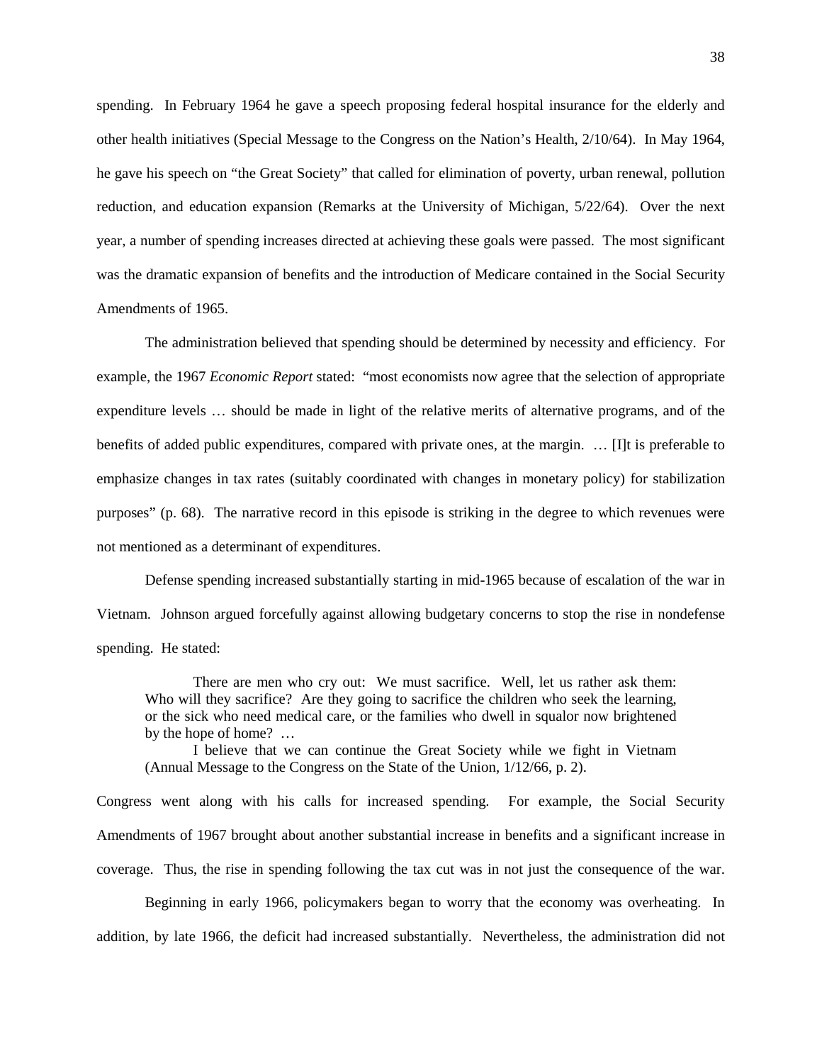spending. In February 1964 he gave a speech proposing federal hospital insurance for the elderly and other health initiatives (Special Message to the Congress on the Nation's Health, 2/10/64). In May 1964, he gave his speech on "the Great Society" that called for elimination of poverty, urban renewal, pollution reduction, and education expansion (Remarks at the University of Michigan, 5/22/64). Over the next year, a number of spending increases directed at achieving these goals were passed. The most significant was the dramatic expansion of benefits and the introduction of Medicare contained in the Social Security Amendments of 1965.

The administration believed that spending should be determined by necessity and efficiency. For example, the 1967 *Economic Report* stated: "most economists now agree that the selection of appropriate expenditure levels … should be made in light of the relative merits of alternative programs, and of the benefits of added public expenditures, compared with private ones, at the margin. … [I]t is preferable to emphasize changes in tax rates (suitably coordinated with changes in monetary policy) for stabilization purposes" (p. 68). The narrative record in this episode is striking in the degree to which revenues were not mentioned as a determinant of expenditures.

Defense spending increased substantially starting in mid-1965 because of escalation of the war in Vietnam. Johnson argued forcefully against allowing budgetary concerns to stop the rise in nondefense spending. He stated:

> There are men who cry out: We must sacrifice. Well, let us rather ask them: Who will they sacrifice? Are they going to sacrifice the children who seek the learning, or the sick who need medical care, or the families who dwell in squalor now brightened by the hope of home? …
>
> I believe that we can continue the Great Society while we fight in Vietnam (Annual Message to the Congress on the State of the Union, 1/12/66, p. 2).

Congress went along with his calls for increased spending. For example, the Social Security Amendments of 1967 brought about another substantial increase in benefits and a significant increase in coverage. Thus, the rise in spending following the tax cut was in not just the consequence of the war.

Beginning in early 1966, policymakers began to worry that the economy was overheating. In addition, by late 1966, the deficit had increased substantially. Nevertheless, the administration did not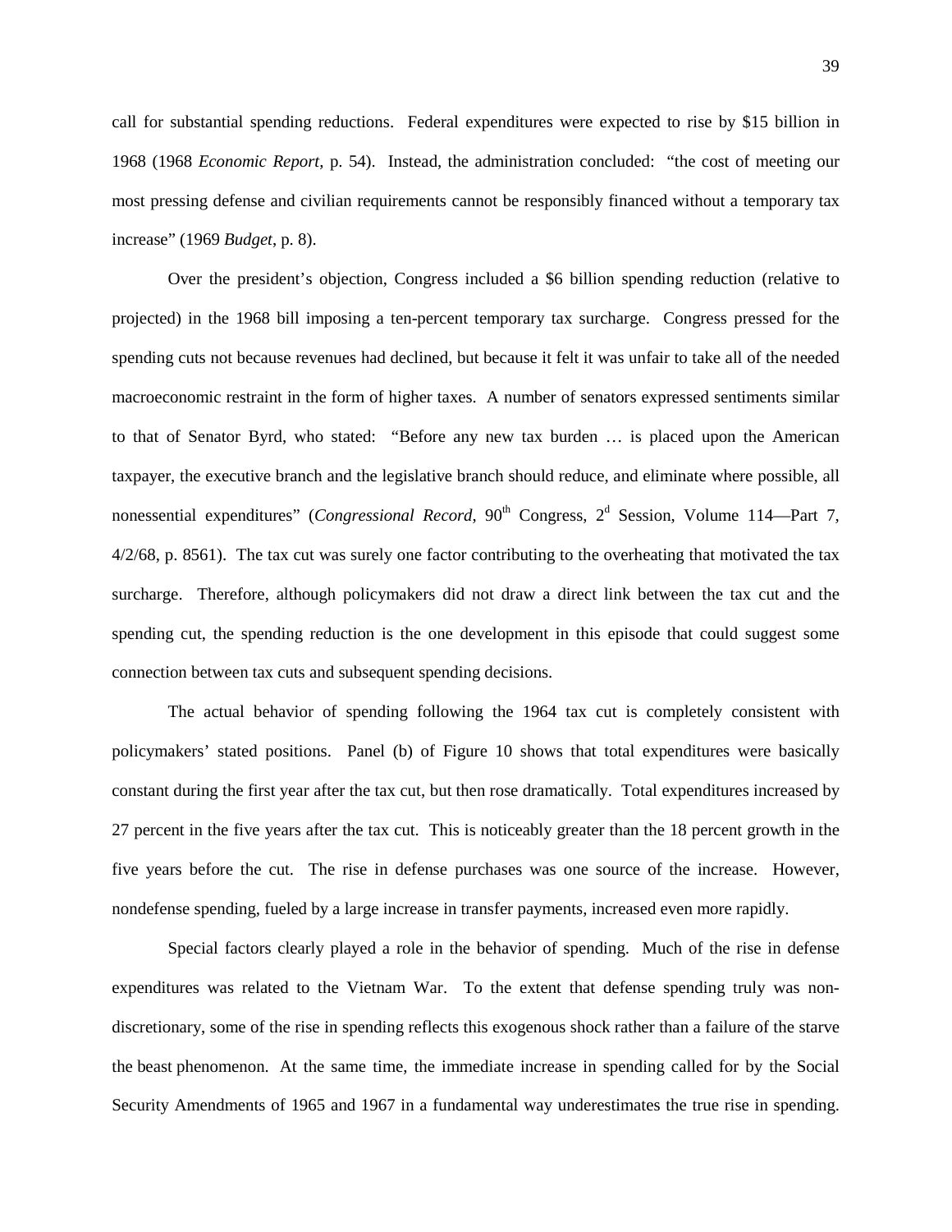call for substantial spending reductions. Federal expenditures were expected to rise by $15 billion in 1968 (1968 *Economic Report*, p. 54). Instead, the administration concluded: "the cost of meeting our most pressing defense and civilian requirements cannot be responsibly financed without a temporary tax increase" (1969 *Budget*, p. 8).

Over the president's objection, Congress included a $6 billion spending reduction (relative to projected) in the 1968 bill imposing a ten-percent temporary tax surcharge. Congress pressed for the spending cuts not because revenues had declined, but because it felt it was unfair to take all of the needed macroeconomic restraint in the form of higher taxes. A number of senators expressed sentiments similar to that of Senator Byrd, who stated: "Before any new tax burden … is placed upon the American taxpayer, the executive branch and the legislative branch should reduce, and eliminate where possible, all nonessential expenditures" (*Congressional Record*, 90th Congress, 2d Session, Volume 114—Part 7, 4/2/68, p. 8561). The tax cut was surely one factor contributing to the overheating that motivated the tax surcharge. Therefore, although policymakers did not draw a direct link between the tax cut and the spending cut, the spending reduction is the one development in this episode that could suggest some connection between tax cuts and subsequent spending decisions.

The actual behavior of spending following the 1964 tax cut is completely consistent with policymakers' stated positions. Panel (b) of Figure 10 shows that total expenditures were basically constant during the first year after the tax cut, but then rose dramatically. Total expenditures increased by 27 percent in the five years after the tax cut. This is noticeably greater than the 18 percent growth in the five years before the cut. The rise in defense purchases was one source of the increase. However, nondefense spending, fueled by a large increase in transfer payments, increased even more rapidly.

Special factors clearly played a role in the behavior of spending. Much of the rise in defense expenditures was related to the Vietnam War. To the extent that defense spending truly was non-discretionary, some of the rise in spending reflects this exogenous shock rather than a failure of the starve the beast phenomenon. At the same time, the immediate increase in spending called for by the Social Security Amendments of 1965 and 1967 in a fundamental way underestimates the true rise in spending.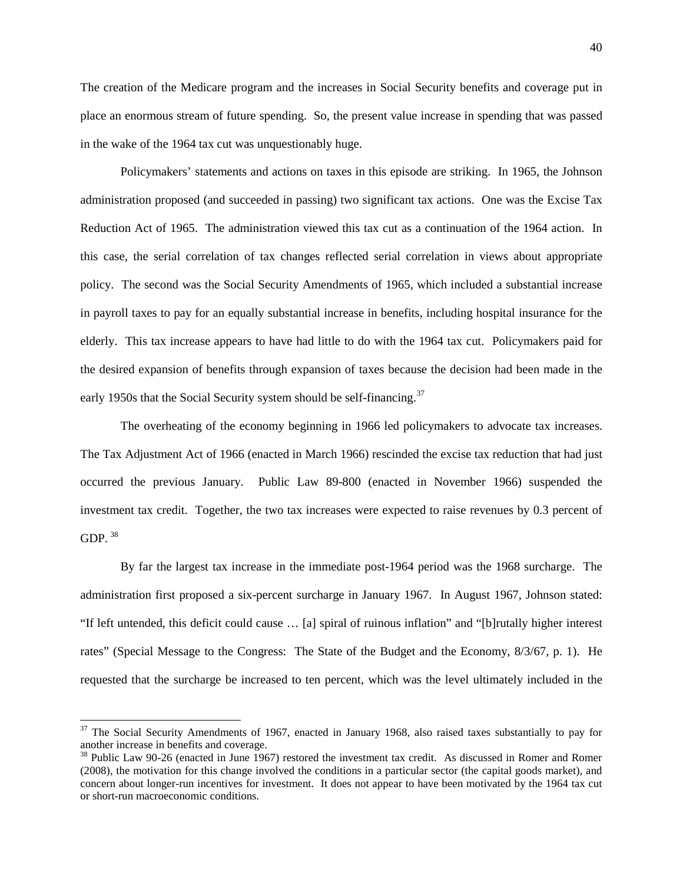The creation of the Medicare program and the increases in Social Security benefits and coverage put in place an enormous stream of future spending. So, the present value increase in spending that was passed in the wake of the 1964 tax cut was unquestionably huge.

Policymakers' statements and actions on taxes in this episode are striking. In 1965, the Johnson administration proposed (and succeeded in passing) two significant tax actions. One was the Excise Tax Reduction Act of 1965. The administration viewed this tax cut as a continuation of the 1964 action. In this case, the serial correlation of tax changes reflected serial correlation in views about appropriate policy. The second was the Social Security Amendments of 1965, which included a substantial increase in payroll taxes to pay for an equally substantial increase in benefits, including hospital insurance for the elderly. This tax increase appears to have had little to do with the 1964 tax cut. Policymakers paid for the desired expansion of benefits through expansion of taxes because the decision had been made in the early 1950s that the Social Security system should be self-financing.[37]

The overheating of the economy beginning in 1966 led policymakers to advocate tax increases. The Tax Adjustment Act of 1966 (enacted in March 1966) rescinded the excise tax reduction that had just occurred the previous January. Public Law 89-800 (enacted in November 1966) suspended the investment tax credit. Together, the two tax increases were expected to raise revenues by 0.3 percent of GDP.[38]

By far the largest tax increase in the immediate post-1964 period was the 1968 surcharge. The administration first proposed a six-percent surcharge in January 1967. In August 1967, Johnson stated: "If left untended, this deficit could cause … [a] spiral of ruinous inflation" and "[b]rutally higher interest rates" (Special Message to the Congress: The State of the Budget and the Economy, 8/3/67, p. 1). He requested that the surcharge be increased to ten percent, which was the level ultimately included in the

[37] The Social Security Amendments of 1967, enacted in January 1968, also raised taxes substantially to pay for another increase in benefits and coverage.

[38] Public Law 90-26 (enacted in June 1967) restored the investment tax credit. As discussed in Romer and Romer (2008), the motivation for this change involved the conditions in a particular sector (the capital goods market), and concern about longer-run incentives for investment. It does not appear to have been motivated by the 1964 tax cut or short-run macroeconomic conditions.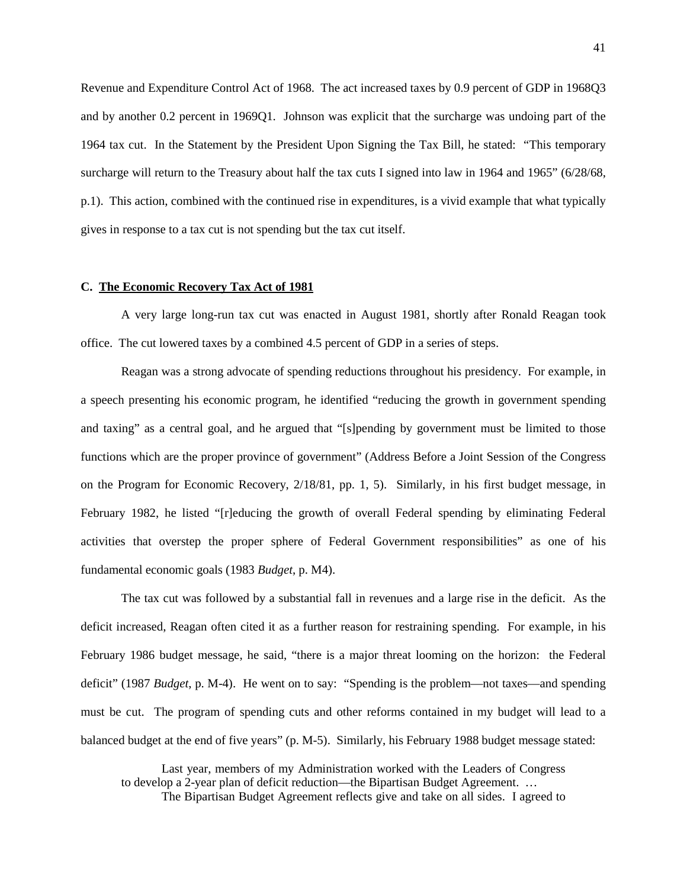Revenue and Expenditure Control Act of 1968. The act increased taxes by 0.9 percent of GDP in 1968Q3 and by another 0.2 percent in 1969Q1. Johnson was explicit that the surcharge was undoing part of the 1964 tax cut. In the Statement by the President Upon Signing the Tax Bill, he stated: "This temporary surcharge will return to the Treasury about half the tax cuts I signed into law in 1964 and 1965" (6/28/68, p.1). This action, combined with the continued rise in expenditures, is a vivid example that what typically gives in response to a tax cut is not spending but the tax cut itself.

### C. The Economic Recovery Tax Act of 1981

A very large long-run tax cut was enacted in August 1981, shortly after Ronald Reagan took office. The cut lowered taxes by a combined 4.5 percent of GDP in a series of steps.

Reagan was a strong advocate of spending reductions throughout his presidency. For example, in a speech presenting his economic program, he identified "reducing the growth in government spending and taxing" as a central goal, and he argued that "[s]pending by government must be limited to those functions which are the proper province of government" (Address Before a Joint Session of the Congress on the Program for Economic Recovery, 2/18/81, pp. 1, 5). Similarly, in his first budget message, in February 1982, he listed "[r]educing the growth of overall Federal spending by eliminating Federal activities that overstep the proper sphere of Federal Government responsibilities" as one of his fundamental economic goals (1983 *Budget*, p. M4).

The tax cut was followed by a substantial fall in revenues and a large rise in the deficit. As the deficit increased, Reagan often cited it as a further reason for restraining spending. For example, in his February 1986 budget message, he said, "there is a major threat looming on the horizon: the Federal deficit" (1987 *Budget*, p. M-4). He went on to say: "Spending is the problem—not taxes—and spending must be cut. The program of spending cuts and other reforms contained in my budget will lead to a balanced budget at the end of five years" (p. M-5). Similarly, his February 1988 budget message stated:

> Last year, members of my Administration worked with the Leaders of Congress to develop a 2-year plan of deficit reduction—the Bipartisan Budget Agreement. …
>
> The Bipartisan Budget Agreement reflects give and take on all sides. I agreed to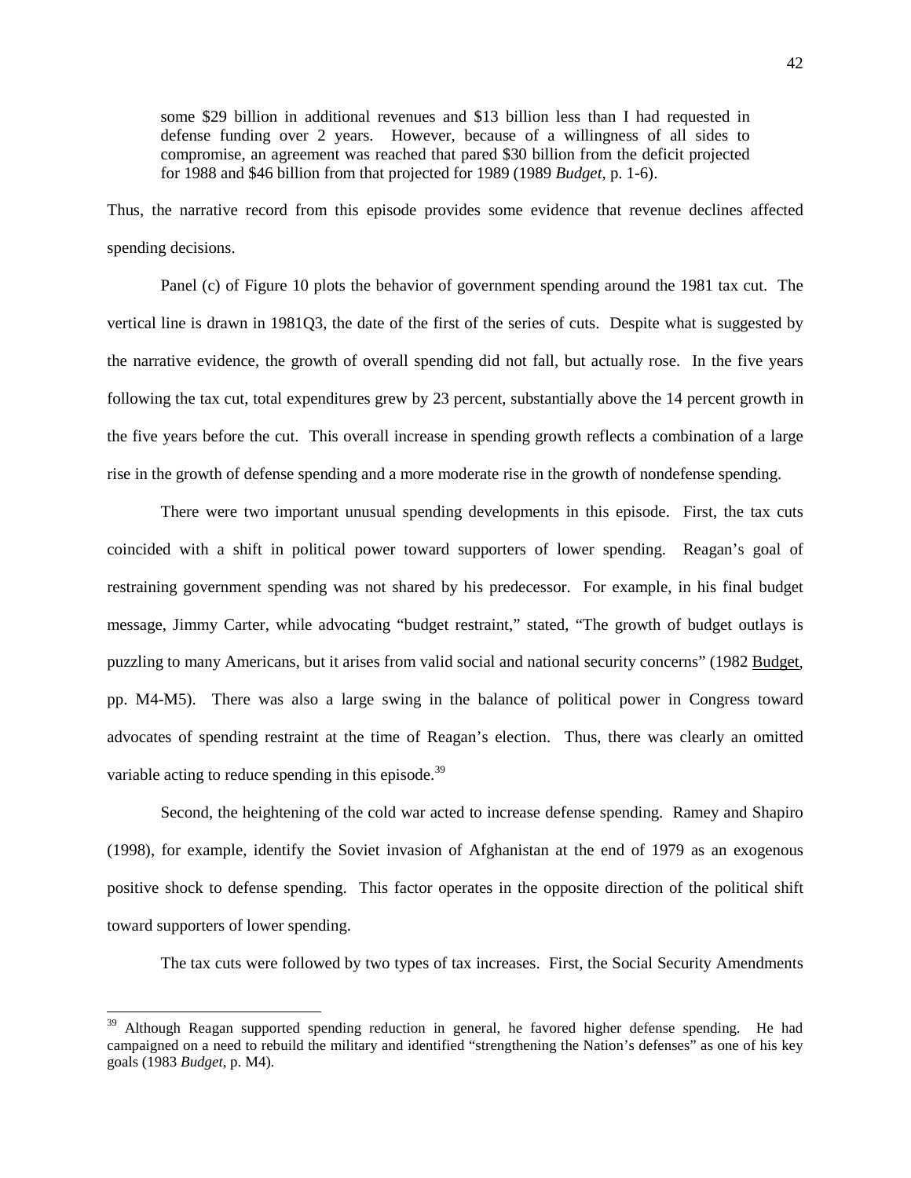> some \$29 billion in additional revenues and \$13 billion less than I had requested in defense funding over 2 years. However, because of a willingness of all sides to compromise, an agreement was reached that pared \$30 billion from the deficit projected for 1988 and \$46 billion from that projected for 1989 (1989 *Budget*, p. 1-6).

Thus, the narrative record from this episode provides some evidence that revenue declines affected spending decisions.

Panel (c) of Figure 10 plots the behavior of government spending around the 1981 tax cut. The vertical line is drawn in 1981Q3, the date of the first of the series of cuts. Despite what is suggested by the narrative evidence, the growth of overall spending did not fall, but actually rose. In the five years following the tax cut, total expenditures grew by 23 percent, substantially above the 14 percent growth in the five years before the cut. This overall increase in spending growth reflects a combination of a large rise in the growth of defense spending and a more moderate rise in the growth of nondefense spending.

There were two important unusual spending developments in this episode. First, the tax cuts coincided with a shift in political power toward supporters of lower spending. Reagan's goal of restraining government spending was not shared by his predecessor. For example, in his final budget message, Jimmy Carter, while advocating "budget restraint," stated, "The growth of budget outlays is puzzling to many Americans, but it arises from valid social and national security concerns" (1982 Budget, pp. M4-M5). There was also a large swing in the balance of political power in Congress toward advocates of spending restraint at the time of Reagan's election. Thus, there was clearly an omitted variable acting to reduce spending in this episode.[39]

Second, the heightening of the cold war acted to increase defense spending. Ramey and Shapiro (1998), for example, identify the Soviet invasion of Afghanistan at the end of 1979 as an exogenous positive shock to defense spending. This factor operates in the opposite direction of the political shift toward supporters of lower spending.

The tax cuts were followed by two types of tax increases. First, the Social Security Amendments

---

[39] Although Reagan supported spending reduction in general, he favored higher defense spending. He had campaigned on a need to rebuild the military and identified "strengthening the Nation's defenses" as one of his key goals (1983 *Budget*, p. M4).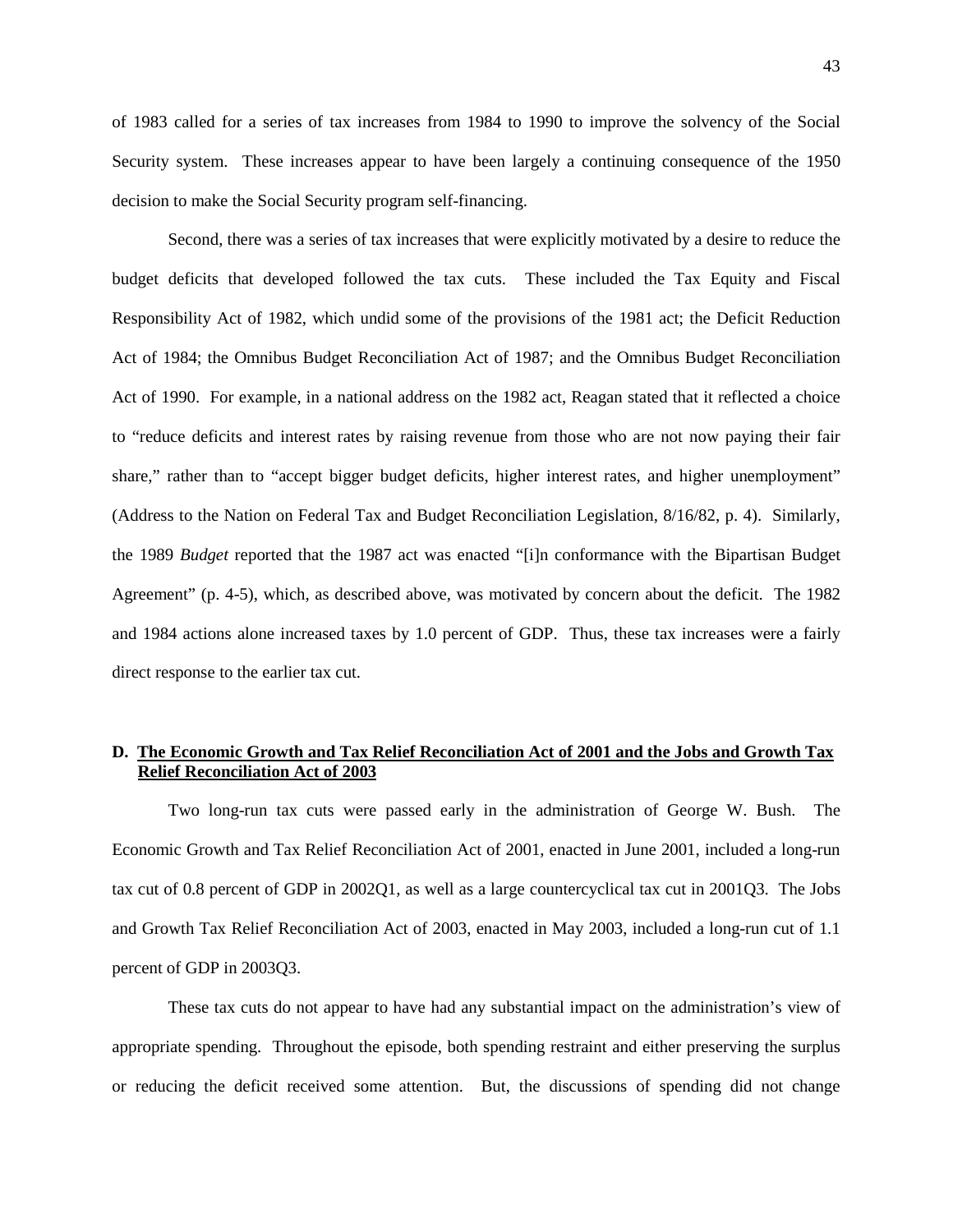of 1983 called for a series of tax increases from 1984 to 1990 to improve the solvency of the Social Security system. These increases appear to have been largely a continuing consequence of the 1950 decision to make the Social Security program self-financing.

Second, there was a series of tax increases that were explicitly motivated by a desire to reduce the budget deficits that developed followed the tax cuts. These included the Tax Equity and Fiscal Responsibility Act of 1982, which undid some of the provisions of the 1981 act; the Deficit Reduction Act of 1984; the Omnibus Budget Reconciliation Act of 1987; and the Omnibus Budget Reconciliation Act of 1990. For example, in a national address on the 1982 act, Reagan stated that it reflected a choice to "reduce deficits and interest rates by raising revenue from those who are not now paying their fair share," rather than to "accept bigger budget deficits, higher interest rates, and higher unemployment" (Address to the Nation on Federal Tax and Budget Reconciliation Legislation, 8/16/82, p. 4). Similarly, the 1989 *Budget* reported that the 1987 act was enacted "[i]n conformance with the Bipartisan Budget Agreement" (p. 4-5), which, as described above, was motivated by concern about the deficit. The 1982 and 1984 actions alone increased taxes by 1.0 percent of GDP. Thus, these tax increases were a fairly direct response to the earlier tax cut.

### D. The Economic Growth and Tax Relief Reconciliation Act of 2001 and the Jobs and Growth Tax Relief Reconciliation Act of 2003

Two long-run tax cuts were passed early in the administration of George W. Bush. The Economic Growth and Tax Relief Reconciliation Act of 2001, enacted in June 2001, included a long-run tax cut of 0.8 percent of GDP in 2002Q1, as well as a large countercyclical tax cut in 2001Q3. The Jobs and Growth Tax Relief Reconciliation Act of 2003, enacted in May 2003, included a long-run cut of 1.1 percent of GDP in 2003Q3.

These tax cuts do not appear to have had any substantial impact on the administration's view of appropriate spending. Throughout the episode, both spending restraint and either preserving the surplus or reducing the deficit received some attention. But, the discussions of spending did not change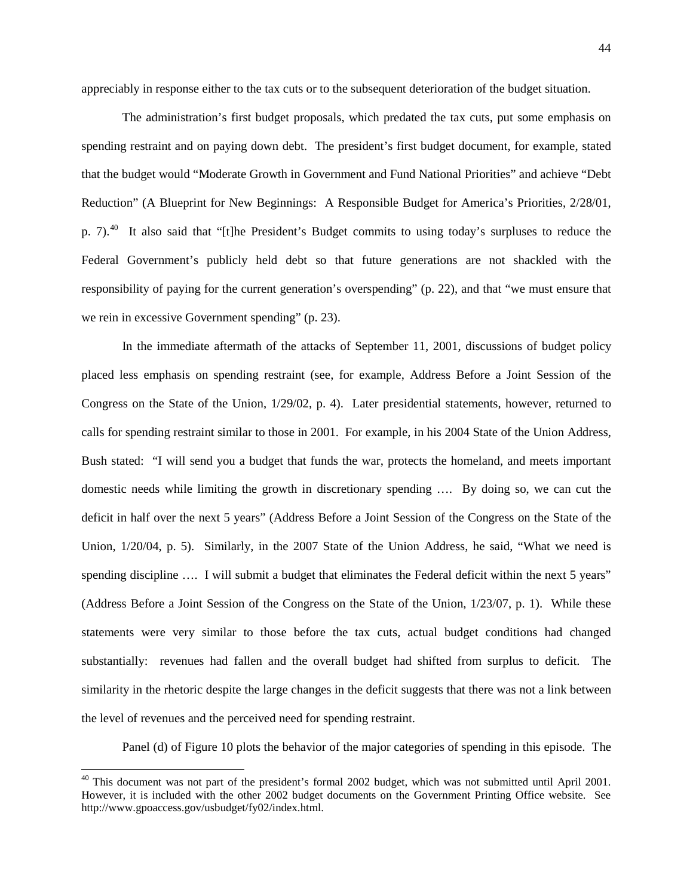appreciably in response either to the tax cuts or to the subsequent deterioration of the budget situation.

The administration's first budget proposals, which predated the tax cuts, put some emphasis on spending restraint and on paying down debt. The president's first budget document, for example, stated that the budget would "Moderate Growth in Government and Fund National Priorities" and achieve "Debt Reduction" (A Blueprint for New Beginnings: A Responsible Budget for America's Priorities, 2/28/01, p. 7).[40] It also said that "[t]he President's Budget commits to using today's surpluses to reduce the Federal Government's publicly held debt so that future generations are not shackled with the responsibility of paying for the current generation's overspending" (p. 22), and that "we must ensure that we rein in excessive Government spending" (p. 23).

In the immediate aftermath of the attacks of September 11, 2001, discussions of budget policy placed less emphasis on spending restraint (see, for example, Address Before a Joint Session of the Congress on the State of the Union, 1/29/02, p. 4). Later presidential statements, however, returned to calls for spending restraint similar to those in 2001. For example, in his 2004 State of the Union Address, Bush stated: "I will send you a budget that funds the war, protects the homeland, and meets important domestic needs while limiting the growth in discretionary spending …. By doing so, we can cut the deficit in half over the next 5 years" (Address Before a Joint Session of the Congress on the State of the Union, 1/20/04, p. 5). Similarly, in the 2007 State of the Union Address, he said, "What we need is spending discipline …. I will submit a budget that eliminates the Federal deficit within the next 5 years" (Address Before a Joint Session of the Congress on the State of the Union, 1/23/07, p. 1). While these statements were very similar to those before the tax cuts, actual budget conditions had changed substantially: revenues had fallen and the overall budget had shifted from surplus to deficit. The similarity in the rhetoric despite the large changes in the deficit suggests that there was not a link between the level of revenues and the perceived need for spending restraint.

Panel (d) of Figure 10 plots the behavior of the major categories of spending in this episode. The

[40] This document was not part of the president's formal 2002 budget, which was not submitted until April 2001. However, it is included with the other 2002 budget documents on the Government Printing Office website. See http://www.gpoaccess.gov/usbudget/fy02/index.html.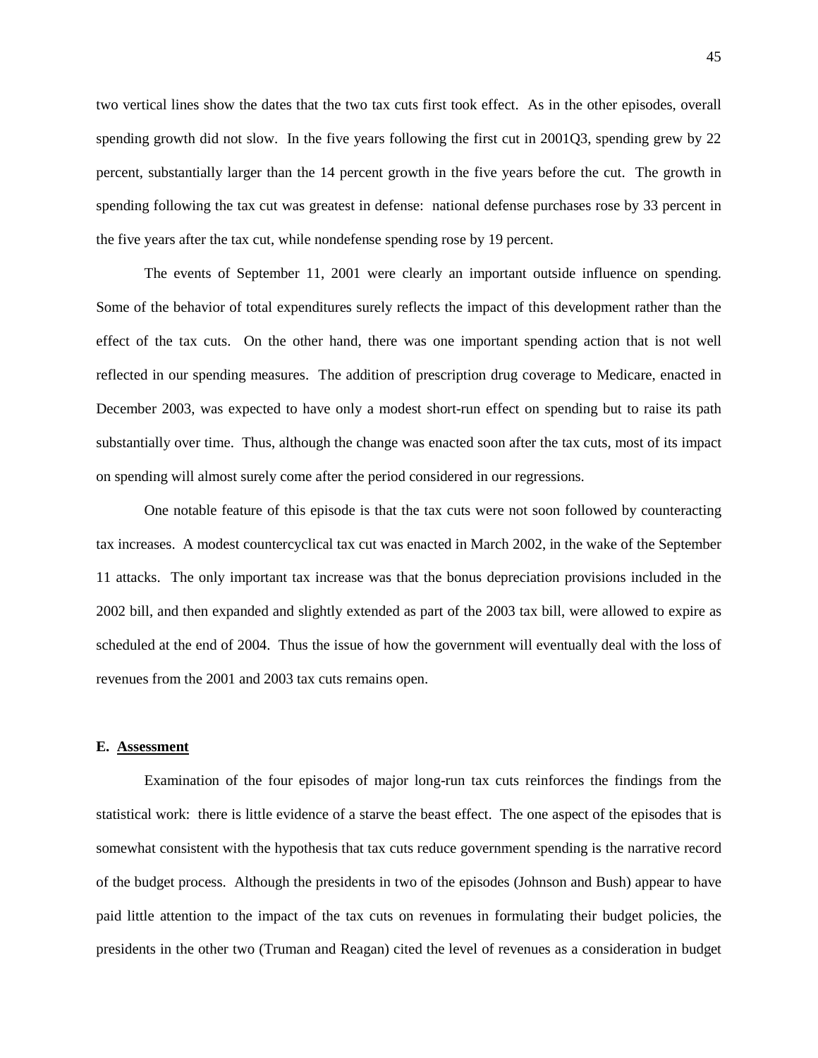two vertical lines show the dates that the two tax cuts first took effect. As in the other episodes, overall spending growth did not slow. In the five years following the first cut in 2001Q3, spending grew by 22 percent, substantially larger than the 14 percent growth in the five years before the cut. The growth in spending following the tax cut was greatest in defense: national defense purchases rose by 33 percent in the five years after the tax cut, while nondefense spending rose by 19 percent.

The events of September 11, 2001 were clearly an important outside influence on spending. Some of the behavior of total expenditures surely reflects the impact of this development rather than the effect of the tax cuts. On the other hand, there was one important spending action that is not well reflected in our spending measures. The addition of prescription drug coverage to Medicare, enacted in December 2003, was expected to have only a modest short-run effect on spending but to raise its path substantially over time. Thus, although the change was enacted soon after the tax cuts, most of its impact on spending will almost surely come after the period considered in our regressions.

One notable feature of this episode is that the tax cuts were not soon followed by counteracting tax increases. A modest countercyclical tax cut was enacted in March 2002, in the wake of the September 11 attacks. The only important tax increase was that the bonus depreciation provisions included in the 2002 bill, and then expanded and slightly extended as part of the 2003 tax bill, were allowed to expire as scheduled at the end of 2004. Thus the issue of how the government will eventually deal with the loss of revenues from the 2001 and 2003 tax cuts remains open.

### E. Assessment

Examination of the four episodes of major long-run tax cuts reinforces the findings from the statistical work: there is little evidence of a starve the beast effect. The one aspect of the episodes that is somewhat consistent with the hypothesis that tax cuts reduce government spending is the narrative record of the budget process. Although the presidents in two of the episodes (Johnson and Bush) appear to have paid little attention to the impact of the tax cuts on revenues in formulating their budget policies, the presidents in the other two (Truman and Reagan) cited the level of revenues as a consideration in budget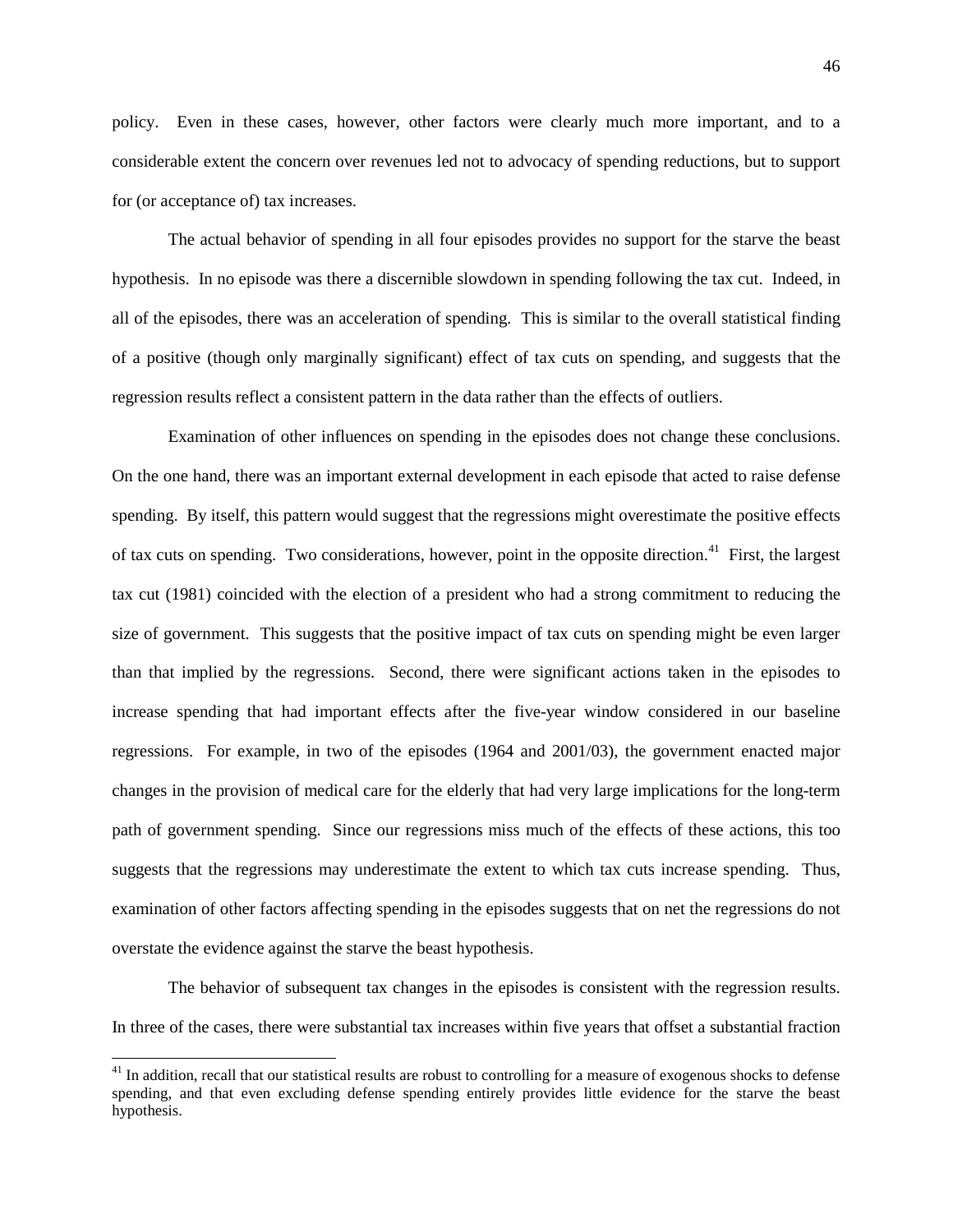policy. Even in these cases, however, other factors were clearly much more important, and to a considerable extent the concern over revenues led not to advocacy of spending reductions, but to support for (or acceptance of) tax increases.

The actual behavior of spending in all four episodes provides no support for the starve the beast hypothesis. In no episode was there a discernible slowdown in spending following the tax cut. Indeed, in all of the episodes, there was an acceleration of spending. This is similar to the overall statistical finding of a positive (though only marginally significant) effect of tax cuts on spending, and suggests that the regression results reflect a consistent pattern in the data rather than the effects of outliers.

Examination of other influences on spending in the episodes does not change these conclusions. On the one hand, there was an important external development in each episode that acted to raise defense spending. By itself, this pattern would suggest that the regressions might overestimate the positive effects of tax cuts on spending. Two considerations, however, point in the opposite direction.[41] First, the largest tax cut (1981) coincided with the election of a president who had a strong commitment to reducing the size of government. This suggests that the positive impact of tax cuts on spending might be even larger than that implied by the regressions. Second, there were significant actions taken in the episodes to increase spending that had important effects after the five-year window considered in our baseline regressions. For example, in two of the episodes (1964 and 2001/03), the government enacted major changes in the provision of medical care for the elderly that had very large implications for the long-term path of government spending. Since our regressions miss much of the effects of these actions, this too suggests that the regressions may underestimate the extent to which tax cuts increase spending. Thus, examination of other factors affecting spending in the episodes suggests that on net the regressions do not overstate the evidence against the starve the beast hypothesis.

The behavior of subsequent tax changes in the episodes is consistent with the regression results. In three of the cases, there were substantial tax increases within five years that offset a substantial fraction

[41] In addition, recall that our statistical results are robust to controlling for a measure of exogenous shocks to defense spending, and that even excluding defense spending entirely provides little evidence for the starve the beast hypothesis.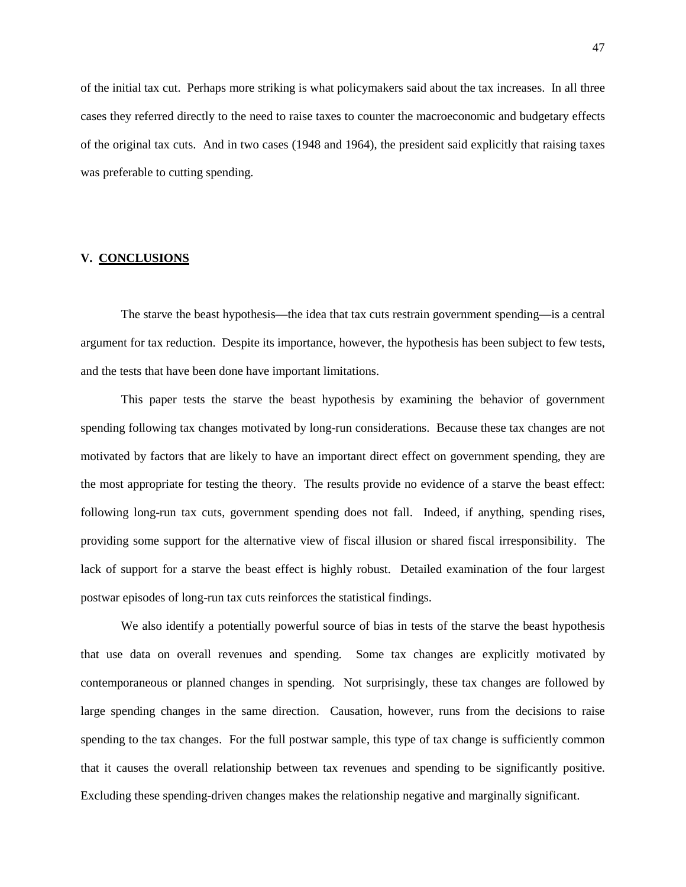of the initial tax cut. Perhaps more striking is what policymakers said about the tax increases. In all three cases they referred directly to the need to raise taxes to counter the macroeconomic and budgetary effects of the original tax cuts. And in two cases (1948 and 1964), the president said explicitly that raising taxes was preferable to cutting spending.

## V. CONCLUSIONS

The starve the beast hypothesis—the idea that tax cuts restrain government spending—is a central argument for tax reduction. Despite its importance, however, the hypothesis has been subject to few tests, and the tests that have been done have important limitations.

This paper tests the starve the beast hypothesis by examining the behavior of government spending following tax changes motivated by long-run considerations. Because these tax changes are not motivated by factors that are likely to have an important direct effect on government spending, they are the most appropriate for testing the theory. The results provide no evidence of a starve the beast effect: following long-run tax cuts, government spending does not fall. Indeed, if anything, spending rises, providing some support for the alternative view of fiscal illusion or shared fiscal irresponsibility. The lack of support for a starve the beast effect is highly robust. Detailed examination of the four largest postwar episodes of long-run tax cuts reinforces the statistical findings.

We also identify a potentially powerful source of bias in tests of the starve the beast hypothesis that use data on overall revenues and spending. Some tax changes are explicitly motivated by contemporaneous or planned changes in spending. Not surprisingly, these tax changes are followed by large spending changes in the same direction. Causation, however, runs from the decisions to raise spending to the tax changes. For the full postwar sample, this type of tax change is sufficiently common that it causes the overall relationship between tax revenues and spending to be significantly positive. Excluding these spending-driven changes makes the relationship negative and marginally significant.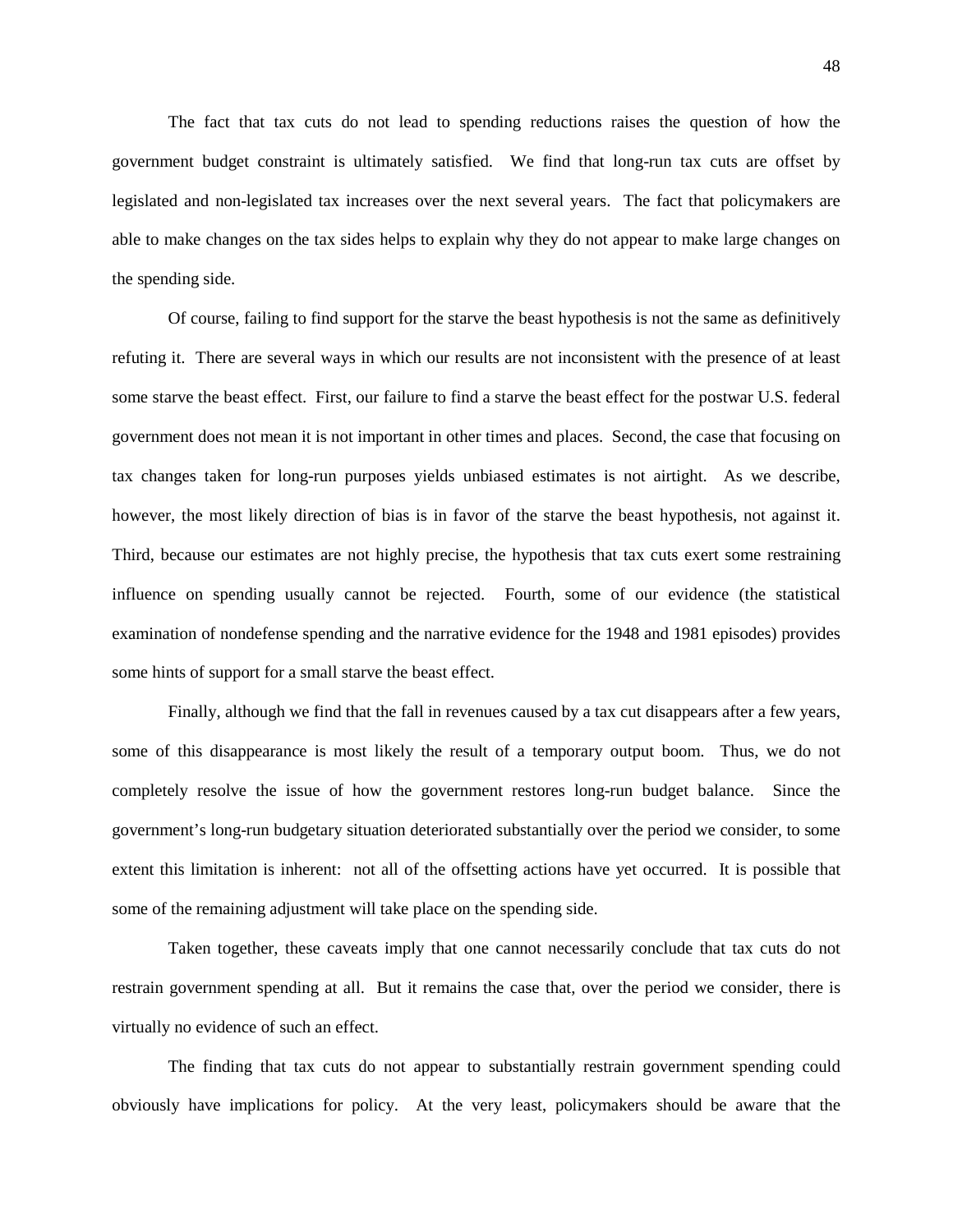The fact that tax cuts do not lead to spending reductions raises the question of how the government budget constraint is ultimately satisfied. We find that long-run tax cuts are offset by legislated and non-legislated tax increases over the next several years. The fact that policymakers are able to make changes on the tax sides helps to explain why they do not appear to make large changes on the spending side.

Of course, failing to find support for the starve the beast hypothesis is not the same as definitively refuting it. There are several ways in which our results are not inconsistent with the presence of at least some starve the beast effect. First, our failure to find a starve the beast effect for the postwar U.S. federal government does not mean it is not important in other times and places. Second, the case that focusing on tax changes taken for long-run purposes yields unbiased estimates is not airtight. As we describe, however, the most likely direction of bias is in favor of the starve the beast hypothesis, not against it. Third, because our estimates are not highly precise, the hypothesis that tax cuts exert some restraining influence on spending usually cannot be rejected. Fourth, some of our evidence (the statistical examination of nondefense spending and the narrative evidence for the 1948 and 1981 episodes) provides some hints of support for a small starve the beast effect.

Finally, although we find that the fall in revenues caused by a tax cut disappears after a few years, some of this disappearance is most likely the result of a temporary output boom. Thus, we do not completely resolve the issue of how the government restores long-run budget balance. Since the government's long-run budgetary situation deteriorated substantially over the period we consider, to some extent this limitation is inherent: not all of the offsetting actions have yet occurred. It is possible that some of the remaining adjustment will take place on the spending side.

Taken together, these caveats imply that one cannot necessarily conclude that tax cuts do not restrain government spending at all. But it remains the case that, over the period we consider, there is virtually no evidence of such an effect.

The finding that tax cuts do not appear to substantially restrain government spending could obviously have implications for policy. At the very least, policymakers should be aware that the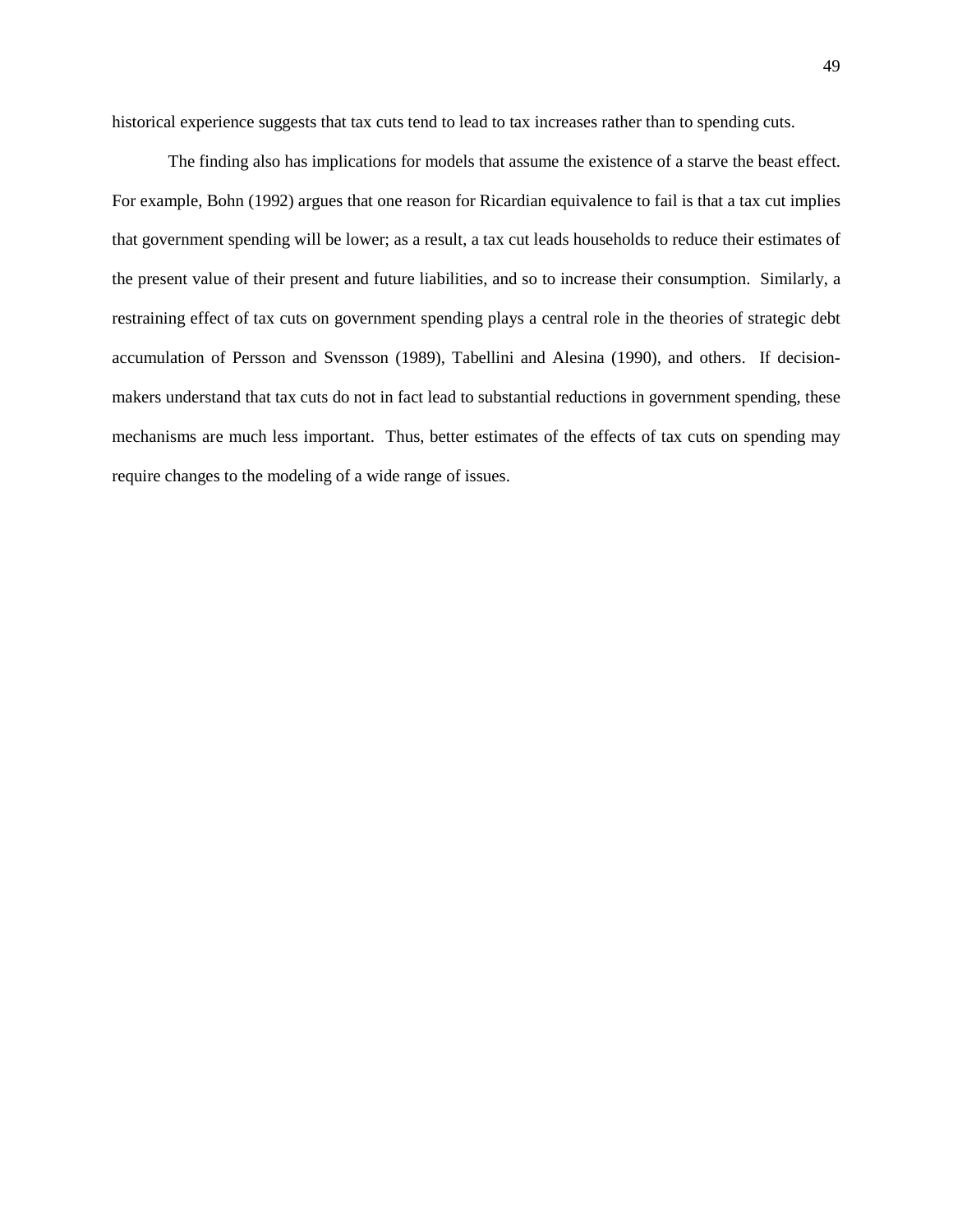historical experience suggests that tax cuts tend to lead to tax increases rather than to spending cuts.

The finding also has implications for models that assume the existence of a starve the beast effect. For example, Bohn (1992) argues that one reason for Ricardian equivalence to fail is that a tax cut implies that government spending will be lower; as a result, a tax cut leads households to reduce their estimates of the present value of their present and future liabilities, and so to increase their consumption. Similarly, a restraining effect of tax cuts on government spending plays a central role in the theories of strategic debt accumulation of Persson and Svensson (1989), Tabellini and Alesina (1990), and others. If decision-makers understand that tax cuts do not in fact lead to substantial reductions in government spending, these mechanisms are much less important. Thus, better estimates of the effects of tax cuts on spending may require changes to the modeling of a wide range of issues.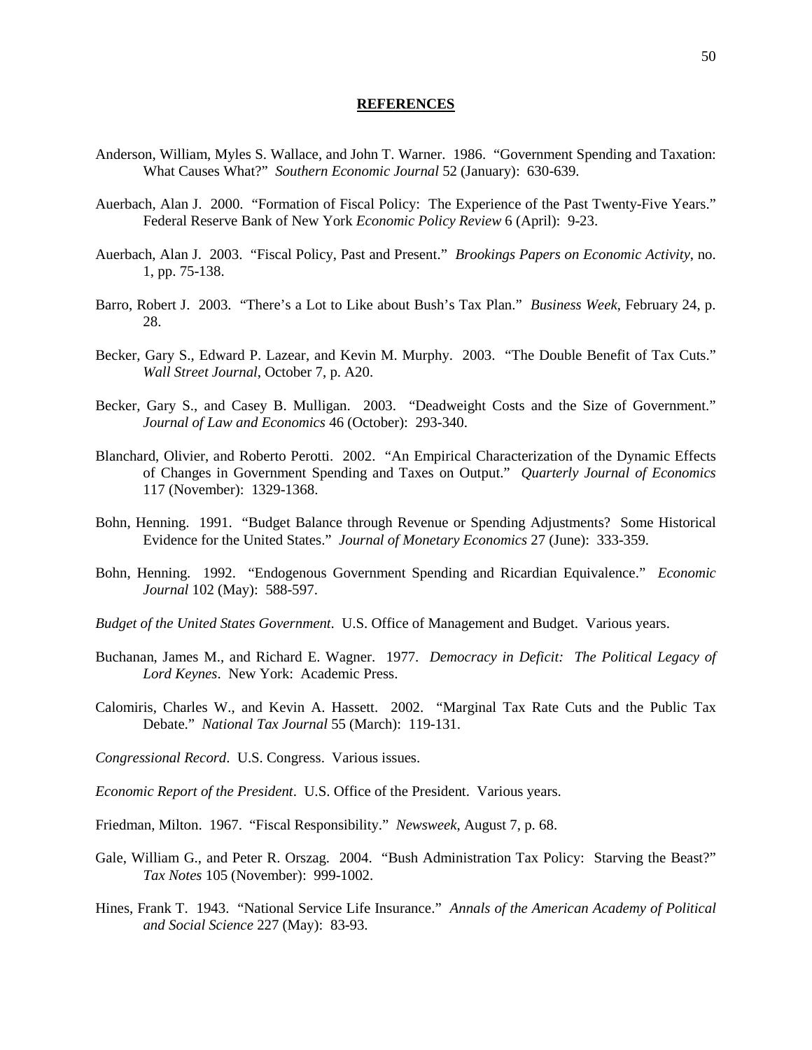## REFERENCES

Anderson, William, Myles S. Wallace, and John T. Warner. 1986. "Government Spending and Taxation: What Causes What?" *Southern Economic Journal* 52 (January): 630-639.

Auerbach, Alan J. 2000. "Formation of Fiscal Policy: The Experience of the Past Twenty-Five Years." Federal Reserve Bank of New York *Economic Policy Review* 6 (April): 9-23.

Auerbach, Alan J. 2003. "Fiscal Policy, Past and Present." *Brookings Papers on Economic Activity*, no. 1, pp. 75-138.

Barro, Robert J. 2003. "There's a Lot to Like about Bush's Tax Plan." *Business Week*, February 24, p. 28.

Becker, Gary S., Edward P. Lazear, and Kevin M. Murphy. 2003. "The Double Benefit of Tax Cuts." *Wall Street Journal*, October 7, p. A20.

Becker, Gary S., and Casey B. Mulligan. 2003. "Deadweight Costs and the Size of Government." *Journal of Law and Economics* 46 (October): 293-340.

Blanchard, Olivier, and Roberto Perotti. 2002. "An Empirical Characterization of the Dynamic Effects of Changes in Government Spending and Taxes on Output." *Quarterly Journal of Economics* 117 (November): 1329-1368.

Bohn, Henning. 1991. "Budget Balance through Revenue or Spending Adjustments? Some Historical Evidence for the United States." *Journal of Monetary Economics* 27 (June): 333-359.

Bohn, Henning. 1992. "Endogenous Government Spending and Ricardian Equivalence." *Economic Journal* 102 (May): 588-597.

*Budget of the United States Government*. U.S. Office of Management and Budget. Various years.

Buchanan, James M., and Richard E. Wagner. 1977. *Democracy in Deficit: The Political Legacy of Lord Keynes*. New York: Academic Press.

Calomiris, Charles W., and Kevin A. Hassett. 2002. "Marginal Tax Rate Cuts and the Public Tax Debate." *National Tax Journal* 55 (March): 119-131.

*Congressional Record*. U.S. Congress. Various issues.

*Economic Report of the President*. U.S. Office of the President. Various years.

Friedman, Milton. 1967. "Fiscal Responsibility." *Newsweek*, August 7, p. 68.

Gale, William G., and Peter R. Orszag. 2004. "Bush Administration Tax Policy: Starving the Beast?" *Tax Notes* 105 (November): 999-1002.

Hines, Frank T. 1943. "National Service Life Insurance." *Annals of the American Academy of Political and Social Science* 227 (May): 83-93.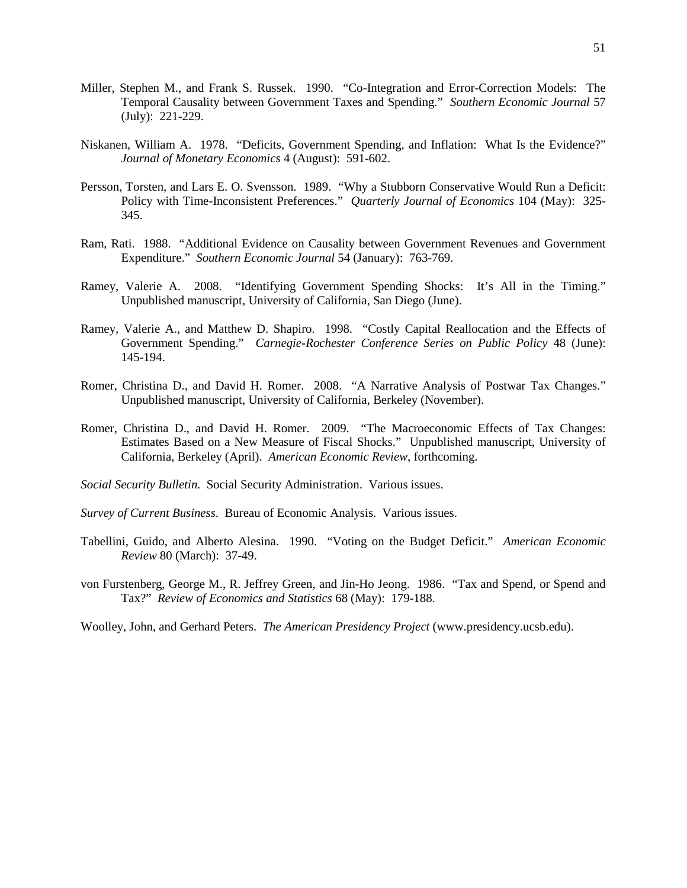Miller, Stephen M., and Frank S. Russek. 1990. "Co-Integration and Error-Correction Models: The Temporal Causality between Government Taxes and Spending." *Southern Economic Journal* 57 (July): 221-229.

Niskanen, William A. 1978. "Deficits, Government Spending, and Inflation: What Is the Evidence?" *Journal of Monetary Economics* 4 (August): 591-602.

Persson, Torsten, and Lars E. O. Svensson. 1989. "Why a Stubborn Conservative Would Run a Deficit: Policy with Time-Inconsistent Preferences." *Quarterly Journal of Economics* 104 (May): 325-345.

Ram, Rati. 1988. "Additional Evidence on Causality between Government Revenues and Government Expenditure." *Southern Economic Journal* 54 (January): 763-769.

Ramey, Valerie A. 2008. "Identifying Government Spending Shocks: It's All in the Timing." Unpublished manuscript, University of California, San Diego (June).

Ramey, Valerie A., and Matthew D. Shapiro. 1998. "Costly Capital Reallocation and the Effects of Government Spending." *Carnegie-Rochester Conference Series on Public Policy* 48 (June): 145-194.

Romer, Christina D., and David H. Romer. 2008. "A Narrative Analysis of Postwar Tax Changes." Unpublished manuscript, University of California, Berkeley (November).

Romer, Christina D., and David H. Romer. 2009. "The Macroeconomic Effects of Tax Changes: Estimates Based on a New Measure of Fiscal Shocks." Unpublished manuscript, University of California, Berkeley (April). *American Economic Review*, forthcoming.

*Social Security Bulletin.* Social Security Administration. Various issues.

*Survey of Current Business*. Bureau of Economic Analysis. Various issues.

Tabellini, Guido, and Alberto Alesina. 1990. "Voting on the Budget Deficit." *American Economic Review* 80 (March): 37-49.

von Furstenberg, George M., R. Jeffrey Green, and Jin-Ho Jeong. 1986. "Tax and Spend, or Spend and Tax?" *Review of Economics and Statistics* 68 (May): 179-188.

Woolley, John, and Gerhard Peters. *The American Presidency Project* (www.presidency.ucsb.edu).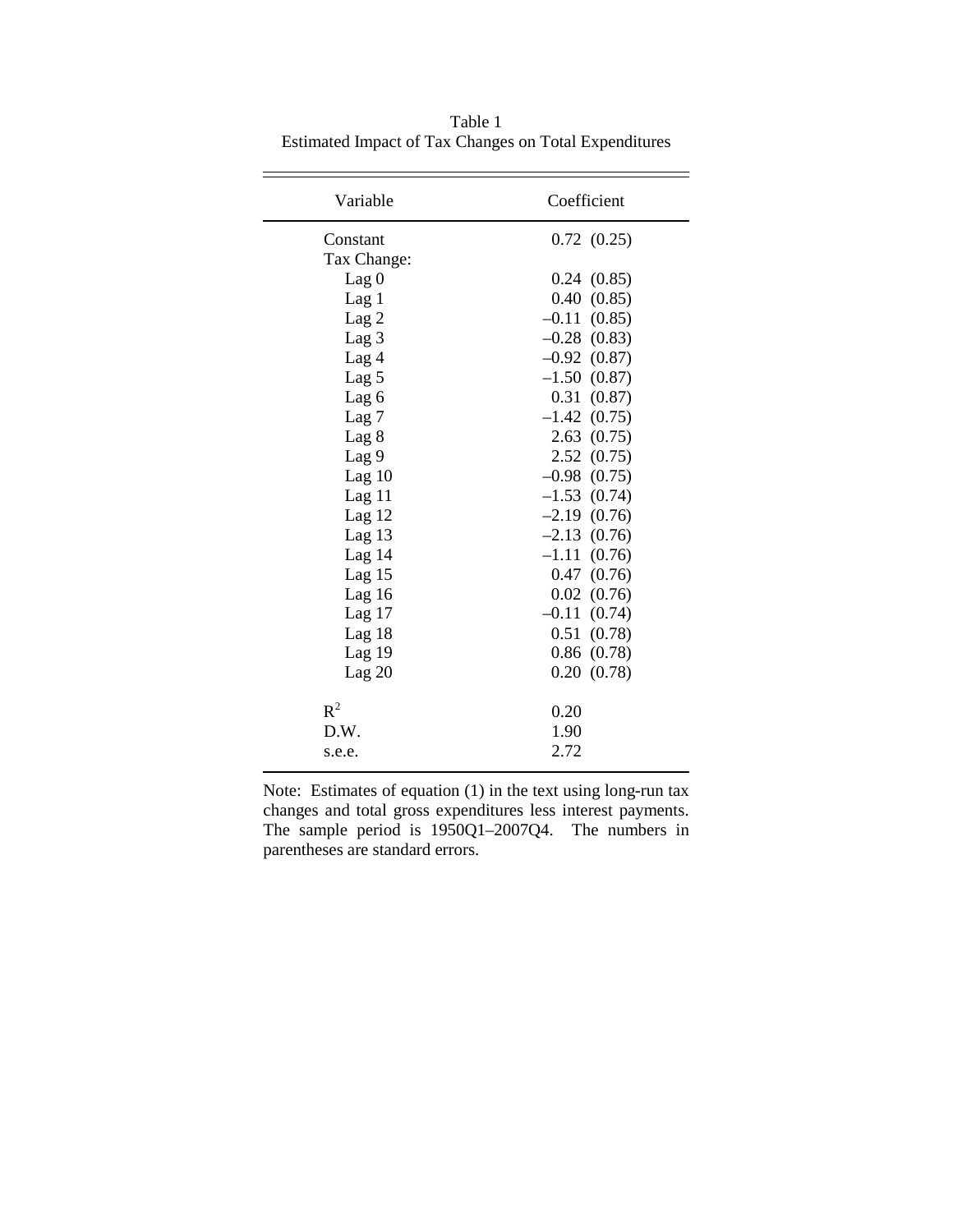Table 1
Estimated Impact of Tax Changes on Total Expenditures

| Variable | Coefficient |
|---|---|
| Constant | 0.72 (0.25) |
| Tax Change: | |
| Lag 0 | 0.24 (0.85) |
| Lag 1 | 0.40 (0.85) |
| Lag 2 | –0.11 (0.85) |
| Lag 3 | –0.28 (0.83) |
| Lag 4 | –0.92 (0.87) |
| Lag 5 | –1.50 (0.87) |
| Lag 6 | 0.31 (0.87) |
| Lag 7 | –1.42 (0.75) |
| Lag 8 | 2.63 (0.75) |
| Lag 9 | 2.52 (0.75) |
| Lag 10 | –0.98 (0.75) |
| Lag 11 | –1.53 (0.74) |
| Lag 12 | –2.19 (0.76) |
| Lag 13 | –2.13 (0.76) |
| Lag 14 | –1.11 (0.76) |
| Lag 15 | 0.47 (0.76) |
| Lag 16 | 0.02 (0.76) |
| Lag 17 | –0.11 (0.74) |
| Lag 18 | 0.51 (0.78) |
| Lag 19 | 0.86 (0.78) |
| Lag 20 | 0.20 (0.78) |
| $R^2$ | 0.20 |
| D.W. | 1.90 |
| s.e.e. | 2.72 |

Note: Estimates of equation (1) in the text using long-run tax changes and total gross expenditures less interest payments. The sample period is 1950Q1–2007Q4. The numbers in parentheses are standard errors.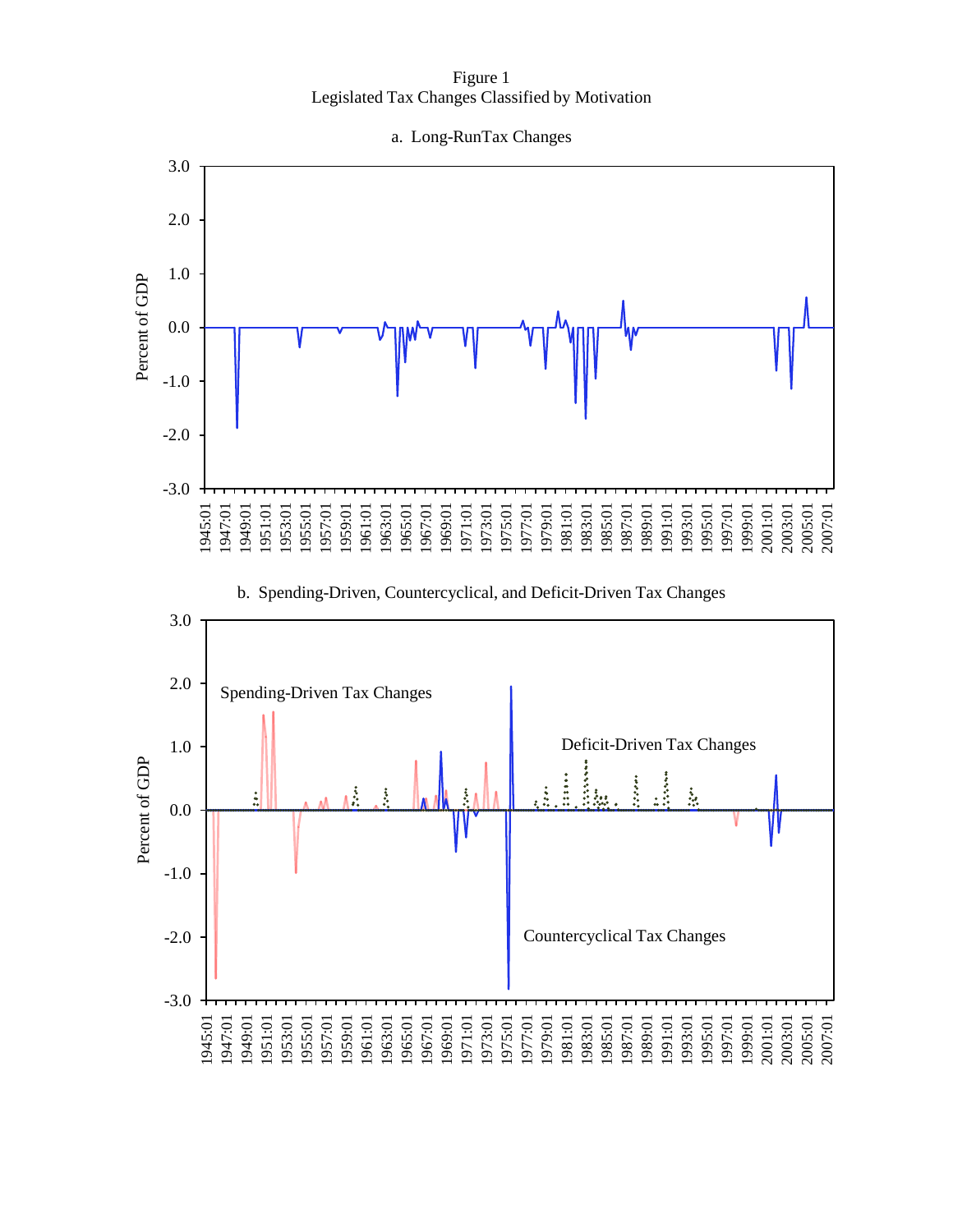Figure 1
Legislated Tax Changes Classified by Motivation

a. Long-RunTax Changes

b. Spending-Driven, Countercyclical, and Deficit-Driven Tax Changes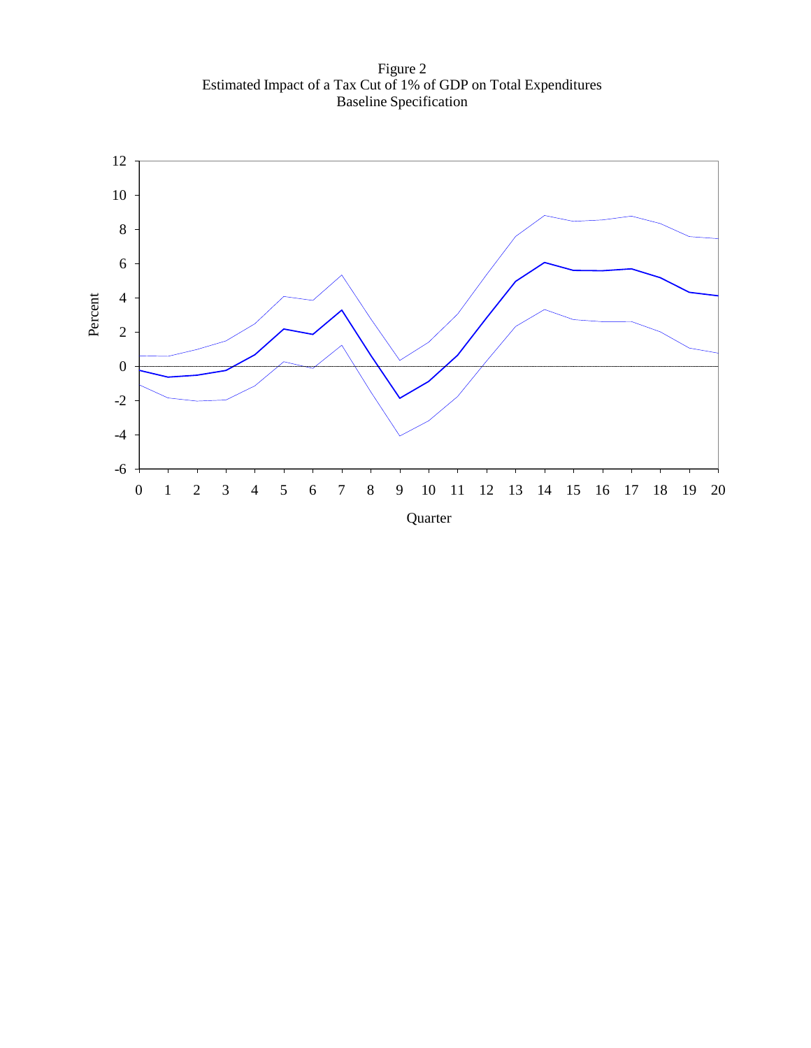Figure 2
Estimated Impact of a Tax Cut of 1% of GDP on Total Expenditures
Baseline Specification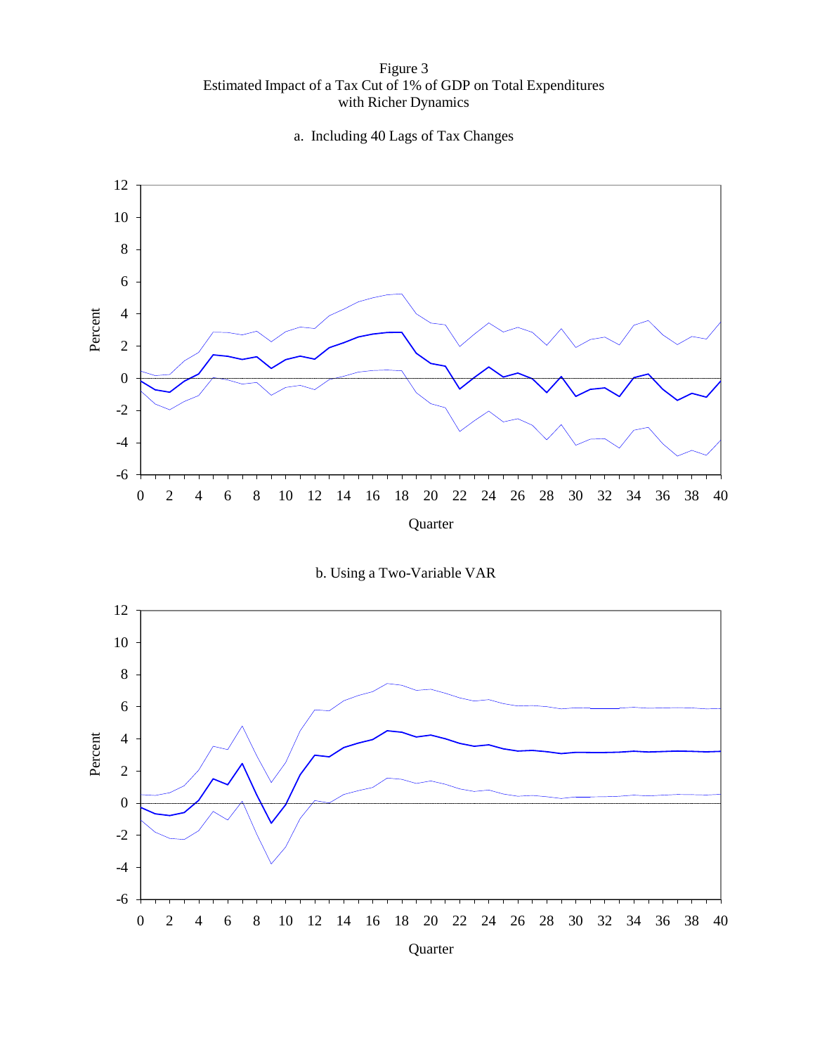Figure 3
Estimated Impact of a Tax Cut of 1% of GDP on Total Expenditures
with Richer Dynamics

a. Including 40 Lags of Tax Changes

b. Using a Two-Variable VAR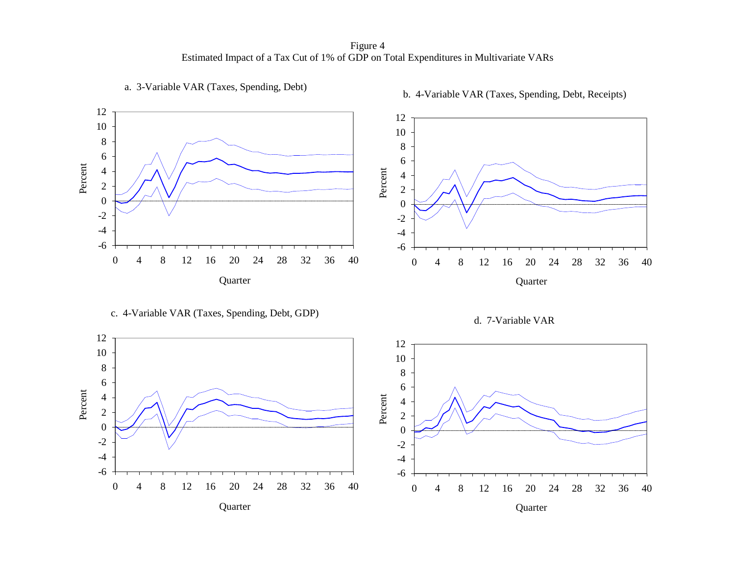Figure 4
Estimated Impact of a Tax Cut of 1% of GDP on Total Expenditures in Multivariate VARs

a. 3-Variable VAR (Taxes, Spending, Debt)

b. 4-Variable VAR (Taxes, Spending, Debt, Receipts)

c. 4-Variable VAR (Taxes, Spending, Debt, GDP)

d. 7-Variable VAR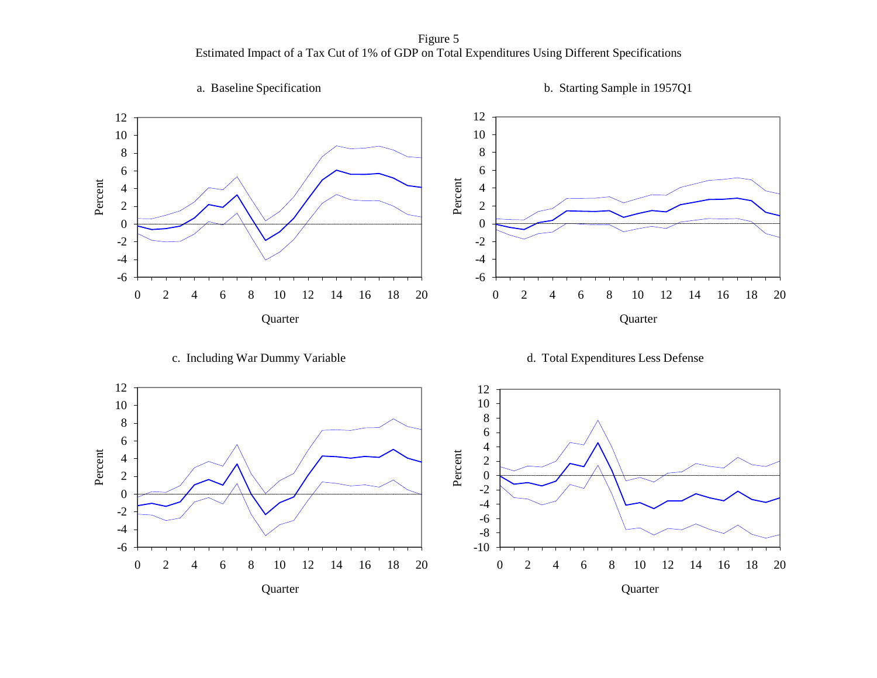Figure 5

Estimated Impact of a Tax Cut of 1% of GDP on Total Expenditures Using Different Specifications

a. Baseline Specification

b. Starting Sample in 1957Q1

c. Including War Dummy Variable

d. Total Expenditures Less Defense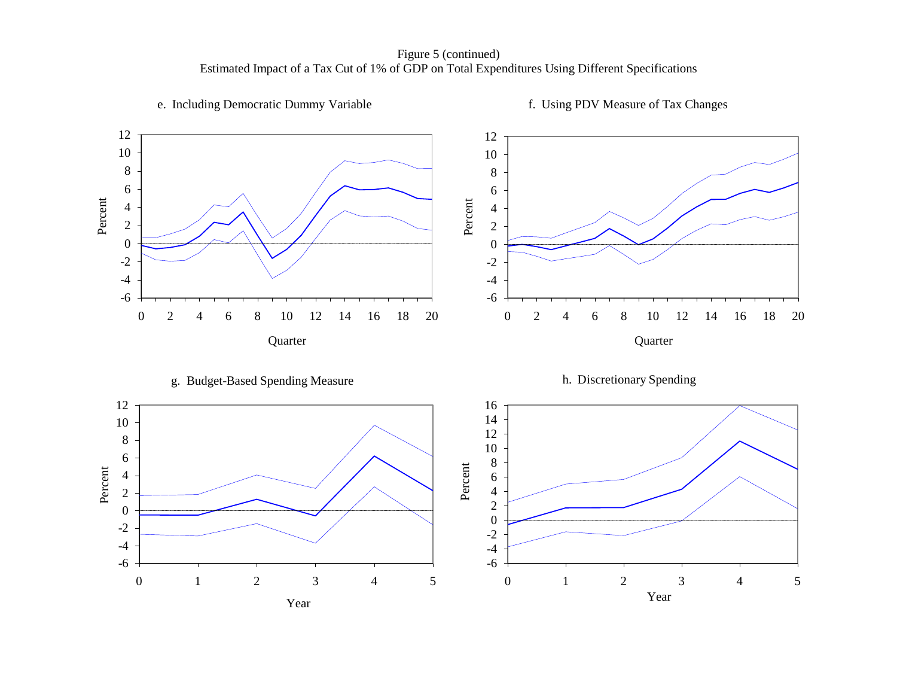Figure 5 (continued)
Estimated Impact of a Tax Cut of 1% of GDP on Total Expenditures Using Different Specifications

e. Including Democratic Dummy Variable

f. Using PDV Measure of Tax Changes

g. Budget-Based Spending Measure

h. Discretionary Spending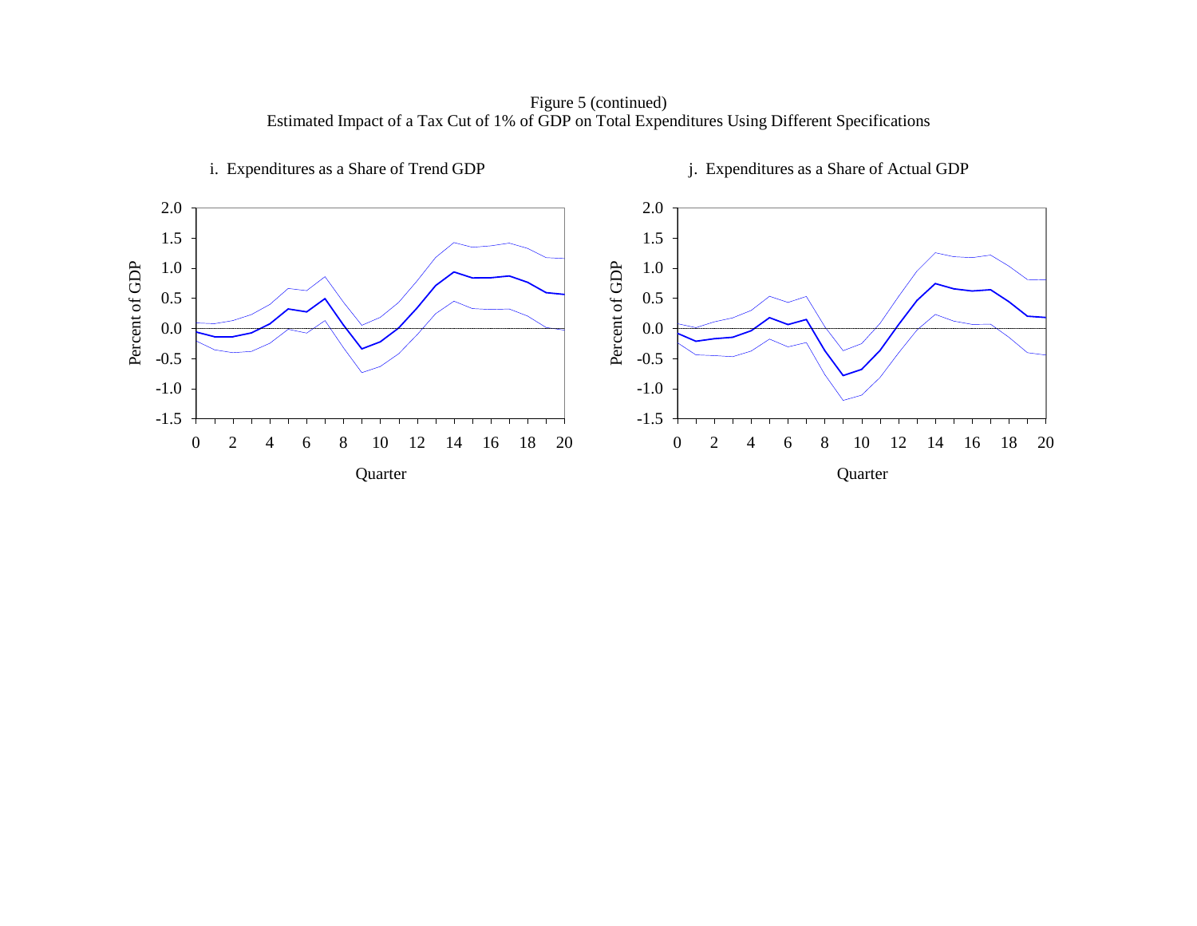Figure 5 (continued)
Estimated Impact of a Tax Cut of 1% of GDP on Total Expenditures Using Different Specifications

i. Expenditures as a Share of Trend GDP

j. Expenditures as a Share of Actual GDP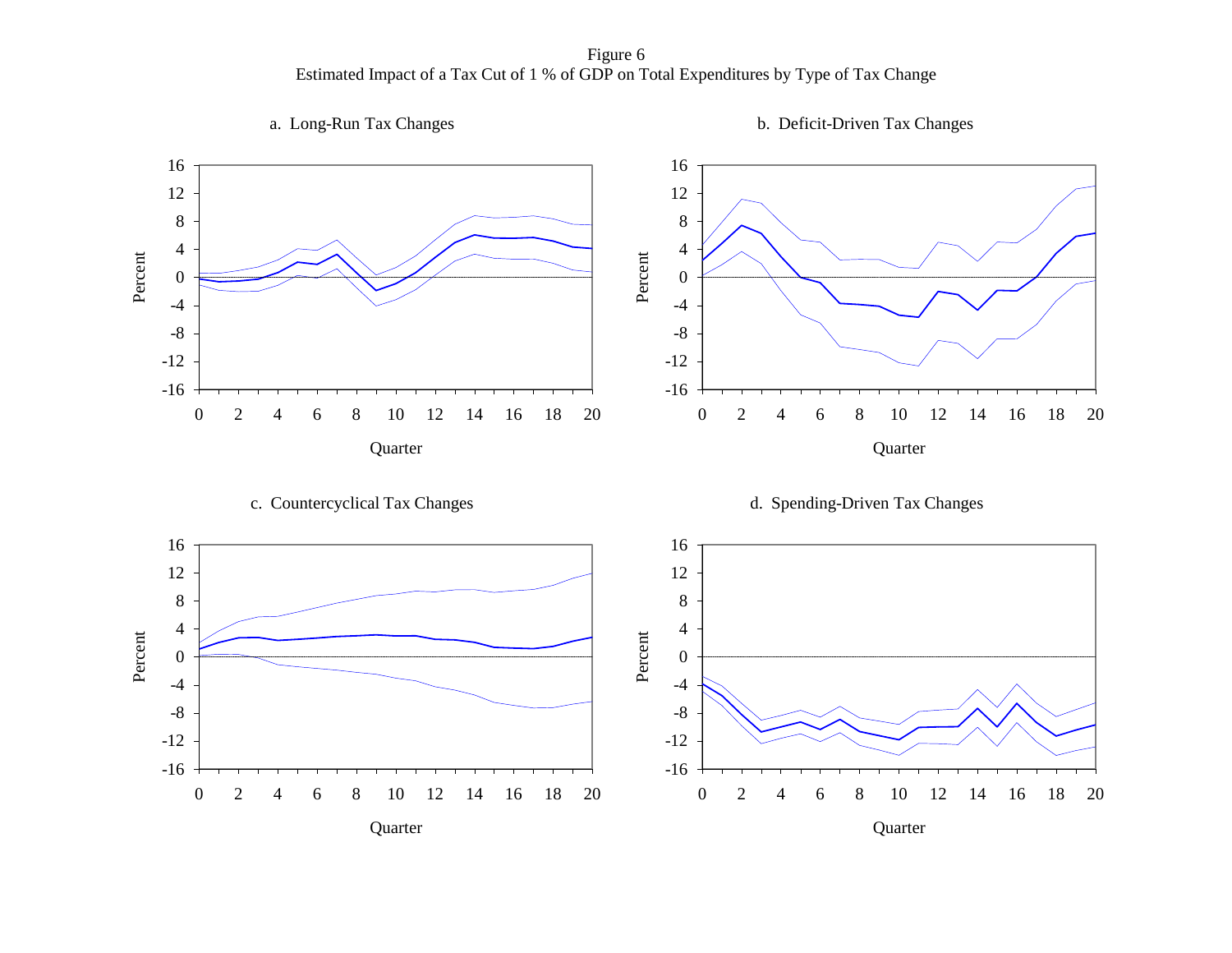Figure 6
Estimated Impact of a Tax Cut of 1 % of GDP on Total Expenditures by Type of Tax Change

a. Long-Run Tax Changes

b. Deficit-Driven Tax Changes

c. Countercyclical Tax Changes

d. Spending-Driven Tax Changes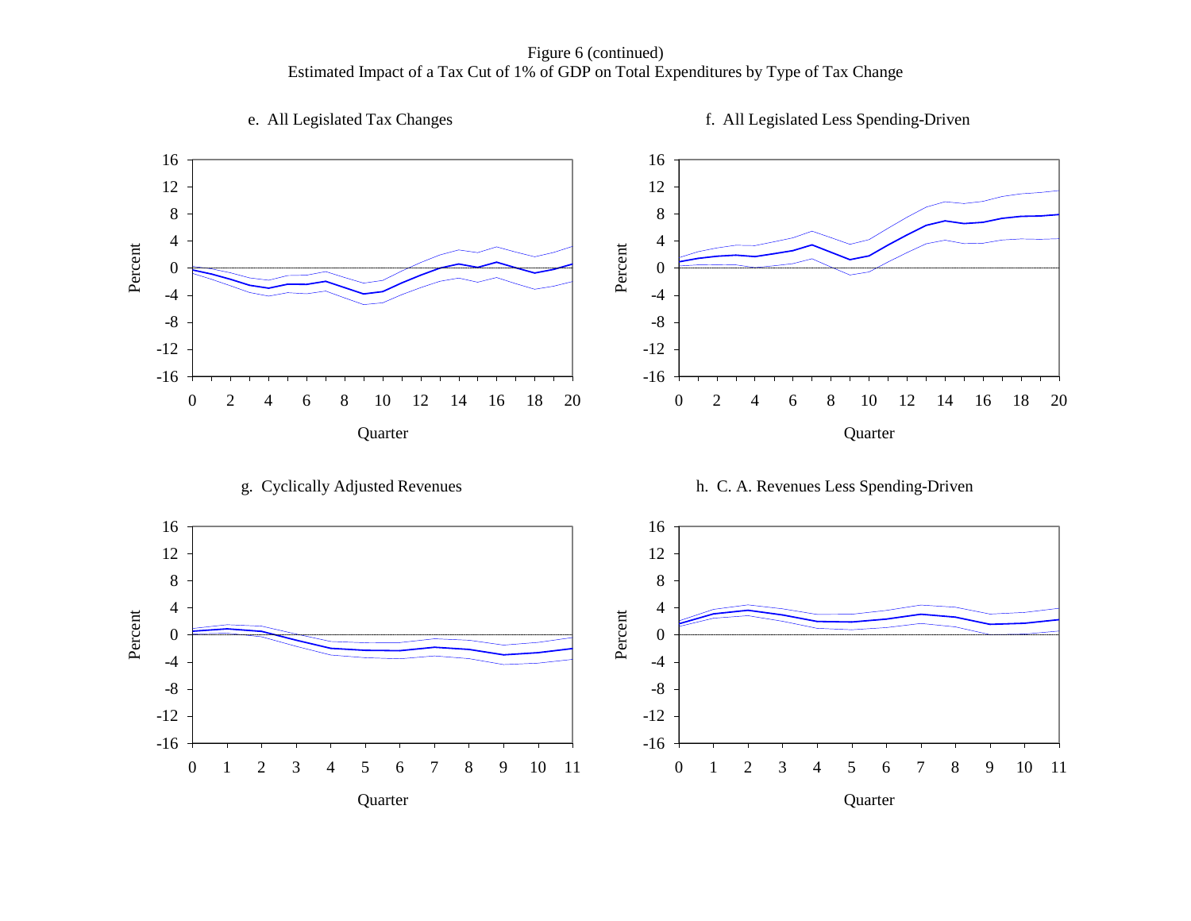Figure 6 (continued)
Estimated Impact of a Tax Cut of 1% of GDP on Total Expenditures by Type of Tax Change

e. All Legislated Tax Changes

f. All Legislated Less Spending-Driven

g. Cyclically Adjusted Revenues

h. C. A. Revenues Less Spending-Driven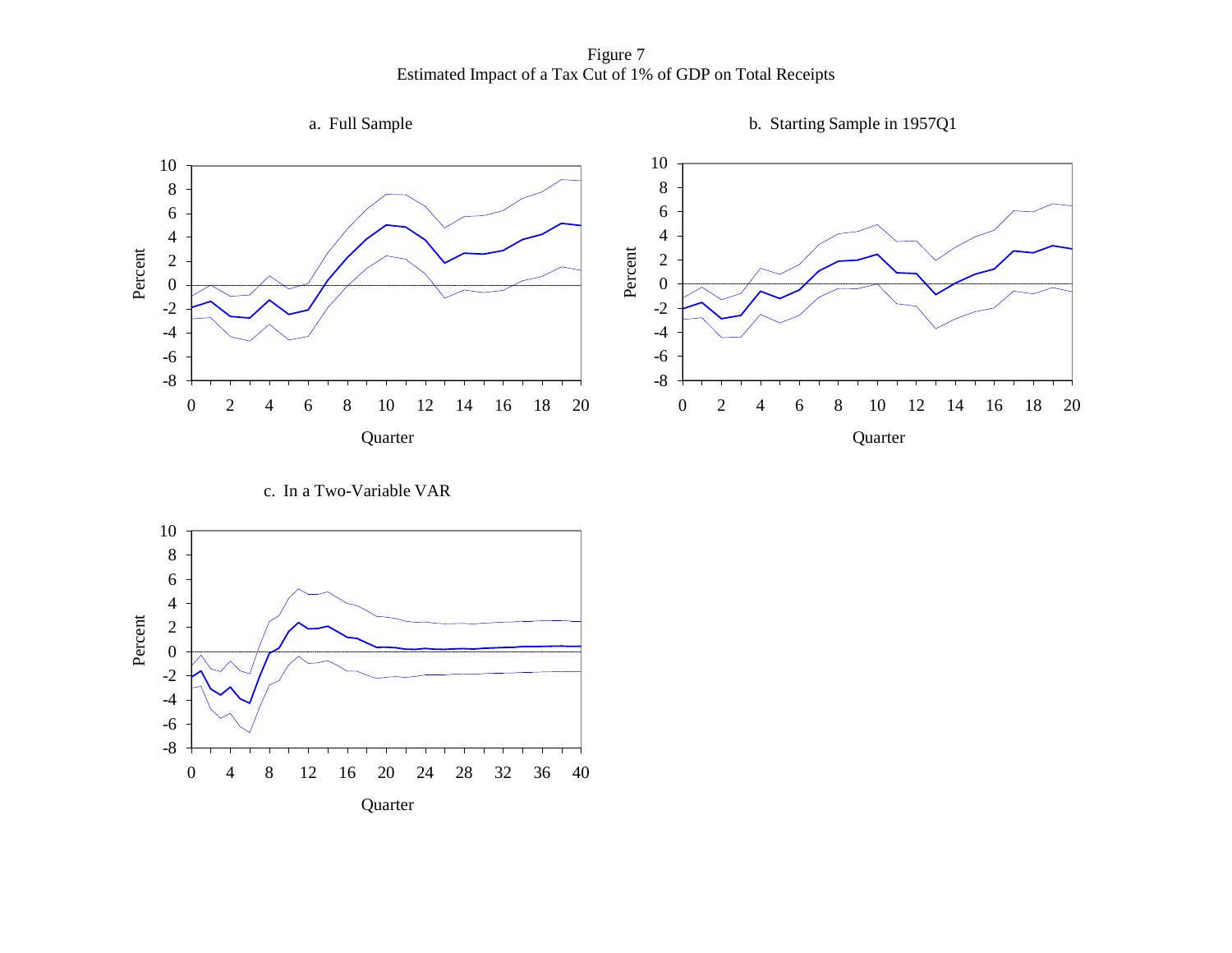Figure 7
Estimated Impact of a Tax Cut of 1% of GDP on Total Receipts

a. Full Sample

b. Starting Sample in 1957Q1

c. In a Two-Variable VAR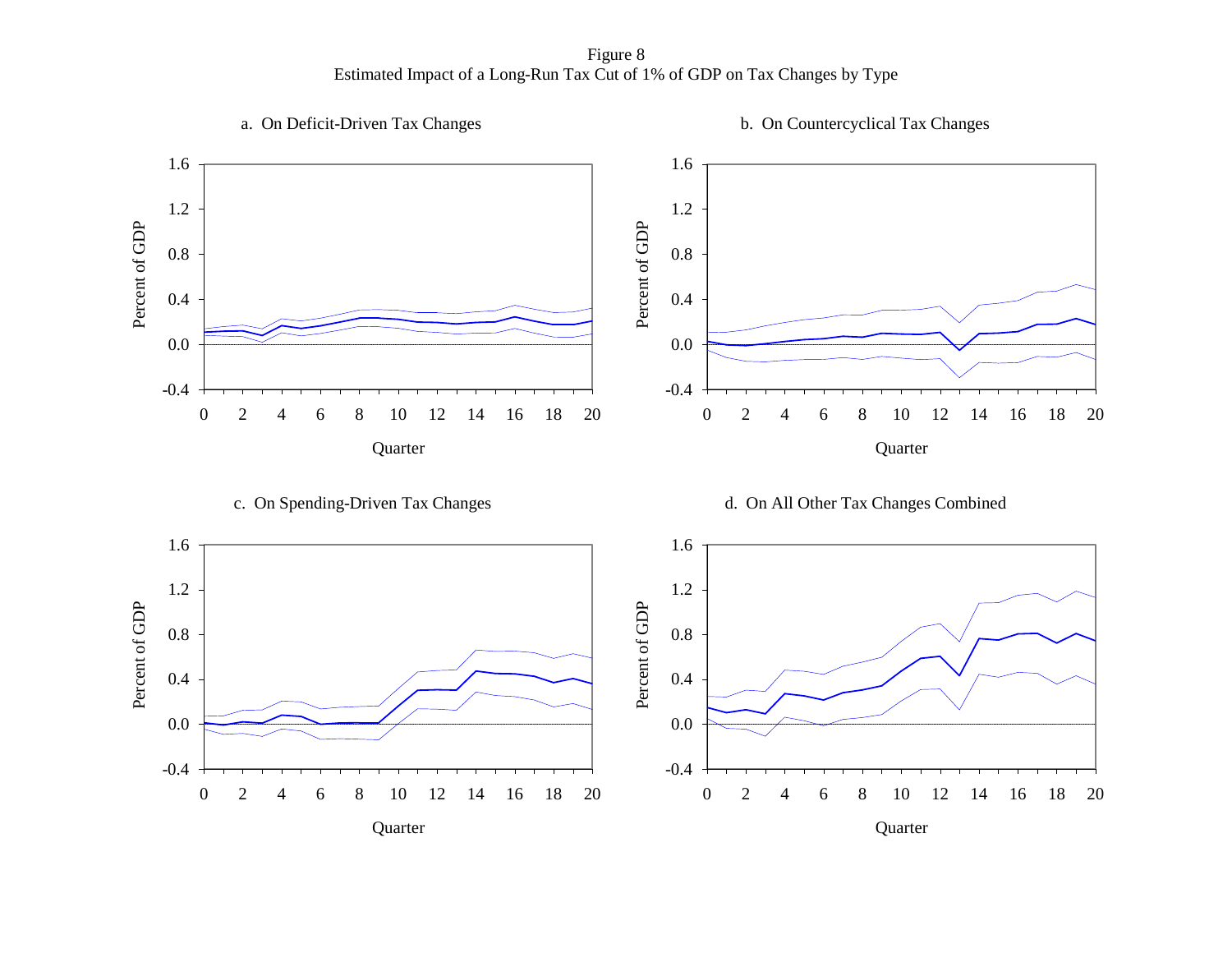Figure 8
Estimated Impact of a Long-Run Tax Cut of 1% of GDP on Tax Changes by Type

a. On Deficit-Driven Tax Changes

b. On Countercyclical Tax Changes

c. On Spending-Driven Tax Changes

d. On All Other Tax Changes Combined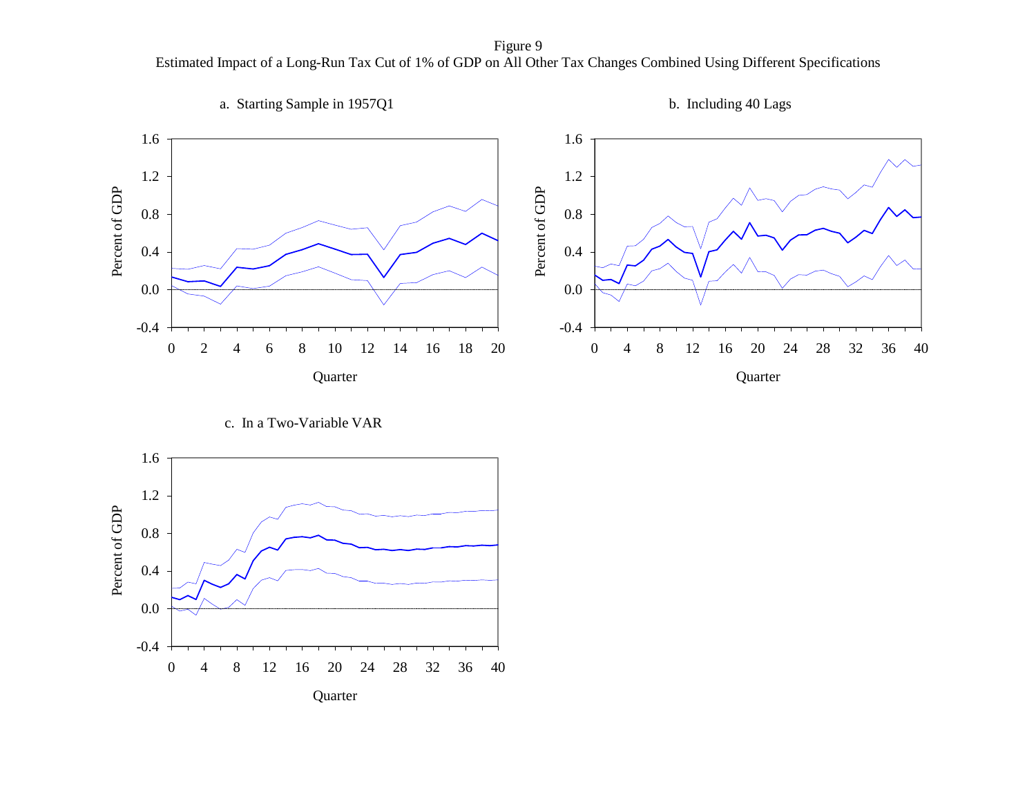Figure 9
Estimated Impact of a Long-Run Tax Cut of 1% of GDP on All Other Tax Changes Combined Using Different Specifications

a. Starting Sample in 1957Q1

b. Including 40 Lags

c. In a Two-Variable VAR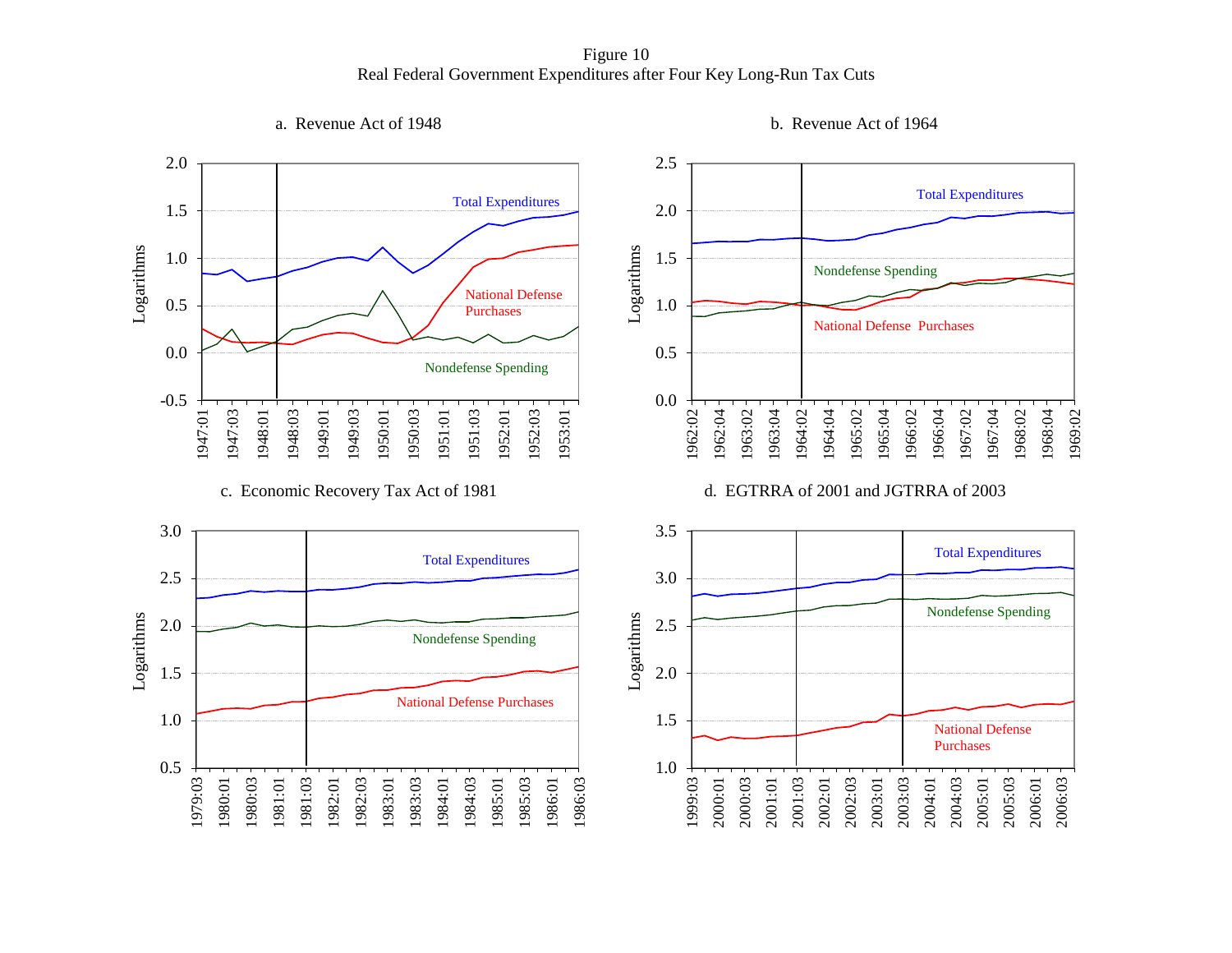Figure 10
Real Federal Government Expenditures after Four Key Long-Run Tax Cuts

a. Revenue Act of 1948

Logarithms

2.0
1.5
1.0
0.5
0.0
-0.5

Total Expenditures
National Defense Purchases
Nondefense Spending

1947:01
1947:03
1948:01
1948:03
1949:01
1949:03
1950:01
1950:03
1951:01
1951:03
1952:01
1952:03
1953:01

b. Revenue Act of 1964

Logarithms

2.5
2.0
1.5
1.0
0.5
0.0

Total Expenditures
Nondefense Spending
National Defense Purchases

1962:02
1962:04
1963:02
1963:04
1964:02
1964:04
1965:02
1965:04
1966:02
1966:04
1967:02
1967:04
1968:02
1968:04
1969:02

c. Economic Recovery Tax Act of 1981

Logarithms

3.0
2.5
2.0
1.5
1.0
0.5

Total Expenditures
Nondefense Spending
National Defense Purchases

1979:03
1980:01
1980:03
1981:01
1981:03
1982:01
1982:03
1983:01
1983:03
1984:01
1984:03
1985:01
1985:03
1986:01
1986:03

d. EGTRRA of 2001 and JGTRRA of 2003

Logarithms

3.5
3.0
2.5
2.0
1.5
1.0

Total Expenditures
Nondefense Spending
National Defense Purchases

1999:03
2000:01
2000:03
2001:01
2001:03
2002:01
2002:03
2003:01
2003:03
2004:01
2004:03
2005:01
2005:03
2006:01
2006:03